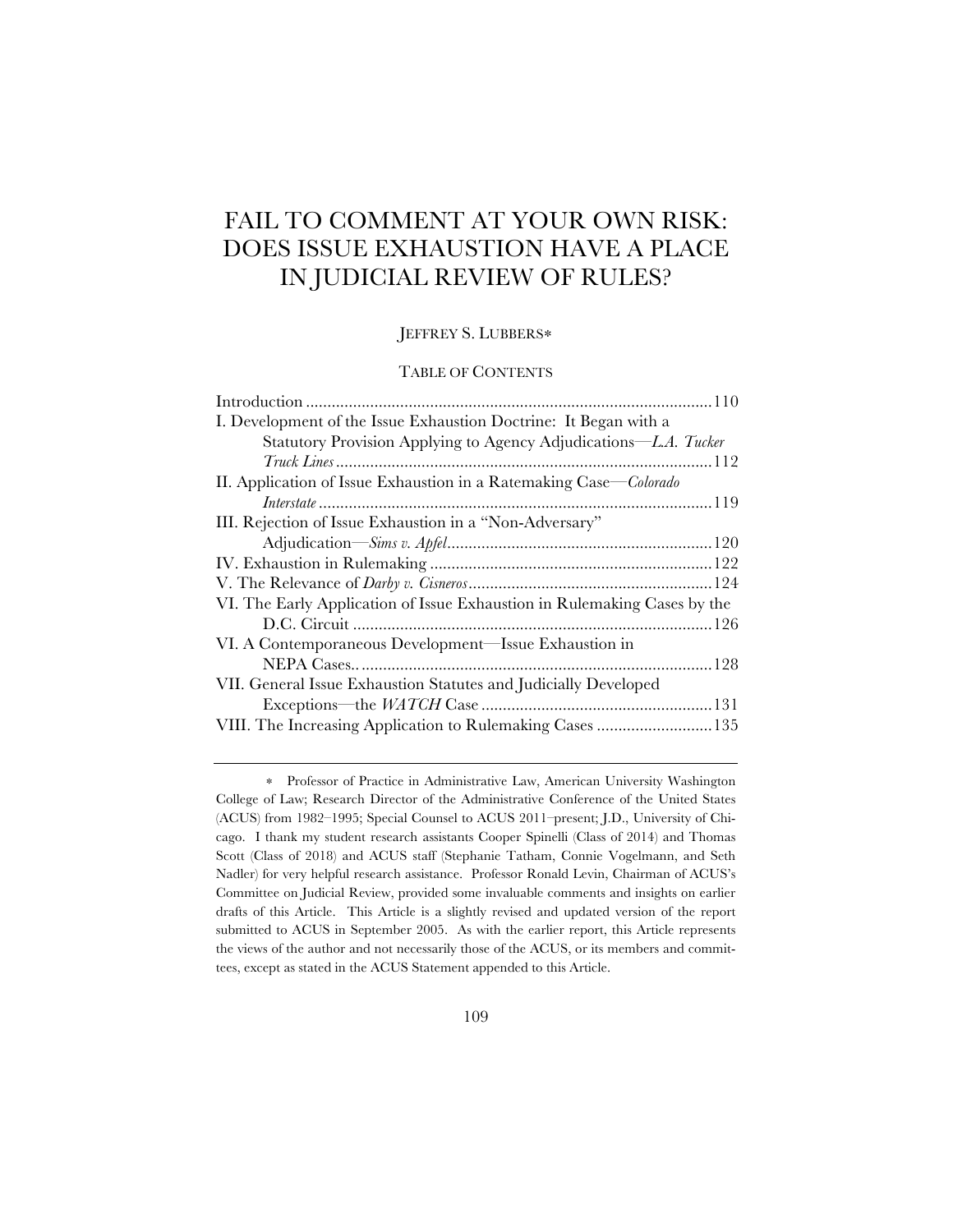# FAIL TO COMMENT AT YOUR OWN RISK: DOES ISSUE EXHAUSTION HAVE A PLACE IN JUDICIAL REVIEW OF RULES?

JEFFREY S. LUBBERS*

TABLE OF CONTENTS

| | |
|---|---|
| Introduction | 110 |
| I. Development of the Issue Exhaustion Doctrine: It Began with a Statutory Provision Applying to Agency Adjudications—*L.A. Tucker Truck Lines* | 112 |
| II. Application of Issue Exhaustion in a Ratemaking Case—*Colorado Interstate* | 119 |
| III. Rejection of Issue Exhaustion in a "Non-Adversary" Adjudication—*Sims v. Apfel* | 120 |
| IV. Exhaustion in Rulemaking | 122 |
| V. The Relevance of *Darby v. Cisneros* | 124 |
| VI. The Early Application of Issue Exhaustion in Rulemaking Cases by the D.C. Circuit | 126 |
| VI. A Contemporaneous Development—Issue Exhaustion in NEPA Cases | 128 |
| VII. General Issue Exhaustion Statutes and Judicially Developed Exceptions—the *WATCH* Case | 131 |
| VIII. The Increasing Application to Rulemaking Cases | 135 |

\* Professor of Practice in Administrative Law, American University Washington College of Law; Research Director of the Administrative Conference of the United States (ACUS) from 1982–1995; Special Counsel to ACUS 2011–present; J.D., University of Chicago. I thank my student research assistants Cooper Spinelli (Class of 2014) and Thomas Scott (Class of 2018) and ACUS staff (Stephanie Tatham, Connie Vogelmann, and Seth Nadler) for very helpful research assistance. Professor Ronald Levin, Chairman of ACUS's Committee on Judicial Review, provided some invaluable comments and insights on earlier drafts of this Article. This Article is a slightly revised and updated version of the report submitted to ACUS in September 2005. As with the earlier report, this Article represents the views of the author and not necessarily those of the ACUS, or its members and committees, except as stated in the ACUS Statement appended to this Article.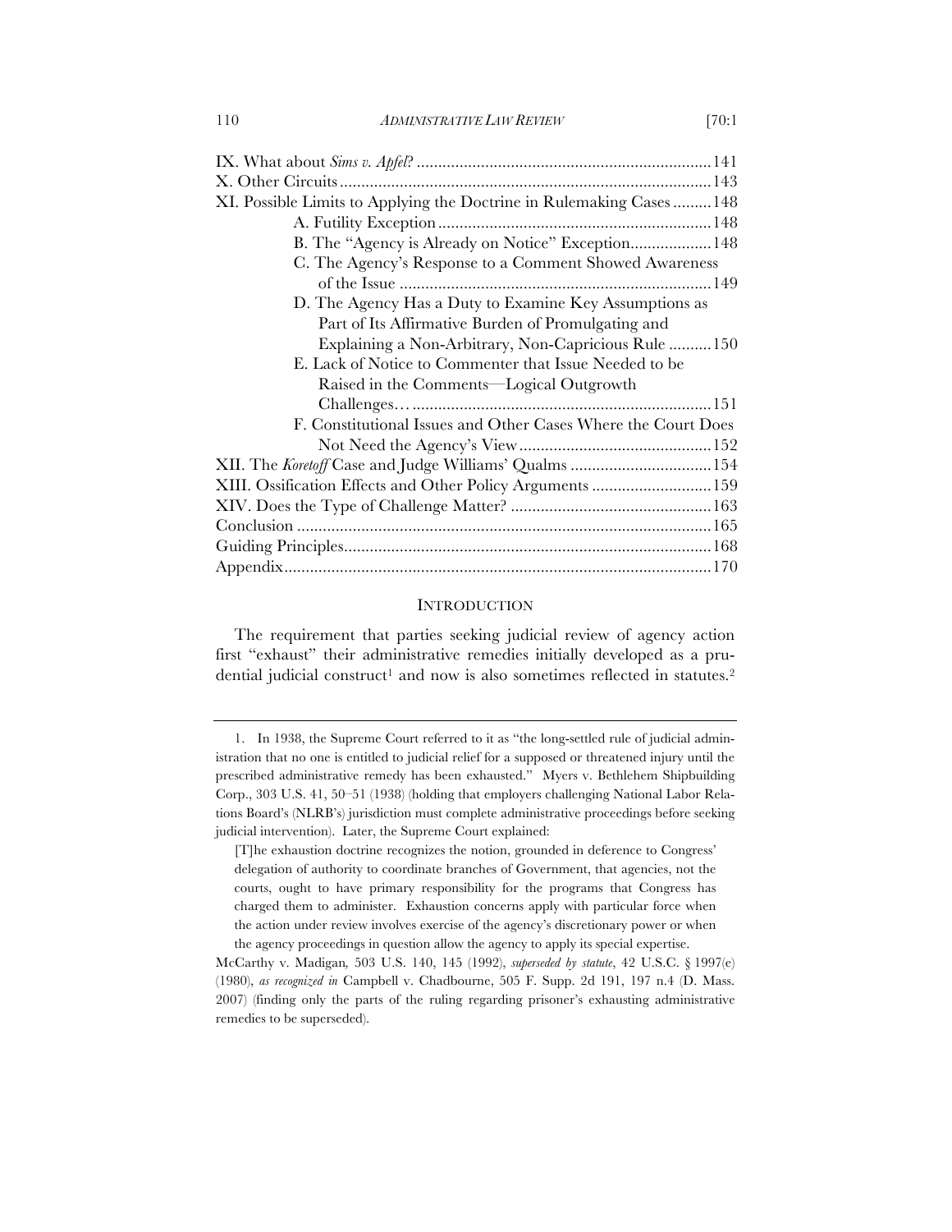IX. What about *Sims v. Apfel*? .................................................................... 141
X. Other Circuits ...................................................................................... 143
XI. Possible Limits to Applying the Doctrine in Rulemaking Cases ......... 148
- A. Futility Exception ............................................................... 148
- B. The "Agency is Already on Notice" Exception.................. 148
- C. The Agency's Response to a Comment Showed Awareness of the Issue ......................................................................... 149
- D. The Agency Has a Duty to Examine Key Assumptions as Part of Its Affirmative Burden of Promulgating and Explaining a Non-Arbitrary, Non-Capricious Rule .......... 150
- E. Lack of Notice to Commenter that Issue Needed to be Raised in the Comments—Logical Outgrowth Challenges… ..................................................................... 151
- F. Constitutional Issues and Other Cases Where the Court Does Not Need the Agency's View ............................................. 152

XII. The *Koretoff* Case and Judge Williams' Qualms ................................. 154
XIII. Ossification Effects and Other Policy Arguments ............................ 159
XIV. Does the Type of Challenge Matter? ............................................... 163
Conclusion ................................................................................................ 165
Guiding Principles..................................................................................... 168
Appendix ................................................................................................... 170

## INTRODUCTION

The requirement that parties seeking judicial review of agency action first "exhaust" their administrative remedies initially developed as a prudential judicial construct[1] and now is also sometimes reflected in statutes.[2]

---

1. In 1938, the Supreme Court referred to it as "the long-settled rule of judicial administration that no one is entitled to judicial relief for a supposed or threatened injury until the prescribed administrative remedy has been exhausted." Myers v. Bethlehem Shipbuilding Corp., 303 U.S. 41, 50–51 (1938) (holding that employers challenging National Labor Relations Board's (NLRB's) jurisdiction must complete administrative proceedings before seeking judicial intervention). Later, the Supreme Court explained:

> [T]he exhaustion doctrine recognizes the notion, grounded in deference to Congress' delegation of authority to coordinate branches of Government, that agencies, not the courts, ought to have primary responsibility for the programs that Congress has charged them to administer. Exhaustion concerns apply with particular force when the action under review involves exercise of the agency's discretionary power or when the agency proceedings in question allow the agency to apply its special expertise.

McCarthy v. Madigan, 503 U.S. 140, 145 (1992), *superseded by statute*, 42 U.S.C. § 1997(e) (1980), *as recognized in* Campbell v. Chadbourne, 505 F. Supp. 2d 191, 197 n.4 (D. Mass. 2007) (finding only the parts of the ruling regarding prisoner's exhausting administrative remedies to be superseded).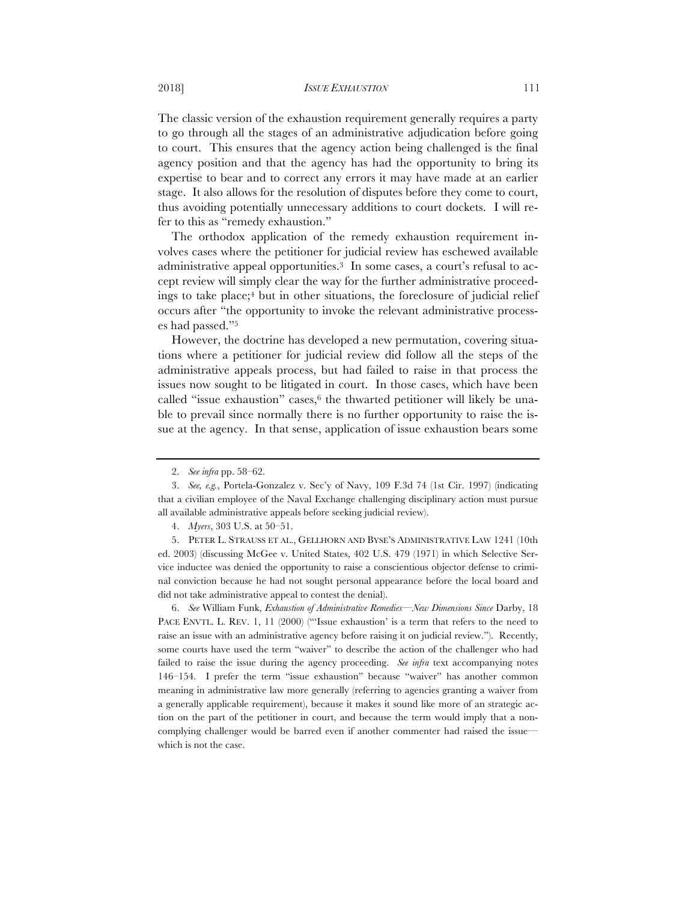The classic version of the exhaustion requirement generally requires a party to go through all the stages of an administrative adjudication before going to court. This ensures that the agency action being challenged is the final agency position and that the agency has had the opportunity to bring its expertise to bear and to correct any errors it may have made at an earlier stage. It also allows for the resolution of disputes before they come to court, thus avoiding potentially unnecessary additions to court dockets. I will refer to this as "remedy exhaustion."

The orthodox application of the remedy exhaustion requirement involves cases where the petitioner for judicial review has eschewed available administrative appeal opportunities.[3] In some cases, a court's refusal to accept review will simply clear the way for the further administrative proceedings to take place;[4] but in other situations, the foreclosure of judicial relief occurs after "the opportunity to invoke the relevant administrative processes had passed."[5]

However, the doctrine has developed a new permutation, covering situations where a petitioner for judicial review did follow all the steps of the administrative appeals process, but had failed to raise in that process the issues now sought to be litigated in court. In those cases, which have been called "issue exhaustion" cases,[6] the thwarted petitioner will likely be unable to prevail since normally there is no further opportunity to raise the issue at the agency. In that sense, application of issue exhaustion bears some

---

2. *See infra* pp. 58–62.

3. *See, e.g.*, Portela-Gonzalez v. Sec'y of Navy, 109 F.3d 74 (1st Cir. 1997) (indicating that a civilian employee of the Naval Exchange challenging disciplinary action must pursue all available administrative appeals before seeking judicial review).

4. *Myers*, 303 U.S. at 50–51.

5. PETER L. STRAUSS ET AL., GELLHORN AND BYSE'S ADMINISTRATIVE LAW 1241 (10th ed. 2003) (discussing McGee v. United States, 402 U.S. 479 (1971) in which Selective Service inductee was denied the opportunity to raise a conscientious objector defense to criminal conviction because he had not sought personal appearance before the local board and did not take administrative appeal to contest the denial).

6. *See* William Funk, *Exhaustion of Administrative Remedies—New Dimensions Since* Darby, 18 PACE ENVTL. L. REV. 1, 11 (2000) ("'Issue exhaustion' is a term that refers to the need to raise an issue with an administrative agency before raising it on judicial review."). Recently, some courts have used the term "waiver" to describe the action of the challenger who had failed to raise the issue during the agency proceeding. *See infra* text accompanying notes 146–154. I prefer the term "issue exhaustion" because "waiver" has another common meaning in administrative law more generally (referring to agencies granting a waiver from a generally applicable requirement), because it makes it sound like more of an strategic action on the part of the petitioner in court, and because the term would imply that a non-complying challenger would be barred even if another commenter had raised the issue—which is not the case.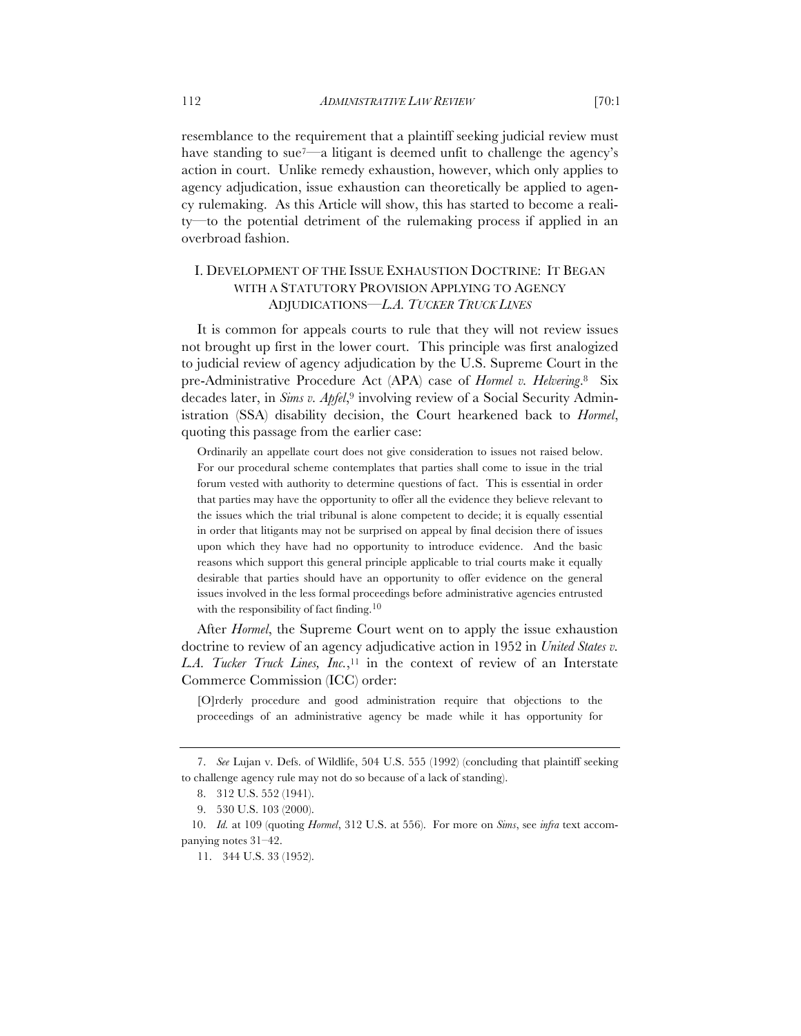resemblance to the requirement that a plaintiff seeking judicial review must have standing to sue[7]—a litigant is deemed unfit to challenge the agency's action in court. Unlike remedy exhaustion, however, which only applies to agency adjudication, issue exhaustion can theoretically be applied to agency rulemaking. As this Article will show, this has started to become a reality—to the potential detriment of the rulemaking process if applied in an overbroad fashion.

## I. DEVELOPMENT OF THE ISSUE EXHAUSTION DOCTRINE: IT BEGAN WITH A STATUTORY PROVISION APPLYING TO AGENCY ADJUDICATIONS—*L.A. TUCKER TRUCK LINES*

It is common for appeals courts to rule that they will not review issues not brought up first in the lower court. This principle was first analogized to judicial review of agency adjudication by the U.S. Supreme Court in the pre-Administrative Procedure Act (APA) case of *Hormel v. Helvering*.[8] Six decades later, in *Sims v. Apfel*,[9] involving review of a Social Security Administration (SSA) disability decision, the Court hearkened back to *Hormel*, quoting this passage from the earlier case:

> Ordinarily an appellate court does not give consideration to issues not raised below. For our procedural scheme contemplates that parties shall come to issue in the trial forum vested with authority to determine questions of fact. This is essential in order that parties may have the opportunity to offer all the evidence they believe relevant to the issues which the trial tribunal is alone competent to decide; it is equally essential in order that litigants may not be surprised on appeal by final decision there of issues upon which they have had no opportunity to introduce evidence. And the basic reasons which support this general principle applicable to trial courts make it equally desirable that parties should have an opportunity to offer evidence on the general issues involved in the less formal proceedings before administrative agencies entrusted with the responsibility of fact finding.[10]

After *Hormel*, the Supreme Court went on to apply the issue exhaustion doctrine to review of an agency adjudicative action in 1952 in *United States v. L.A. Tucker Truck Lines, Inc.*,[11] in the context of review of an Interstate Commerce Commission (ICC) order:

> [O]rderly procedure and good administration require that objections to the proceedings of an administrative agency be made while it has opportunity for

---

7. *See* Lujan v. Defs. of Wildlife, 504 U.S. 555 (1992) (concluding that plaintiff seeking to challenge agency rule may not do so because of a lack of standing).

8. 312 U.S. 552 (1941).

9. 530 U.S. 103 (2000).

10. *Id.* at 109 (quoting *Hormel*, 312 U.S. at 556). For more on *Sims*, see *infra* text accompanying notes 31–42.

11. 344 U.S. 33 (1952).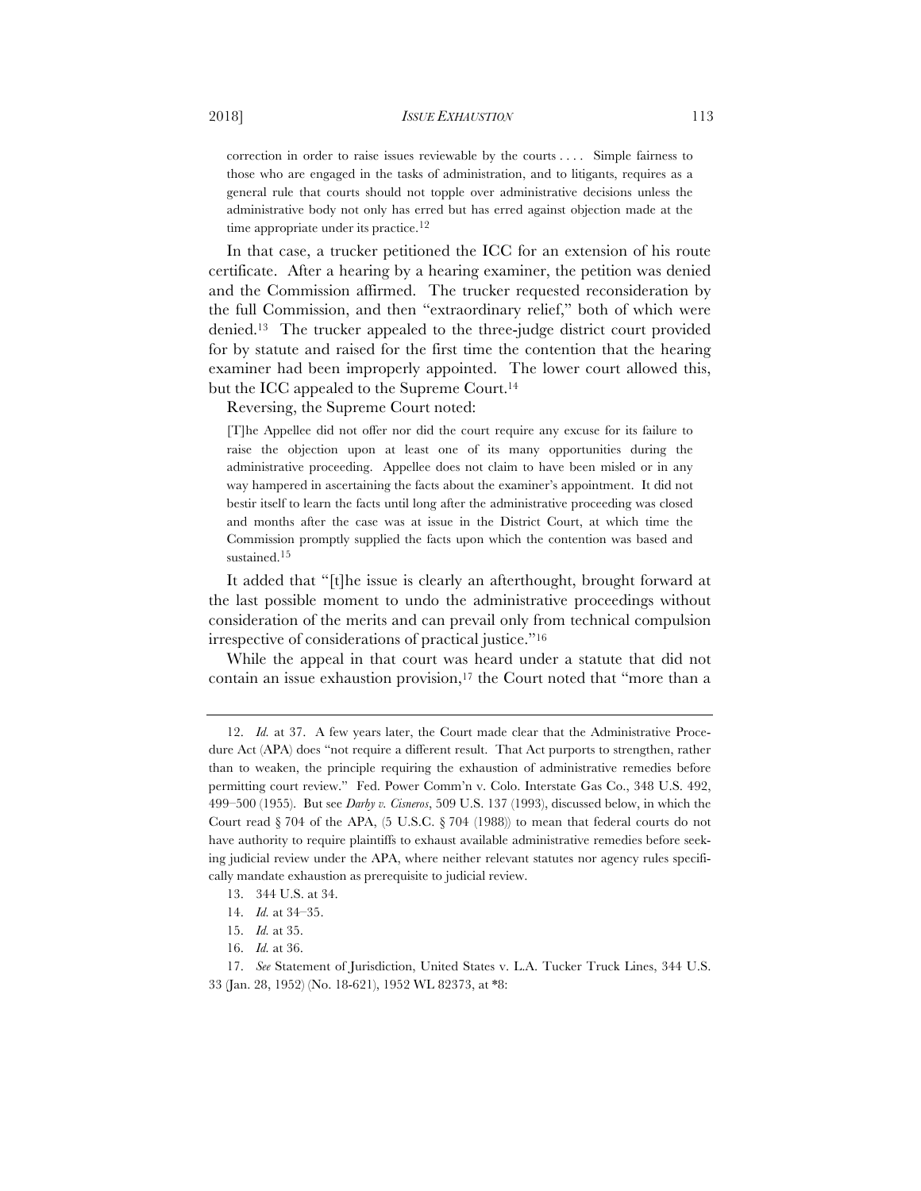> correction in order to raise issues reviewable by the courts . . . . Simple fairness to those who are engaged in the tasks of administration, and to litigants, requires as a general rule that courts should not topple over administrative decisions unless the administrative body not only has erred but has erred against objection made at the time appropriate under its practice.[12]

In that case, a trucker petitioned the ICC for an extension of his route certificate. After a hearing by a hearing examiner, the petition was denied and the Commission affirmed. The trucker requested reconsideration by the full Commission, and then "extraordinary relief," both of which were denied.[13] The trucker appealed to the three-judge district court provided for by statute and raised for the first time the contention that the hearing examiner had been improperly appointed. The lower court allowed this, but the ICC appealed to the Supreme Court.[14]

Reversing, the Supreme Court noted:

> [T]he Appellee did not offer nor did the court require any excuse for its failure to raise the objection upon at least one of its many opportunities during the administrative proceeding. Appellee does not claim to have been misled or in any way hampered in ascertaining the facts about the examiner's appointment. It did not bestir itself to learn the facts until long after the administrative proceeding was closed and months after the case was at issue in the District Court, at which time the Commission promptly supplied the facts upon which the contention was based and sustained.[15]

It added that "[t]he issue is clearly an afterthought, brought forward at the last possible moment to undo the administrative proceedings without consideration of the merits and can prevail only from technical compulsion irrespective of considerations of practical justice."[16]

While the appeal in that court was heard under a statute that did not contain an issue exhaustion provision,[17] the Court noted that "more than a

---

12. *Id.* at 37. A few years later, the Court made clear that the Administrative Procedure Act (APA) does "not require a different result. That Act purports to strengthen, rather than to weaken, the principle requiring the exhaustion of administrative remedies before permitting court review." Fed. Power Comm'n v. Colo. Interstate Gas Co., 348 U.S. 492, 499–500 (1955). But see *Darby v. Cisneros*, 509 U.S. 137 (1993), discussed below, in which the Court read § 704 of the APA, (5 U.S.C. § 704 (1988)) to mean that federal courts do not have authority to require plaintiffs to exhaust available administrative remedies before seeking judicial review under the APA, where neither relevant statutes nor agency rules specifically mandate exhaustion as prerequisite to judicial review.

13. 344 U.S. at 34.

14. *Id.* at 34–35.

15. *Id.* at 35.

16. *Id.* at 36.

17. *See* Statement of Jurisdiction, United States v. L.A. Tucker Truck Lines, 344 U.S. 33 (Jan. 28, 1952) (No. 18-621), 1952 WL 82373, at *8: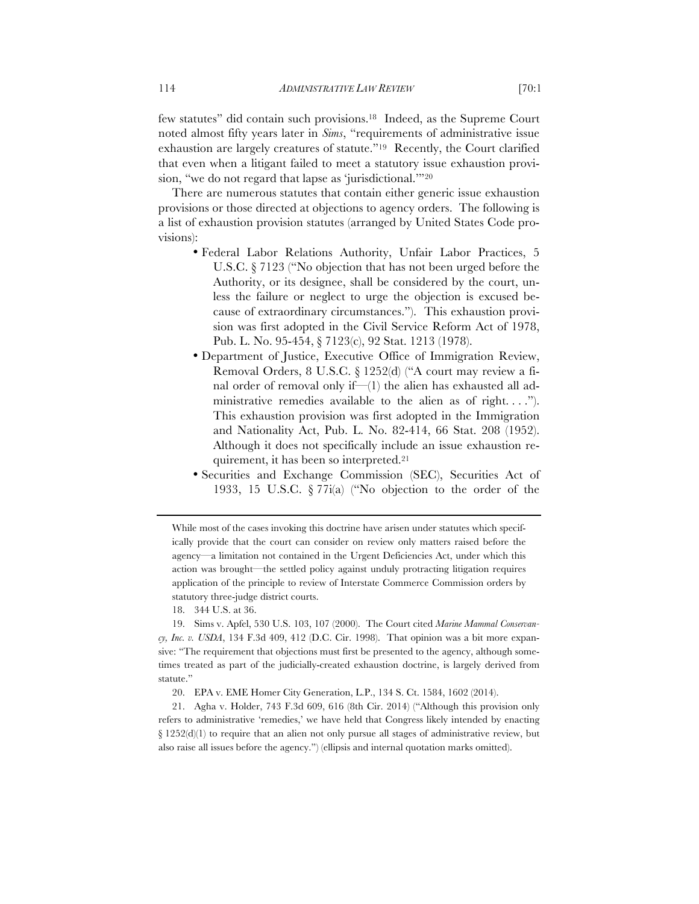few statutes" did contain such provisions.[18] Indeed, as the Supreme Court noted almost fifty years later in *Sims*, "requirements of administrative issue exhaustion are largely creatures of statute."[19] Recently, the Court clarified that even when a litigant failed to meet a statutory issue exhaustion provision, "we do not regard that lapse as 'jurisdictional.'"[20]

There are numerous statutes that contain either generic issue exhaustion provisions or those directed at objections to agency orders. The following is a list of exhaustion provision statutes (arranged by United States Code provisions):

- Federal Labor Relations Authority, Unfair Labor Practices, 5 U.S.C. § 7123 ("No objection that has not been urged before the Authority, or its designee, shall be considered by the court, unless the failure or neglect to urge the objection is excused because of extraordinary circumstances."). This exhaustion provision was first adopted in the Civil Service Reform Act of 1978, Pub. L. No. 95-454, § 7123(c), 92 Stat. 1213 (1978).
- Department of Justice, Executive Office of Immigration Review, Removal Orders, 8 U.S.C. § 1252(d) ("A court may review a final order of removal only if—(1) the alien has exhausted all administrative remedies available to the alien as of right. . . ."). This exhaustion provision was first adopted in the Immigration and Nationality Act, Pub. L. No. 82-414, 66 Stat. 208 (1952). Although it does not specifically include an issue exhaustion requirement, it has been so interpreted.[21]
- Securities and Exchange Commission (SEC), Securities Act of 1933, 15 U.S.C. § 77i(a) ("No objection to the order of the

---

While most of the cases invoking this doctrine have arisen under statutes which specifically provide that the court can consider on review only matters raised before the agency—a limitation not contained in the Urgent Deficiencies Act, under which this action was brought—the settled policy against unduly protracting litigation requires application of the principle to review of Interstate Commerce Commission orders by statutory three-judge district courts.

18. 344 U.S. at 36.

19. Sims v. Apfel, 530 U.S. 103, 107 (2000). The Court cited *Marine Mammal Conservancy, Inc. v. USDA*, 134 F.3d 409, 412 (D.C. Cir. 1998). That opinion was a bit more expansive: "The requirement that objections must first be presented to the agency, although sometimes treated as part of the judicially-created exhaustion doctrine, is largely derived from statute."

20. EPA v. EME Homer City Generation, L.P., 134 S. Ct. 1584, 1602 (2014).

21. Agha v. Holder, 743 F.3d 609, 616 (8th Cir. 2014) ("Although this provision only refers to administrative 'remedies,' we have held that Congress likely intended by enacting § 1252(d)(1) to require that an alien not only pursue all stages of administrative review, but also raise all issues before the agency.") (ellipsis and internal quotation marks omitted).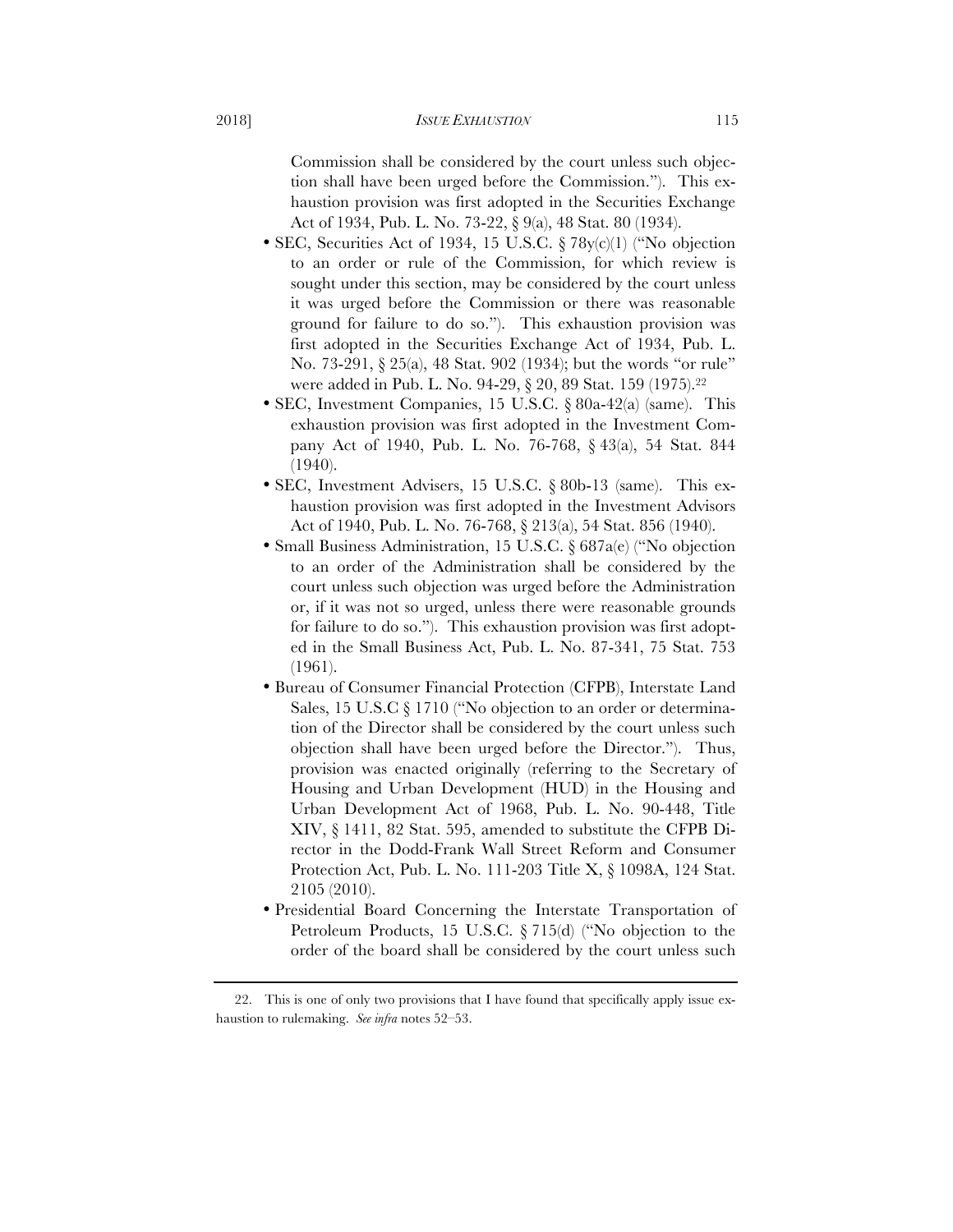Commission shall be considered by the court unless such objection shall have been urged before the Commission."). This exhaustion provision was first adopted in the Securities Exchange Act of 1934, Pub. L. No. 73-22, § 9(a), 48 Stat. 80 (1934).

- SEC, Securities Act of 1934, 15 U.S.C. § 78y(c)(1) ("No objection to an order or rule of the Commission, for which review is sought under this section, may be considered by the court unless it was urged before the Commission or there was reasonable ground for failure to do so."). This exhaustion provision was first adopted in the Securities Exchange Act of 1934, Pub. L. No. 73-291, § 25(a), 48 Stat. 902 (1934); but the words "or rule" were added in Pub. L. No. 94-29, § 20, 89 Stat. 159 (1975).[22]
- SEC, Investment Companies, 15 U.S.C. § 80a-42(a) (same). This exhaustion provision was first adopted in the Investment Company Act of 1940, Pub. L. No. 76-768, § 43(a), 54 Stat. 844 (1940).
- SEC, Investment Advisers, 15 U.S.C. § 80b-13 (same). This exhaustion provision was first adopted in the Investment Advisors Act of 1940, Pub. L. No. 76-768, § 213(a), 54 Stat. 856 (1940).
- Small Business Administration, 15 U.S.C. § 687a(e) ("No objection to an order of the Administration shall be considered by the court unless such objection was urged before the Administration or, if it was not so urged, unless there were reasonable grounds for failure to do so."). This exhaustion provision was first adopted in the Small Business Act, Pub. L. No. 87-341, 75 Stat. 753 (1961).
- Bureau of Consumer Financial Protection (CFPB), Interstate Land Sales, 15 U.S.C § 1710 ("No objection to an order or determination of the Director shall be considered by the court unless such objection shall have been urged before the Director."). Thus, provision was enacted originally (referring to the Secretary of Housing and Urban Development (HUD) in the Housing and Urban Development Act of 1968, Pub. L. No. 90-448, Title XIV, § 1411, 82 Stat. 595, amended to substitute the CFPB Director in the Dodd-Frank Wall Street Reform and Consumer Protection Act, Pub. L. No. 111-203 Title X, § 1098A, 124 Stat. 2105 (2010).
- Presidential Board Concerning the Interstate Transportation of Petroleum Products, 15 U.S.C. § 715(d) ("No objection to the order of the board shall be considered by the court unless such

---

22. This is one of only two provisions that I have found that specifically apply issue exhaustion to rulemaking. *See infra* notes 52–53.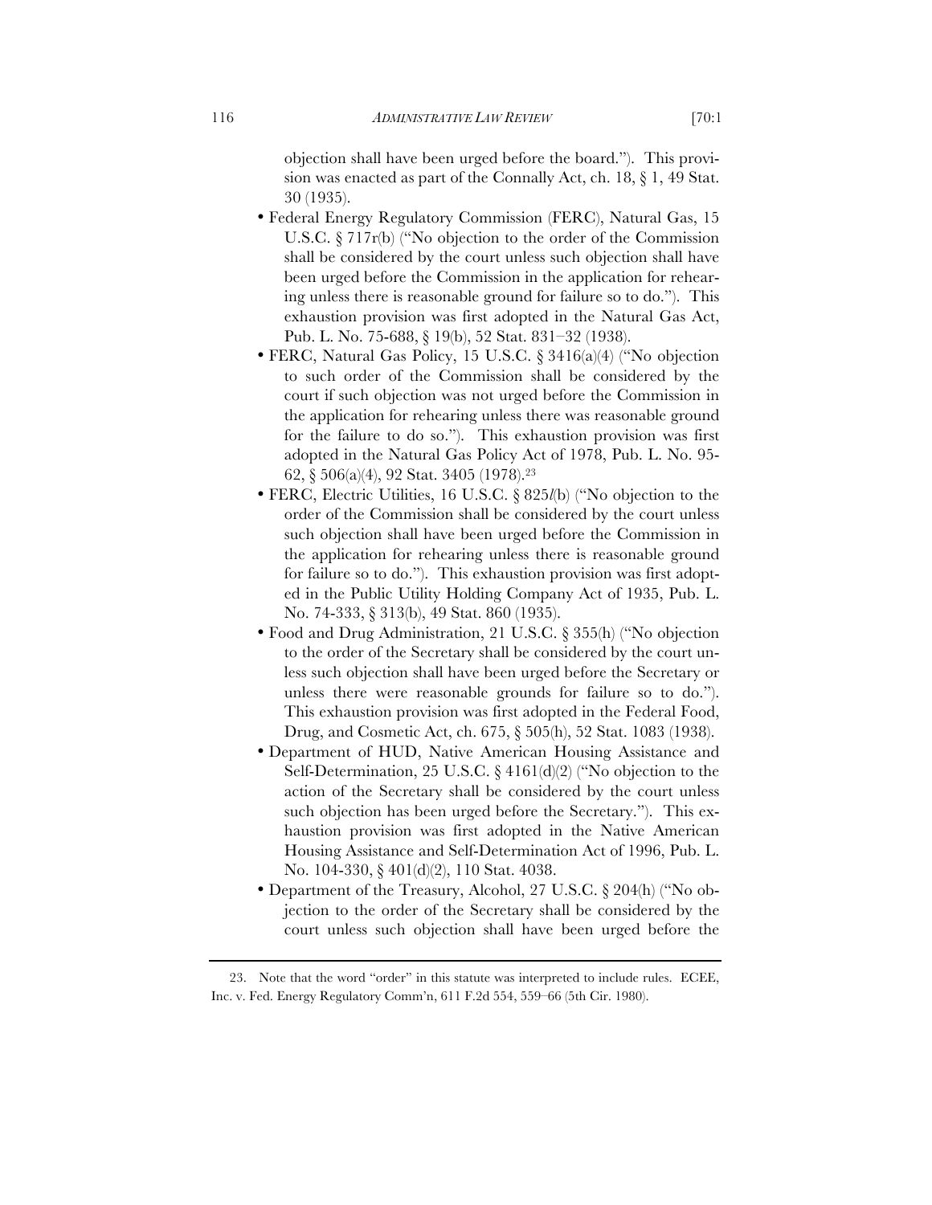objection shall have been urged before the board."). This provision was enacted as part of the Connally Act, ch. 18, § 1, 49 Stat. 30 (1935).

- Federal Energy Regulatory Commission (FERC), Natural Gas, 15 U.S.C. § 717r(b) ("No objection to the order of the Commission shall be considered by the court unless such objection shall have been urged before the Commission in the application for rehearing unless there is reasonable ground for failure so to do."). This exhaustion provision was first adopted in the Natural Gas Act, Pub. L. No. 75-688, § 19(b), 52 Stat. 831–32 (1938).
- FERC, Natural Gas Policy, 15 U.S.C. § 3416(a)(4) ("No objection to such order of the Commission shall be considered by the court if such objection was not urged before the Commission in the application for rehearing unless there was reasonable ground for the failure to do so."). This exhaustion provision was first adopted in the Natural Gas Policy Act of 1978, Pub. L. No. 95-62, § 506(a)(4), 92 Stat. 3405 (1978).[23]
- FERC, Electric Utilities, 16 U.S.C. § 825*l*(b) ("No objection to the order of the Commission shall be considered by the court unless such objection shall have been urged before the Commission in the application for rehearing unless there is reasonable ground for failure so to do."). This exhaustion provision was first adopted in the Public Utility Holding Company Act of 1935, Pub. L. No. 74-333, § 313(b), 49 Stat. 860 (1935).
- Food and Drug Administration, 21 U.S.C. § 355(h) ("No objection to the order of the Secretary shall be considered by the court unless such objection shall have been urged before the Secretary or unless there were reasonable grounds for failure so to do."). This exhaustion provision was first adopted in the Federal Food, Drug, and Cosmetic Act, ch. 675, § 505(h), 52 Stat. 1083 (1938).
- Department of HUD, Native American Housing Assistance and Self-Determination, 25 U.S.C. § 4161(d)(2) ("No objection to the action of the Secretary shall be considered by the court unless such objection has been urged before the Secretary."). This exhaustion provision was first adopted in the Native American Housing Assistance and Self-Determination Act of 1996, Pub. L. No. 104-330, § 401(d)(2), 110 Stat. 4038.
- Department of the Treasury, Alcohol, 27 U.S.C. § 204(h) ("No objection to the order of the Secretary shall be considered by the court unless such objection shall have been urged before the

---

23. Note that the word "order" in this statute was interpreted to include rules. ECEE, Inc. v. Fed. Energy Regulatory Comm'n, 611 F.2d 554, 559–66 (5th Cir. 1980).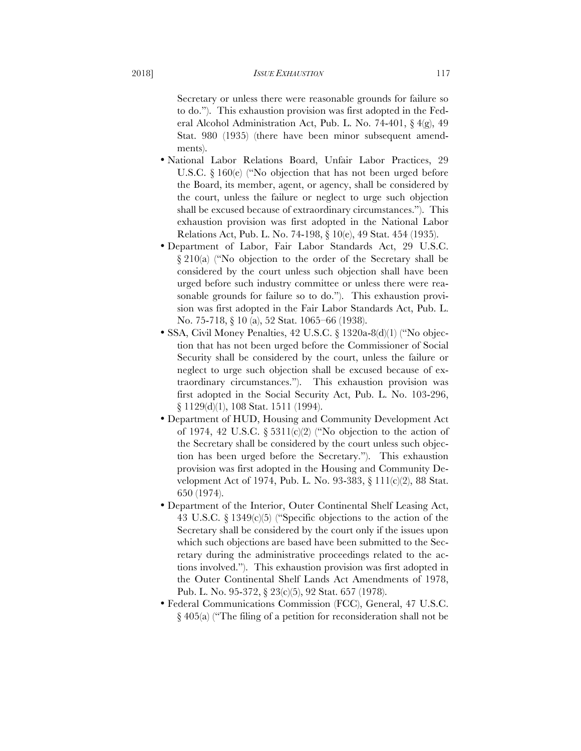Secretary or unless there were reasonable grounds for failure so to do."). This exhaustion provision was first adopted in the Federal Alcohol Administration Act, Pub. L. No. 74-401, § 4(g), 49 Stat. 980 (1935) (there have been minor subsequent amendments).

- National Labor Relations Board, Unfair Labor Practices, 29 U.S.C. § 160(e) ("No objection that has not been urged before the Board, its member, agent, or agency, shall be considered by the court, unless the failure or neglect to urge such objection shall be excused because of extraordinary circumstances."). This exhaustion provision was first adopted in the National Labor Relations Act, Pub. L. No. 74-198, § 10(e), 49 Stat. 454 (1935).
- Department of Labor, Fair Labor Standards Act, 29 U.S.C. § 210(a) ("No objection to the order of the Secretary shall be considered by the court unless such objection shall have been urged before such industry committee or unless there were reasonable grounds for failure so to do."). This exhaustion provision was first adopted in the Fair Labor Standards Act, Pub. L. No. 75-718, § 10 (a), 52 Stat. 1065–66 (1938).
- SSA, Civil Money Penalties, 42 U.S.C. § 1320a-8(d)(1) ("No objection that has not been urged before the Commissioner of Social Security shall be considered by the court, unless the failure or neglect to urge such objection shall be excused because of extraordinary circumstances."). This exhaustion provision was first adopted in the Social Security Act, Pub. L. No. 103-296, § 1129(d)(1), 108 Stat. 1511 (1994).
- Department of HUD, Housing and Community Development Act of 1974, 42 U.S.C. § 5311(c)(2) ("No objection to the action of the Secretary shall be considered by the court unless such objection has been urged before the Secretary."). This exhaustion provision was first adopted in the Housing and Community Development Act of 1974, Pub. L. No. 93-383, § 111(c)(2), 88 Stat. 650 (1974).
- Department of the Interior, Outer Continental Shelf Leasing Act, 43 U.S.C. § 1349(c)(5) ("Specific objections to the action of the Secretary shall be considered by the court only if the issues upon which such objections are based have been submitted to the Secretary during the administrative proceedings related to the actions involved."). This exhaustion provision was first adopted in the Outer Continental Shelf Lands Act Amendments of 1978, Pub. L. No. 95-372, § 23(c)(5), 92 Stat. 657 (1978).
- Federal Communications Commission (FCC), General, 47 U.S.C. § 405(a) ("The filing of a petition for reconsideration shall not be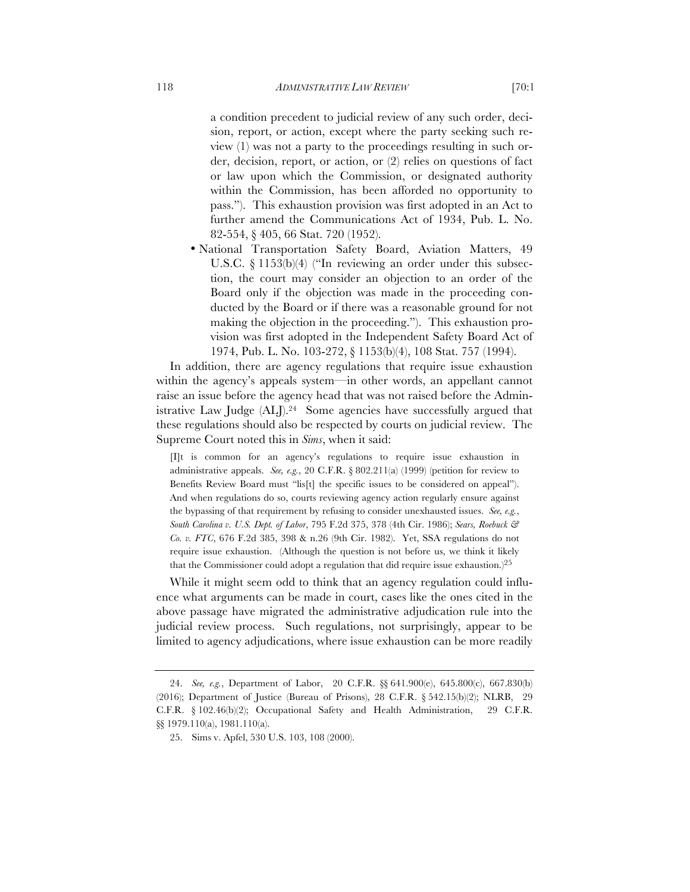a condition precedent to judicial review of any such order, decision, report, or action, except where the party seeking such review (1) was not a party to the proceedings resulting in such order, decision, report, or action, or (2) relies on questions of fact or law upon which the Commission, or designated authority within the Commission, has been afforded no opportunity to pass."). This exhaustion provision was first adopted in an Act to further amend the Communications Act of 1934, Pub. L. No. 82-554, § 405, 66 Stat. 720 (1952).

- National Transportation Safety Board, Aviation Matters, 49 U.S.C. § 1153(b)(4) ("In reviewing an order under this subsection, the court may consider an objection to an order of the Board only if the objection was made in the proceeding conducted by the Board or if there was a reasonable ground for not making the objection in the proceeding."). This exhaustion provision was first adopted in the Independent Safety Board Act of 1974, Pub. L. No. 103-272, § 1153(b)(4), 108 Stat. 757 (1994).

In addition, there are agency regulations that require issue exhaustion within the agency's appeals system—in other words, an appellant cannot raise an issue before the agency head that was not raised before the Administrative Law Judge (ALJ).[24] Some agencies have successfully argued that these regulations should also be respected by courts on judicial review. The Supreme Court noted this in *Sims*, when it said:

> [I]t is common for an agency's regulations to require issue exhaustion in administrative appeals. *See, e.g.*, 20 C.F.R. § 802.211(a) (1999) (petition for review to Benefits Review Board must "lis[t] the specific issues to be considered on appeal"). And when regulations do so, courts reviewing agency action regularly ensure against the bypassing of that requirement by refusing to consider unexhausted issues. *See, e.g.*, *South Carolina v. U.S. Dept. of Labor*, 795 F.2d 375, 378 (4th Cir. 1986); *Sears, Roebuck & Co. v. FTC*, 676 F.2d 385, 398 & n.26 (9th Cir. 1982). Yet, SSA regulations do not require issue exhaustion. (Although the question is not before us, we think it likely that the Commissioner could adopt a regulation that did require issue exhaustion.)[25]

While it might seem odd to think that an agency regulation could influence what arguments can be made in court, cases like the ones cited in the above passage have migrated the administrative adjudication rule into the judicial review process. Such regulations, not surprisingly, appear to be limited to agency adjudications, where issue exhaustion can be more readily

---

24. *See, e.g.*, Department of Labor, 20 C.F.R. §§ 641.900(e), 645.800(c), 667.830(b) (2016); Department of Justice (Bureau of Prisons), 28 C.F.R. § 542.15(b)(2); NLRB, 29 C.F.R. § 102.46(b)(2); Occupational Safety and Health Administration, 29 C.F.R. §§ 1979.110(a), 1981.110(a).

25. Sims v. Apfel, 530 U.S. 103, 108 (2000).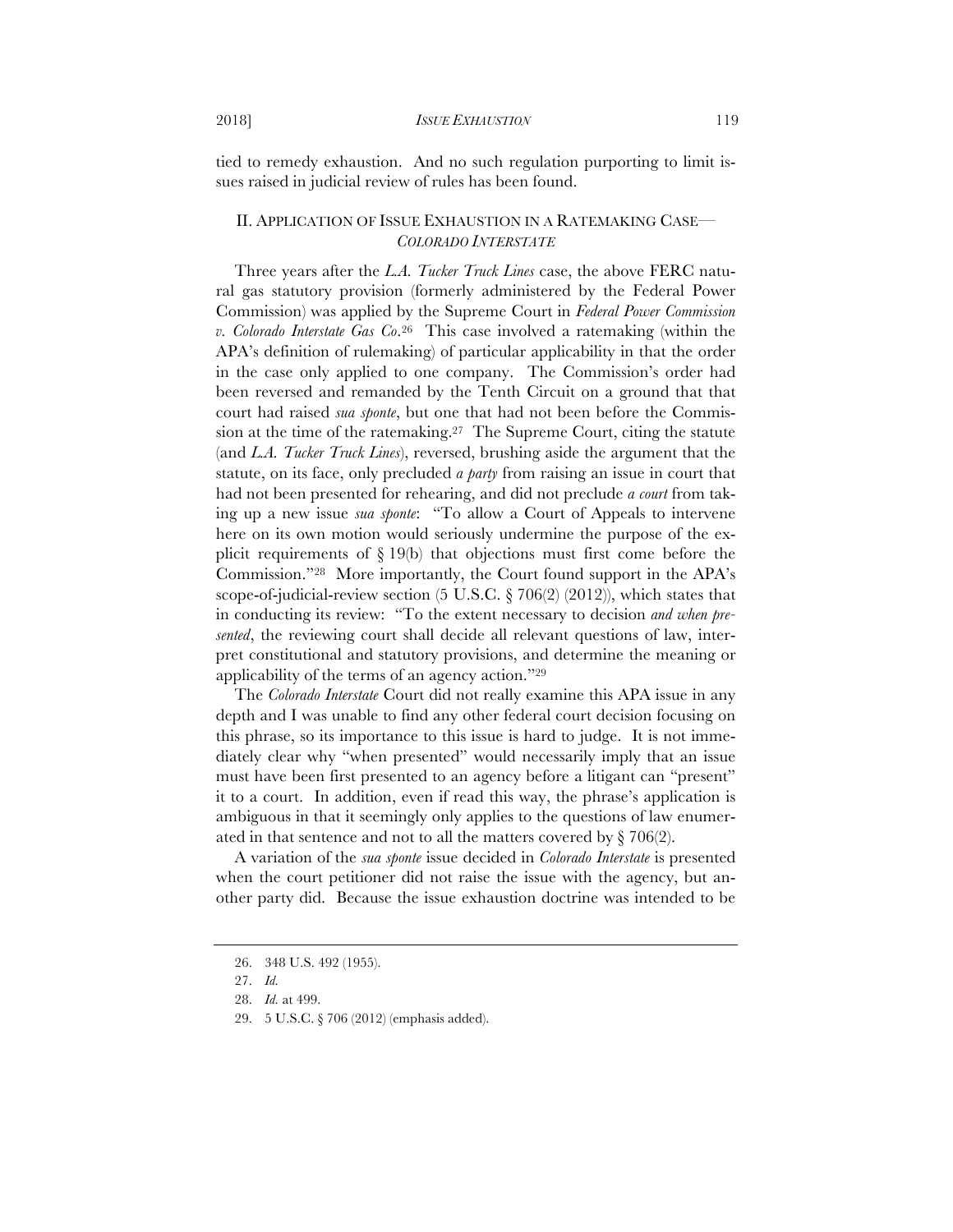tied to remedy exhaustion. And no such regulation purporting to limit issues raised in judicial review of rules has been found.

## II. APPLICATION OF ISSUE EXHAUSTION IN A RATEMAKING CASE—*COLORADO INTERSTATE*

Three years after the *L.A. Tucker Truck Lines* case, the above FERC natural gas statutory provision (formerly administered by the Federal Power Commission) was applied by the Supreme Court in *Federal Power Commission v. Colorado Interstate Gas Co*.[26] This case involved a ratemaking (within the APA's definition of rulemaking) of particular applicability in that the order in the case only applied to one company. The Commission's order had been reversed and remanded by the Tenth Circuit on a ground that that court had raised *sua sponte*, but one that had not been before the Commission at the time of the ratemaking.[27] The Supreme Court, citing the statute (and *L.A. Tucker Truck Lines*), reversed, brushing aside the argument that the statute, on its face, only precluded *a party* from raising an issue in court that had not been presented for rehearing, and did not preclude *a court* from taking up a new issue *sua sponte*: "To allow a Court of Appeals to intervene here on its own motion would seriously undermine the purpose of the explicit requirements of § 19(b) that objections must first come before the Commission."[28] More importantly, the Court found support in the APA's scope-of-judicial-review section (5 U.S.C. § 706(2) (2012)), which states that in conducting its review: "To the extent necessary to decision *and when presented*, the reviewing court shall decide all relevant questions of law, interpret constitutional and statutory provisions, and determine the meaning or applicability of the terms of an agency action."[29]

The *Colorado Interstate* Court did not really examine this APA issue in any depth and I was unable to find any other federal court decision focusing on this phrase, so its importance to this issue is hard to judge. It is not immediately clear why "when presented" would necessarily imply that an issue must have been first presented to an agency before a litigant can "present" it to a court. In addition, even if read this way, the phrase's application is ambiguous in that it seemingly only applies to the questions of law enumerated in that sentence and not to all the matters covered by § 706(2).

A variation of the *sua sponte* issue decided in *Colorado Interstate* is presented when the court petitioner did not raise the issue with the agency, but another party did. Because the issue exhaustion doctrine was intended to be

26. 348 U.S. 492 (1955).

27. *Id.*

28. *Id.* at 499.

29. 5 U.S.C. § 706 (2012) (emphasis added).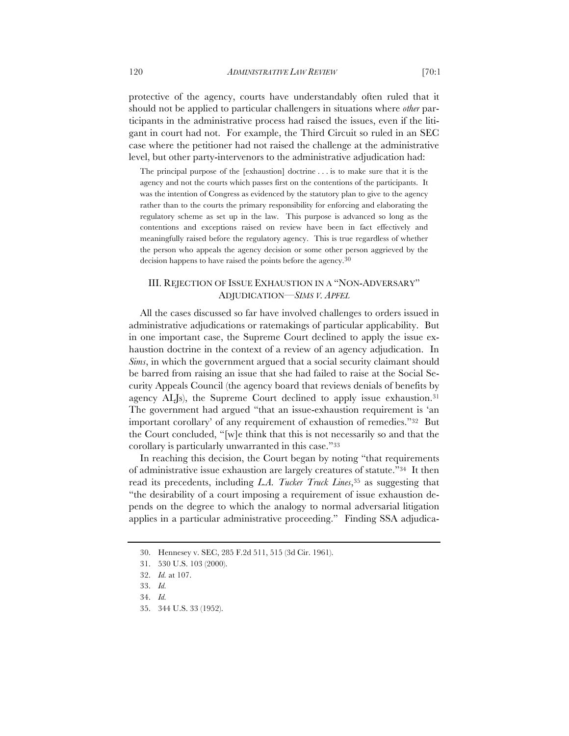protective of the agency, courts have understandably often ruled that it should not be applied to particular challengers in situations where *other* participants in the administrative process had raised the issues, even if the litigant in court had not. For example, the Third Circuit so ruled in an SEC case where the petitioner had not raised the challenge at the administrative level, but other party-intervenors to the administrative adjudication had:

> The principal purpose of the [exhaustion] doctrine . . . is to make sure that it is the agency and not the courts which passes first on the contentions of the participants. It was the intention of Congress as evidenced by the statutory plan to give to the agency rather than to the courts the primary responsibility for enforcing and elaborating the regulatory scheme as set up in the law. This purpose is advanced so long as the contentions and exceptions raised on review have been in fact effectively and meaningfully raised before the regulatory agency. This is true regardless of whether the person who appeals the agency decision or some other person aggrieved by the decision happens to have raised the points before the agency.[30]

## III. REJECTION OF ISSUE EXHAUSTION IN A "NON-ADVERSARY" ADJUDICATION—*SIMS V. APFEL*

All the cases discussed so far have involved challenges to orders issued in administrative adjudications or ratemakings of particular applicability. But in one important case, the Supreme Court declined to apply the issue exhaustion doctrine in the context of a review of an agency adjudication. In *Sims*, in which the government argued that a social security claimant should be barred from raising an issue that she had failed to raise at the Social Security Appeals Council (the agency board that reviews denials of benefits by agency ALJs), the Supreme Court declined to apply issue exhaustion.[31] The government had argued "that an issue-exhaustion requirement is 'an important corollary' of any requirement of exhaustion of remedies."[32] But the Court concluded, "[w]e think that this is not necessarily so and that the corollary is particularly unwarranted in this case."[33]

In reaching this decision, the Court began by noting "that requirements of administrative issue exhaustion are largely creatures of statute."[34] It then read its precedents, including *L.A. Tucker Truck Lines*,[35] as suggesting that "the desirability of a court imposing a requirement of issue exhaustion depends on the degree to which the analogy to normal adversarial litigation applies in a particular administrative proceeding." Finding SSA adjudica-

---

30. Hennesey v. SEC, 285 F.2d 511, 515 (3d Cir. 1961).

31. 530 U.S. 103 (2000).

32. *Id.* at 107.

33. *Id.*

34. *Id.*

35. 344 U.S. 33 (1952).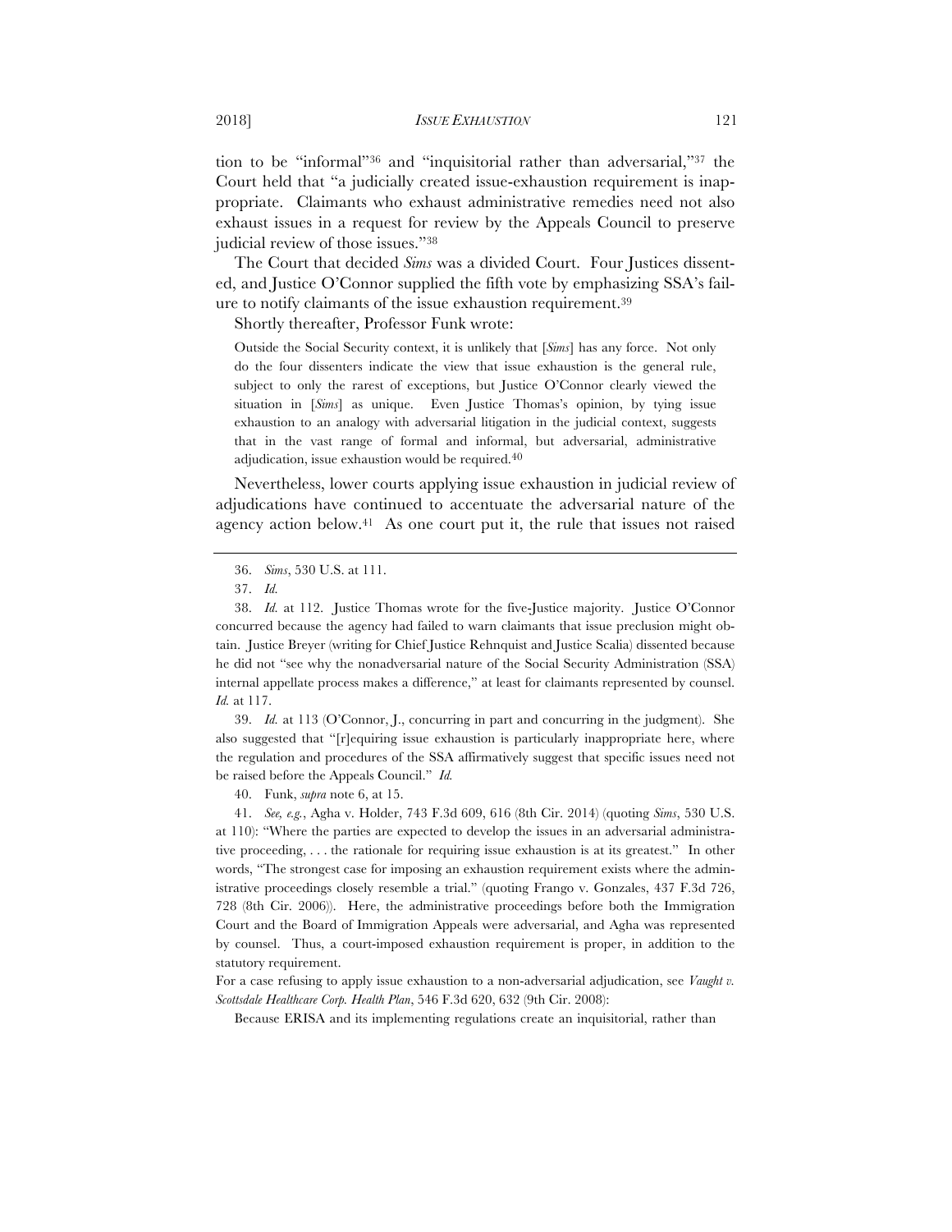tion to be "informal"[36] and "inquisitorial rather than adversarial,"[37] the Court held that "a judicially created issue-exhaustion requirement is inappropriate. Claimants who exhaust administrative remedies need not also exhaust issues in a request for review by the Appeals Council to preserve judicial review of those issues."[38]

The Court that decided *Sims* was a divided Court. Four Justices dissented, and Justice O'Connor supplied the fifth vote by emphasizing SSA's failure to notify claimants of the issue exhaustion requirement.[39]

Shortly thereafter, Professor Funk wrote:

> Outside the Social Security context, it is unlikely that [*Sims*] has any force. Not only do the four dissenters indicate the view that issue exhaustion is the general rule, subject to only the rarest of exceptions, but Justice O'Connor clearly viewed the situation in [*Sims*] as unique. Even Justice Thomas's opinion, by tying issue exhaustion to an analogy with adversarial litigation in the judicial context, suggests that in the vast range of formal and informal, but adversarial, administrative adjudication, issue exhaustion would be required.[40]

Nevertheless, lower courts applying issue exhaustion in judicial review of adjudications have continued to accentuate the adversarial nature of the agency action below.[41] As one court put it, the rule that issues not raised

---

36. *Sims*, 530 U.S. at 111.

37. *Id.*

38. *Id.* at 112. Justice Thomas wrote for the five-Justice majority. Justice O'Connor concurred because the agency had failed to warn claimants that issue preclusion might obtain. Justice Breyer (writing for Chief Justice Rehnquist and Justice Scalia) dissented because he did not "see why the nonadversarial nature of the Social Security Administration (SSA) internal appellate process makes a difference," at least for claimants represented by counsel. *Id.* at 117.

39. *Id.* at 113 (O'Connor, J., concurring in part and concurring in the judgment). She also suggested that "[r]equiring issue exhaustion is particularly inappropriate here, where the regulation and procedures of the SSA affirmatively suggest that specific issues need not be raised before the Appeals Council." *Id.*

40. Funk, *supra* note 6, at 15.

41. *See, e.g.*, Agha v. Holder, 743 F.3d 609, 616 (8th Cir. 2014) (quoting *Sims*, 530 U.S. at 110): "Where the parties are expected to develop the issues in an adversarial administrative proceeding, . . . the rationale for requiring issue exhaustion is at its greatest." In other words, "The strongest case for imposing an exhaustion requirement exists where the administrative proceedings closely resemble a trial." (quoting Frango v. Gonzales, 437 F.3d 726, 728 (8th Cir. 2006)). Here, the administrative proceedings before both the Immigration Court and the Board of Immigration Appeals were adversarial, and Agha was represented by counsel. Thus, a court-imposed exhaustion requirement is proper, in addition to the statutory requirement.

For a case refusing to apply issue exhaustion to a non-adversarial adjudication, see *Vaught v. Scottsdale Healthcare Corp. Health Plan*, 546 F.3d 620, 632 (9th Cir. 2008):

> Because ERISA and its implementing regulations create an inquisitorial, rather than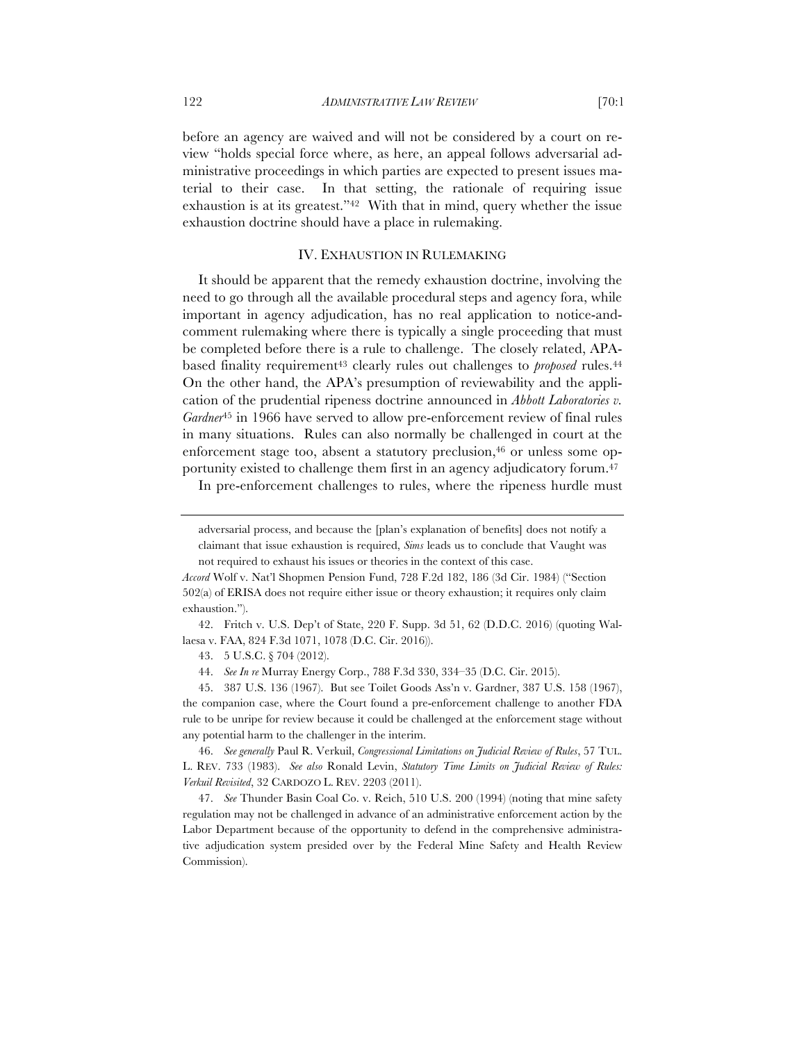before an agency are waived and will not be considered by a court on review "holds special force where, as here, an appeal follows adversarial administrative proceedings in which parties are expected to present issues material to their case. In that setting, the rationale of requiring issue exhaustion is at its greatest."[42] With that in mind, query whether the issue exhaustion doctrine should have a place in rulemaking.

## IV. EXHAUSTION IN RULEMAKING

It should be apparent that the remedy exhaustion doctrine, involving the need to go through all the available procedural steps and agency fora, while important in agency adjudication, has no real application to notice-and-comment rulemaking where there is typically a single proceeding that must be completed before there is a rule to challenge. The closely related, APA-based finality requirement[43] clearly rules out challenges to *proposed* rules.[44] On the other hand, the APA's presumption of reviewability and the application of the prudential ripeness doctrine announced in *Abbott Laboratories v. Gardner*[45] in 1966 have served to allow pre-enforcement review of final rules in many situations. Rules can also normally be challenged in court at the enforcement stage too, absent a statutory preclusion,[46] or unless some opportunity existed to challenge them first in an agency adjudicatory forum.[47]

In pre-enforcement challenges to rules, where the ripeness hurdle must

---

adversarial process, and because the [plan's explanation of benefits] does not notify a claimant that issue exhaustion is required, *Sims* leads us to conclude that Vaught was not required to exhaust his issues or theories in the context of this case.

*Accord* Wolf v. Nat'l Shopmen Pension Fund, 728 F.2d 182, 186 (3d Cir. 1984) ("Section 502(a) of ERISA does not require either issue or theory exhaustion; it requires only claim exhaustion.").

42. Fritch v. U.S. Dep't of State, 220 F. Supp. 3d 51, 62 (D.D.C. 2016) (quoting Wallaesa v. FAA, 824 F.3d 1071, 1078 (D.C. Cir. 2016)).

43. 5 U.S.C. § 704 (2012).

44. *See In re* Murray Energy Corp., 788 F.3d 330, 334–35 (D.C. Cir. 2015).

45. 387 U.S. 136 (1967). But see Toilet Goods Ass'n v. Gardner, 387 U.S. 158 (1967), the companion case, where the Court found a pre-enforcement challenge to another FDA rule to be unripe for review because it could be challenged at the enforcement stage without any potential harm to the challenger in the interim.

46. *See generally* Paul R. Verkuil, *Congressional Limitations on Judicial Review of Rules*, 57 TUL. L. REV. 733 (1983). *See also* Ronald Levin, *Statutory Time Limits on Judicial Review of Rules: Verkuil Revisited*, 32 CARDOZO L. REV. 2203 (2011).

47. *See* Thunder Basin Coal Co. v. Reich, 510 U.S. 200 (1994) (noting that mine safety regulation may not be challenged in advance of an administrative enforcement action by the Labor Department because of the opportunity to defend in the comprehensive administrative adjudication system presided over by the Federal Mine Safety and Health Review Commission).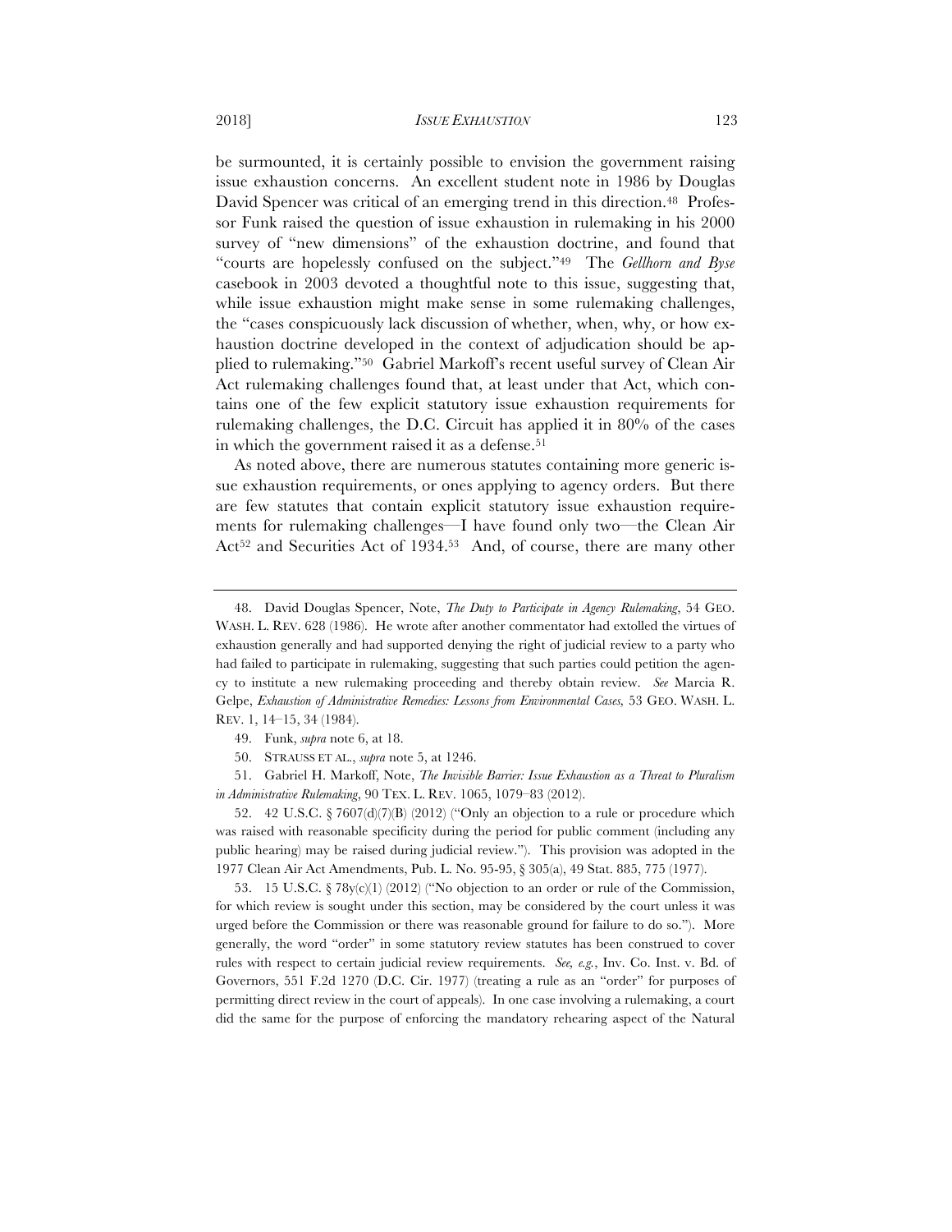be surmounted, it is certainly possible to envision the government raising issue exhaustion concerns. An excellent student note in 1986 by Douglas David Spencer was critical of an emerging trend in this direction.[48] Professor Funk raised the question of issue exhaustion in rulemaking in his 2000 survey of "new dimensions" of the exhaustion doctrine, and found that "courts are hopelessly confused on the subject."[49] The *Gellhorn and Byse* casebook in 2003 devoted a thoughtful note to this issue, suggesting that, while issue exhaustion might make sense in some rulemaking challenges, the "cases conspicuously lack discussion of whether, when, why, or how exhaustion doctrine developed in the context of adjudication should be applied to rulemaking."[50] Gabriel Markoff's recent useful survey of Clean Air Act rulemaking challenges found that, at least under that Act, which contains one of the few explicit statutory issue exhaustion requirements for rulemaking challenges, the D.C. Circuit has applied it in 80% of the cases in which the government raised it as a defense.[51]

As noted above, there are numerous statutes containing more generic issue exhaustion requirements, or ones applying to agency orders. But there are few statutes that contain explicit statutory issue exhaustion requirements for rulemaking challenges—I have found only two—the Clean Air Act[52] and Securities Act of 1934.[53] And, of course, there are many other

---

48. David Douglas Spencer, Note, *The Duty to Participate in Agency Rulemaking*, 54 GEO. WASH. L. REV. 628 (1986). He wrote after another commentator had extolled the virtues of exhaustion generally and had supported denying the right of judicial review to a party who had failed to participate in rulemaking, suggesting that such parties could petition the agency to institute a new rulemaking proceeding and thereby obtain review. *See* Marcia R. Gelpe, *Exhaustion of Administrative Remedies: Lessons from Environmental Cases,* 53 GEO. WASH. L. REV. 1, 14–15, 34 (1984).

49. Funk, *supra* note 6, at 18.

50. STRAUSS ET AL., *supra* note 5, at 1246.

51. Gabriel H. Markoff, Note, *The Invisible Barrier: Issue Exhaustion as a Threat to Pluralism in Administrative Rulemaking*, 90 TEX. L. REV. 1065, 1079–83 (2012).

52. 42 U.S.C. § 7607(d)(7)(B) (2012) ("Only an objection to a rule or procedure which was raised with reasonable specificity during the period for public comment (including any public hearing) may be raised during judicial review."). This provision was adopted in the 1977 Clean Air Act Amendments, Pub. L. No. 95-95, § 305(a), 49 Stat. 885, 775 (1977).

53. 15 U.S.C. § 78y(c)(1) (2012) ("No objection to an order or rule of the Commission, for which review is sought under this section, may be considered by the court unless it was urged before the Commission or there was reasonable ground for failure to do so."). More generally, the word "order" in some statutory review statutes has been construed to cover rules with respect to certain judicial review requirements. *See, e.g.*, Inv. Co. Inst. v. Bd. of Governors, 551 F.2d 1270 (D.C. Cir. 1977) (treating a rule as an "order" for purposes of permitting direct review in the court of appeals). In one case involving a rulemaking, a court did the same for the purpose of enforcing the mandatory rehearing aspect of the Natural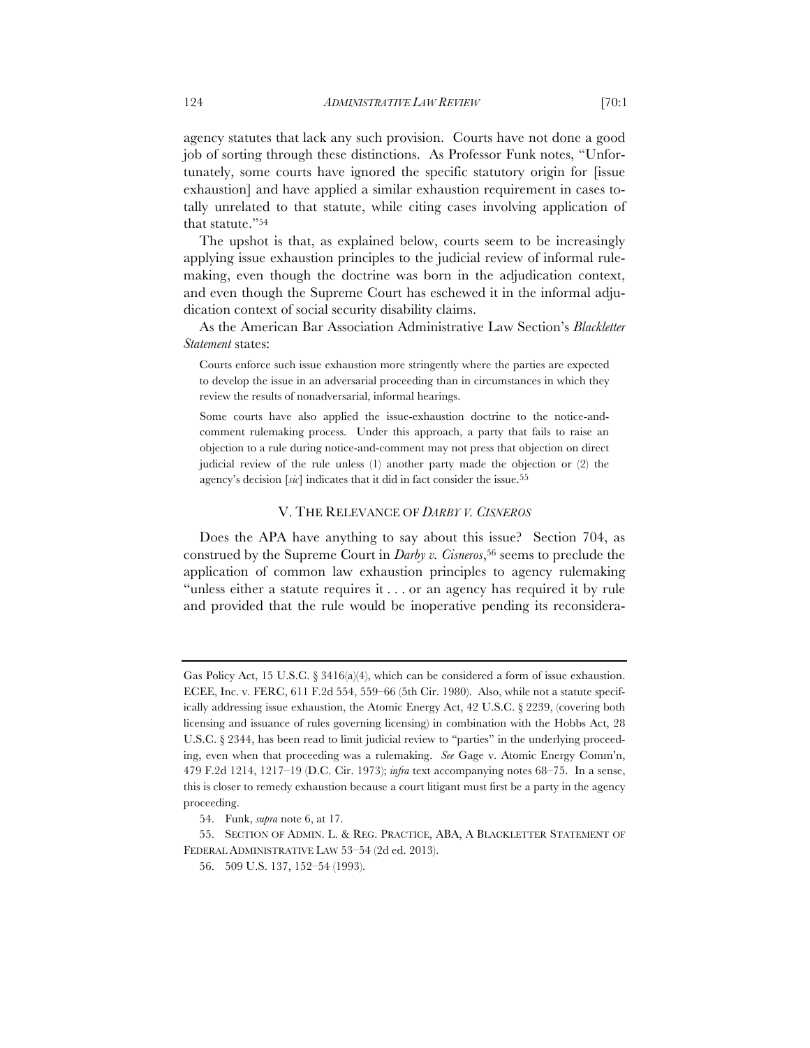agency statutes that lack any such provision. Courts have not done a good job of sorting through these distinctions. As Professor Funk notes, "Unfortunately, some courts have ignored the specific statutory origin for [issue exhaustion] and have applied a similar exhaustion requirement in cases totally unrelated to that statute, while citing cases involving application of that statute."[54]

The upshot is that, as explained below, courts seem to be increasingly applying issue exhaustion principles to the judicial review of informal rulemaking, even though the doctrine was born in the adjudication context, and even though the Supreme Court has eschewed it in the informal adjudication context of social security disability claims.

As the American Bar Association Administrative Law Section's *Blackletter Statement* states:

> Courts enforce such issue exhaustion more stringently where the parties are expected to develop the issue in an adversarial proceeding than in circumstances in which they review the results of nonadversarial, informal hearings.
>
> Some courts have also applied the issue-exhaustion doctrine to the notice-and-comment rulemaking process. Under this approach, a party that fails to raise an objection to a rule during notice-and-comment may not press that objection on direct judicial review of the rule unless (1) another party made the objection or (2) the agency's decision [*sic*] indicates that it did in fact consider the issue.[55]

## V. THE RELEVANCE OF *DARBY V. CISNEROS*

Does the APA have anything to say about this issue? Section 704, as construed by the Supreme Court in *Darby v. Cisneros*,[56] seems to preclude the application of common law exhaustion principles to agency rulemaking "unless either a statute requires it . . . or an agency has required it by rule and provided that the rule would be inoperative pending its reconsidera-

---

Gas Policy Act, 15 U.S.C. § 3416(a)(4), which can be considered a form of issue exhaustion. ECEE, Inc. v. FERC, 611 F.2d 554, 559–66 (5th Cir. 1980). Also, while not a statute specifically addressing issue exhaustion, the Atomic Energy Act, 42 U.S.C. § 2239, (covering both licensing and issuance of rules governing licensing) in combination with the Hobbs Act, 28 U.S.C. § 2344, has been read to limit judicial review to "parties" in the underlying proceeding, even when that proceeding was a rulemaking. *See* Gage v. Atomic Energy Comm'n, 479 F.2d 1214, 1217–19 (D.C. Cir. 1973); *infra* text accompanying notes 68–75. In a sense, this is closer to remedy exhaustion because a court litigant must first be a party in the agency proceeding.

54. Funk, *supra* note 6, at 17.

55. SECTION OF ADMIN. L. & REG. PRACTICE, ABA, A BLACKLETTER STATEMENT OF FEDERAL ADMINISTRATIVE LAW 53–54 (2d ed. 2013).

56. 509 U.S. 137, 152–54 (1993).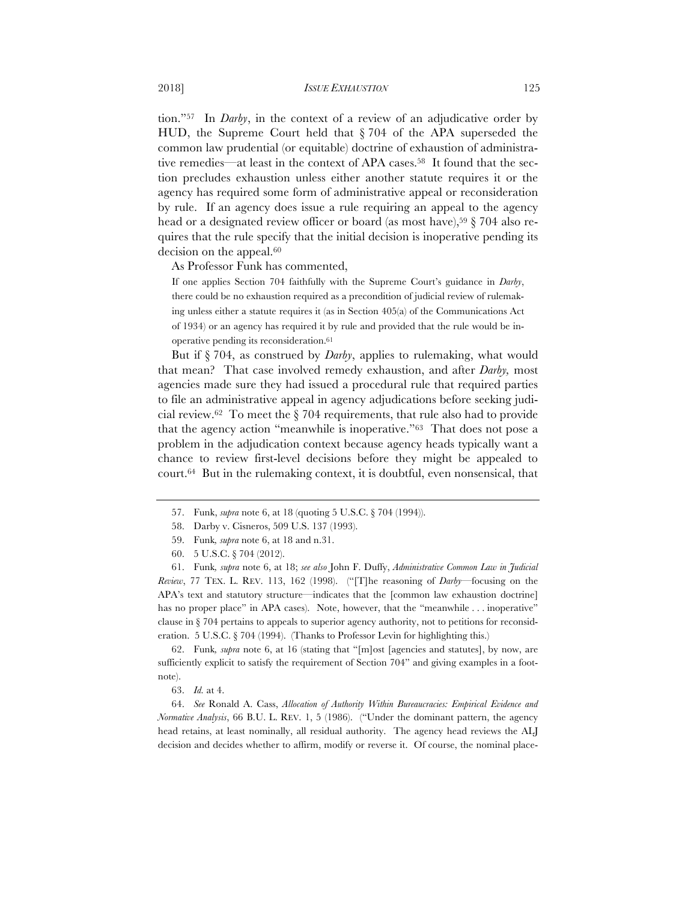tion."[57] In *Darby*, in the context of a review of an adjudicative order by HUD, the Supreme Court held that § 704 of the APA superseded the common law prudential (or equitable) doctrine of exhaustion of administrative remedies—at least in the context of APA cases.[58] It found that the section precludes exhaustion unless either another statute requires it or the agency has required some form of administrative appeal or reconsideration by rule. If an agency does issue a rule requiring an appeal to the agency head or a designated review officer or board (as most have),[59] § 704 also requires that the rule specify that the initial decision is inoperative pending its decision on the appeal.[60]

As Professor Funk has commented,

> If one applies Section 704 faithfully with the Supreme Court's guidance in *Darby*, there could be no exhaustion required as a precondition of judicial review of rulemaking unless either a statute requires it (as in Section 405(a) of the Communications Act of 1934) or an agency has required it by rule and provided that the rule would be inoperative pending its reconsideration.[61]

But if § 704, as construed by *Darby*, applies to rulemaking, what would that mean? That case involved remedy exhaustion, and after *Darby,* most agencies made sure they had issued a procedural rule that required parties to file an administrative appeal in agency adjudications before seeking judicial review.[62] To meet the § 704 requirements, that rule also had to provide that the agency action "meanwhile is inoperative."[63] That does not pose a problem in the adjudication context because agency heads typically want a chance to review first-level decisions before they might be appealed to court.[64] But in the rulemaking context, it is doubtful, even nonsensical, that

---

57. Funk, *supra* note 6, at 18 (quoting 5 U.S.C. § 704 (1994)).

58. Darby v. Cisneros, 509 U.S. 137 (1993).

59. Funk*, supra* note 6, at 18 and n.31.

60. 5 U.S.C. § 704 (2012).

61. Funk*, supra* note 6, at 18; *see also* John F. Duffy, *Administrative Common Law in Judicial Review*, 77 TEX. L. REV. 113, 162 (1998). ("[T]he reasoning of *Darby*—focusing on the APA's text and statutory structure—indicates that the [common law exhaustion doctrine] has no proper place" in APA cases). Note, however, that the "meanwhile . . . inoperative" clause in § 704 pertains to appeals to superior agency authority, not to petitions for reconsideration. 5 U.S.C. § 704 (1994). (Thanks to Professor Levin for highlighting this.)

62. Funk*, supra* note 6, at 16 (stating that "[m]ost [agencies and statutes], by now, are sufficiently explicit to satisfy the requirement of Section 704" and giving examples in a footnote).

63. *Id.* at 4.

64. *See* Ronald A. Cass, *Allocation of Authority Within Bureaucracies: Empirical Evidence and Normative Analysis*, 66 B.U. L. REV. 1, 5 (1986). ("Under the dominant pattern, the agency head retains, at least nominally, all residual authority. The agency head reviews the ALJ decision and decides whether to affirm, modify or reverse it. Of course, the nominal place-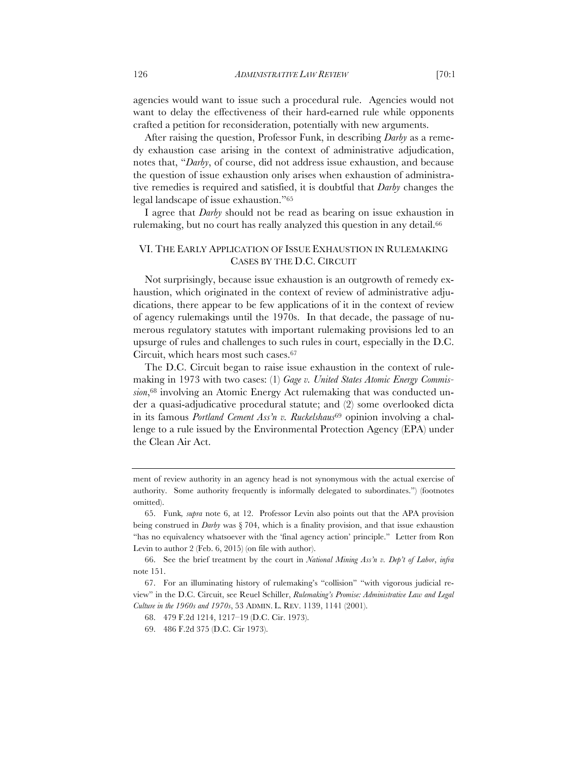agencies would want to issue such a procedural rule. Agencies would not want to delay the effectiveness of their hard-earned rule while opponents crafted a petition for reconsideration, potentially with new arguments.

After raising the question, Professor Funk, in describing *Darby* as a remedy exhaustion case arising in the context of administrative adjudication, notes that, "*Darby*, of course, did not address issue exhaustion, and because the question of issue exhaustion only arises when exhaustion of administrative remedies is required and satisfied, it is doubtful that *Darby* changes the legal landscape of issue exhaustion."[65]

I agree that *Darby* should not be read as bearing on issue exhaustion in rulemaking, but no court has really analyzed this question in any detail.[66]

## VI. THE EARLY APPLICATION OF ISSUE EXHAUSTION IN RULEMAKING CASES BY THE D.C. CIRCUIT

Not surprisingly, because issue exhaustion is an outgrowth of remedy exhaustion, which originated in the context of review of administrative adjudications, there appear to be few applications of it in the context of review of agency rulemakings until the 1970s. In that decade, the passage of numerous regulatory statutes with important rulemaking provisions led to an upsurge of rules and challenges to such rules in court, especially in the D.C. Circuit, which hears most such cases.[67]

The D.C. Circuit began to raise issue exhaustion in the context of rulemaking in 1973 with two cases: (1) *Gage v. United States Atomic Energy Commission*,[68] involving an Atomic Energy Act rulemaking that was conducted under a quasi-adjudicative procedural statute; and (2) some overlooked dicta in its famous *Portland Cement Ass'n v. Ruckelshaus*[69] opinion involving a challenge to a rule issued by the Environmental Protection Agency (EPA) under the Clean Air Act.

---

ment of review authority in an agency head is not synonymous with the actual exercise of authority. Some authority frequently is informally delegated to subordinates.") (footnotes omitted).

65. Funk*, supra* note 6, at 12. Professor Levin also points out that the APA provision being construed in *Darby* was § 704, which is a finality provision, and that issue exhaustion "has no equivalency whatsoever with the 'final agency action' principle." Letter from Ron Levin to author 2 (Feb. 6, 2015) (on file with author).

66. See the brief treatment by the court in *National Mining Ass'n v. Dep't of Labor*, *infra* note 151.

67. For an illuminating history of rulemaking's "collision" "with vigorous judicial review" in the D.C. Circuit, see Reuel Schiller, *Rulemaking's Promise: Administrative Law and Legal Culture in the 1960s and 1970s*, 53 ADMIN. L. REV. 1139, 1141 (2001).

68. 479 F.2d 1214, 1217–19 (D.C. Cir. 1973).

69. 486 F.2d 375 (D.C. Cir 1973).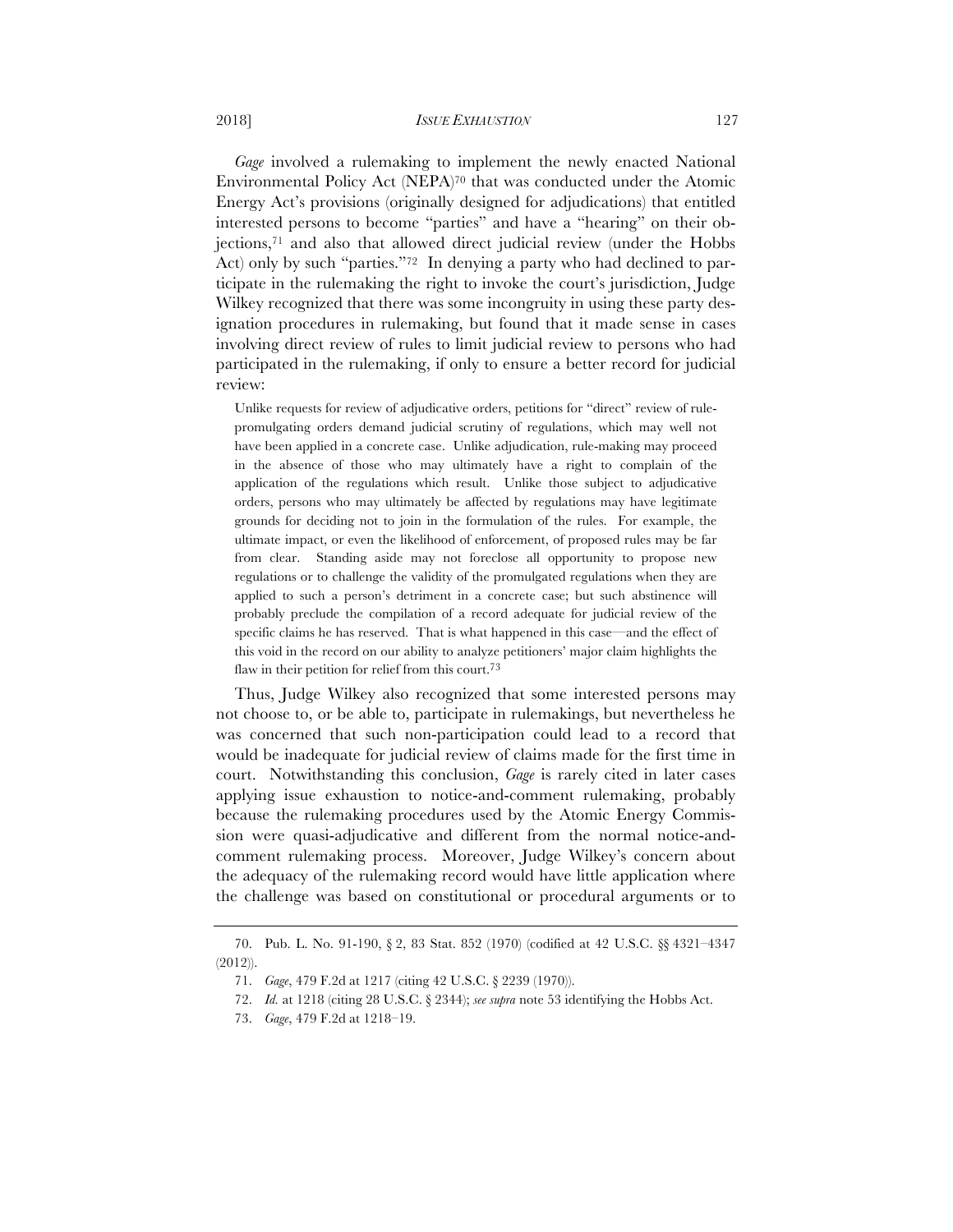*Gage* involved a rulemaking to implement the newly enacted National Environmental Policy Act (NEPA)[70] that was conducted under the Atomic Energy Act's provisions (originally designed for adjudications) that entitled interested persons to become "parties" and have a "hearing" on their objections,[71] and also that allowed direct judicial review (under the Hobbs Act) only by such "parties."[72] In denying a party who had declined to participate in the rulemaking the right to invoke the court's jurisdiction, Judge Wilkey recognized that there was some incongruity in using these party designation procedures in rulemaking, but found that it made sense in cases involving direct review of rules to limit judicial review to persons who had participated in the rulemaking, if only to ensure a better record for judicial review:

> Unlike requests for review of adjudicative orders, petitions for "direct" review of rule-promulgating orders demand judicial scrutiny of regulations, which may well not have been applied in a concrete case. Unlike adjudication, rule-making may proceed in the absence of those who may ultimately have a right to complain of the application of the regulations which result. Unlike those subject to adjudicative orders, persons who may ultimately be affected by regulations may have legitimate grounds for deciding not to join in the formulation of the rules. For example, the ultimate impact, or even the likelihood of enforcement, of proposed rules may be far from clear. Standing aside may not foreclose all opportunity to propose new regulations or to challenge the validity of the promulgated regulations when they are applied to such a person's detriment in a concrete case; but such abstinence will probably preclude the compilation of a record adequate for judicial review of the specific claims he has reserved. That is what happened in this case—and the effect of this void in the record on our ability to analyze petitioners' major claim highlights the flaw in their petition for relief from this court.[73]

Thus, Judge Wilkey also recognized that some interested persons may not choose to, or be able to, participate in rulemakings, but nevertheless he was concerned that such non-participation could lead to a record that would be inadequate for judicial review of claims made for the first time in court. Notwithstanding this conclusion, *Gage* is rarely cited in later cases applying issue exhaustion to notice-and-comment rulemaking, probably because the rulemaking procedures used by the Atomic Energy Commission were quasi-adjudicative and different from the normal notice-and-comment rulemaking process. Moreover, Judge Wilkey's concern about the adequacy of the rulemaking record would have little application where the challenge was based on constitutional or procedural arguments or to

---

70. Pub. L. No. 91-190, § 2, 83 Stat. 852 (1970) (codified at 42 U.S.C. §§ 4321–4347 (2012)).

71. *Gage*, 479 F.2d at 1217 (citing 42 U.S.C. § 2239 (1970)).

72. *Id.* at 1218 (citing 28 U.S.C. § 2344); *see supra* note 53 identifying the Hobbs Act.

73. *Gage*, 479 F.2d at 1218–19.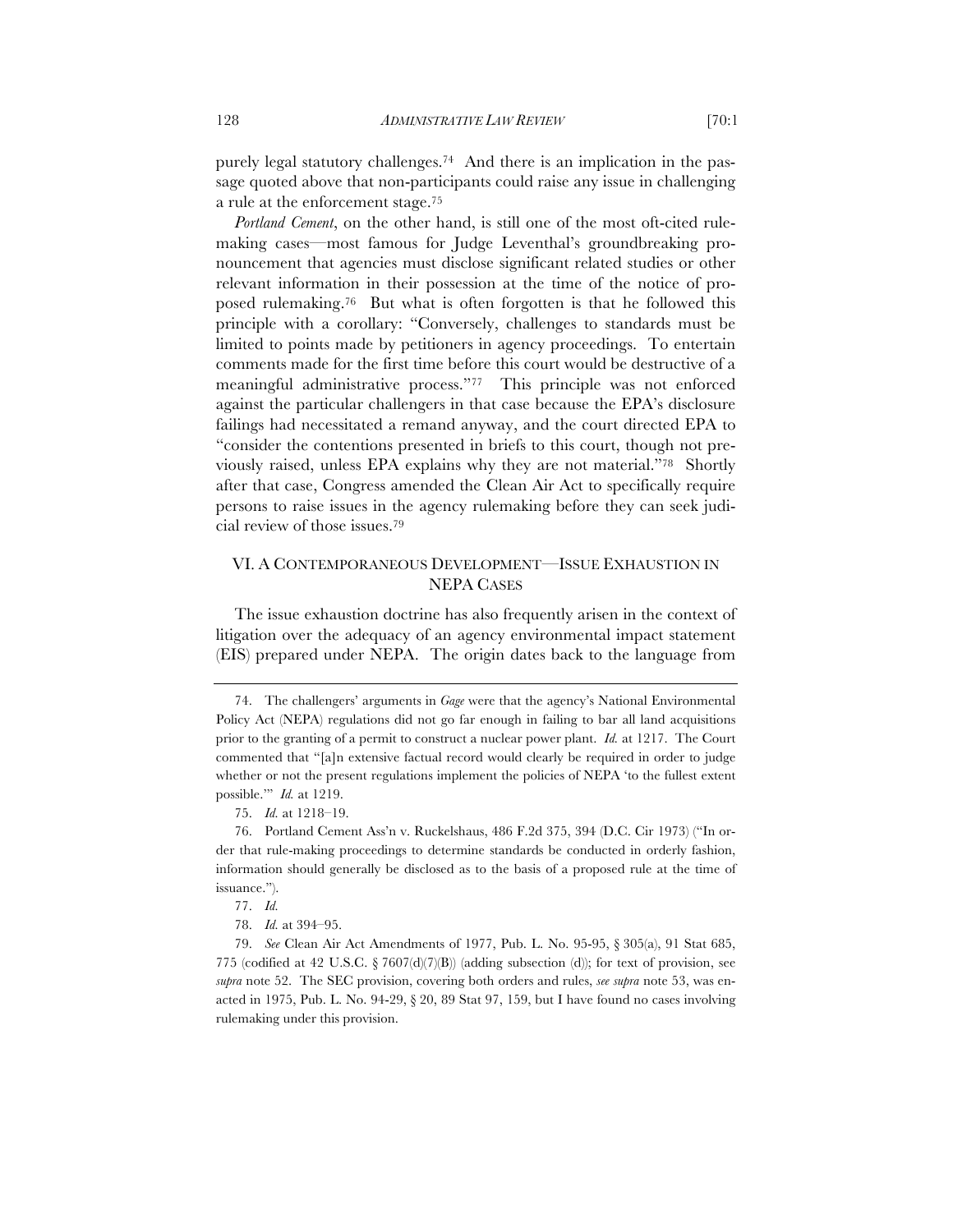purely legal statutory challenges.[74] And there is an implication in the passage quoted above that non-participants could raise any issue in challenging a rule at the enforcement stage.[75]

*Portland Cement*, on the other hand, is still one of the most oft-cited rulemaking cases—most famous for Judge Leventhal's groundbreaking pronouncement that agencies must disclose significant related studies or other relevant information in their possession at the time of the notice of proposed rulemaking.[76] But what is often forgotten is that he followed this principle with a corollary: "Conversely, challenges to standards must be limited to points made by petitioners in agency proceedings. To entertain comments made for the first time before this court would be destructive of a meaningful administrative process."[77] This principle was not enforced against the particular challengers in that case because the EPA's disclosure failings had necessitated a remand anyway, and the court directed EPA to "consider the contentions presented in briefs to this court, though not previously raised, unless EPA explains why they are not material."[78] Shortly after that case, Congress amended the Clean Air Act to specifically require persons to raise issues in the agency rulemaking before they can seek judicial review of those issues.[79]

## VI. A CONTEMPORANEOUS DEVELOPMENT—ISSUE EXHAUSTION IN NEPA CASES

The issue exhaustion doctrine has also frequently arisen in the context of litigation over the adequacy of an agency environmental impact statement (EIS) prepared under NEPA. The origin dates back to the language from

---

74. The challengers' arguments in *Gage* were that the agency's National Environmental Policy Act (NEPA) regulations did not go far enough in failing to bar all land acquisitions prior to the granting of a permit to construct a nuclear power plant. *Id.* at 1217. The Court commented that "[a]n extensive factual record would clearly be required in order to judge whether or not the present regulations implement the policies of NEPA 'to the fullest extent possible.'" *Id.* at 1219.

75. *Id.* at 1218–19.

76. Portland Cement Ass'n v. Ruckelshaus, 486 F.2d 375, 394 (D.C. Cir 1973) ("In order that rule-making proceedings to determine standards be conducted in orderly fashion, information should generally be disclosed as to the basis of a proposed rule at the time of issuance.").

77. *Id.*

78. *Id.* at 394–95.

79. *See* Clean Air Act Amendments of 1977, Pub. L. No. 95-95, § 305(a), 91 Stat 685, 775 (codified at 42 U.S.C. § 7607(d)(7)(B)) (adding subsection (d)); for text of provision, see *supra* note 52. The SEC provision, covering both orders and rules, *see supra* note 53, was enacted in 1975, Pub. L. No. 94-29, § 20, 89 Stat 97, 159, but I have found no cases involving rulemaking under this provision.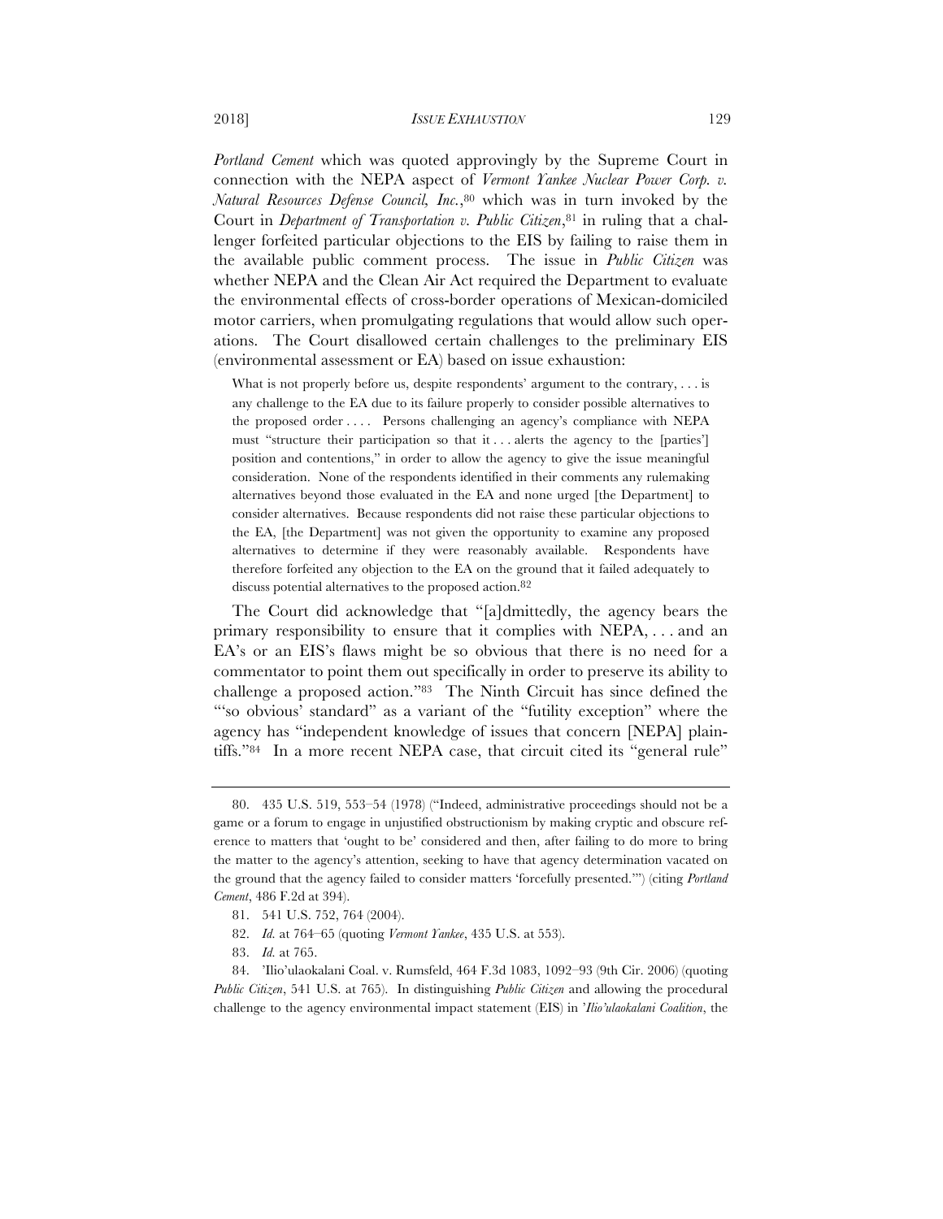*Portland Cement* which was quoted approvingly by the Supreme Court in connection with the NEPA aspect of *Vermont Yankee Nuclear Power Corp. v. Natural Resources Defense Council, Inc.*,[80] which was in turn invoked by the Court in *Department of Transportation v. Public Citizen*,[81] in ruling that a challenger forfeited particular objections to the EIS by failing to raise them in the available public comment process. The issue in *Public Citizen* was whether NEPA and the Clean Air Act required the Department to evaluate the environmental effects of cross-border operations of Mexican-domiciled motor carriers, when promulgating regulations that would allow such operations. The Court disallowed certain challenges to the preliminary EIS (environmental assessment or EA) based on issue exhaustion:

> What is not properly before us, despite respondents' argument to the contrary, . . . is any challenge to the EA due to its failure properly to consider possible alternatives to the proposed order . . . . Persons challenging an agency's compliance with NEPA must "structure their participation so that it . . . alerts the agency to the [parties'] position and contentions," in order to allow the agency to give the issue meaningful consideration. None of the respondents identified in their comments any rulemaking alternatives beyond those evaluated in the EA and none urged [the Department] to consider alternatives. Because respondents did not raise these particular objections to the EA, [the Department] was not given the opportunity to examine any proposed alternatives to determine if they were reasonably available. Respondents have therefore forfeited any objection to the EA on the ground that it failed adequately to discuss potential alternatives to the proposed action.[82]

The Court did acknowledge that "[a]dmittedly, the agency bears the primary responsibility to ensure that it complies with NEPA, . . . and an EA's or an EIS's flaws might be so obvious that there is no need for a commentator to point them out specifically in order to preserve its ability to challenge a proposed action."[83] The Ninth Circuit has since defined the "'so obvious' standard" as a variant of the "futility exception" where the agency has "independent knowledge of issues that concern [NEPA] plaintiffs."[84] In a more recent NEPA case, that circuit cited its "general rule"

---

80. 435 U.S. 519, 553–54 (1978) ("Indeed, administrative proceedings should not be a game or a forum to engage in unjustified obstructionism by making cryptic and obscure reference to matters that 'ought to be' considered and then, after failing to do more to bring the matter to the agency's attention, seeking to have that agency determination vacated on the ground that the agency failed to consider matters 'forcefully presented.'") (citing *Portland Cement*, 486 F.2d at 394).

81. 541 U.S. 752, 764 (2004).

82. *Id.* at 764–65 (quoting *Vermont Yankee*, 435 U.S. at 553).

83. *Id.* at 765.

84. 'Ilio'ulaokalani Coal. v. Rumsfeld, 464 F.3d 1083, 1092–93 (9th Cir. 2006) (quoting *Public Citizen*, 541 U.S. at 765). In distinguishing *Public Citizen* and allowing the procedural challenge to the agency environmental impact statement (EIS) in *'Ilio'ulaokalani Coalition*, the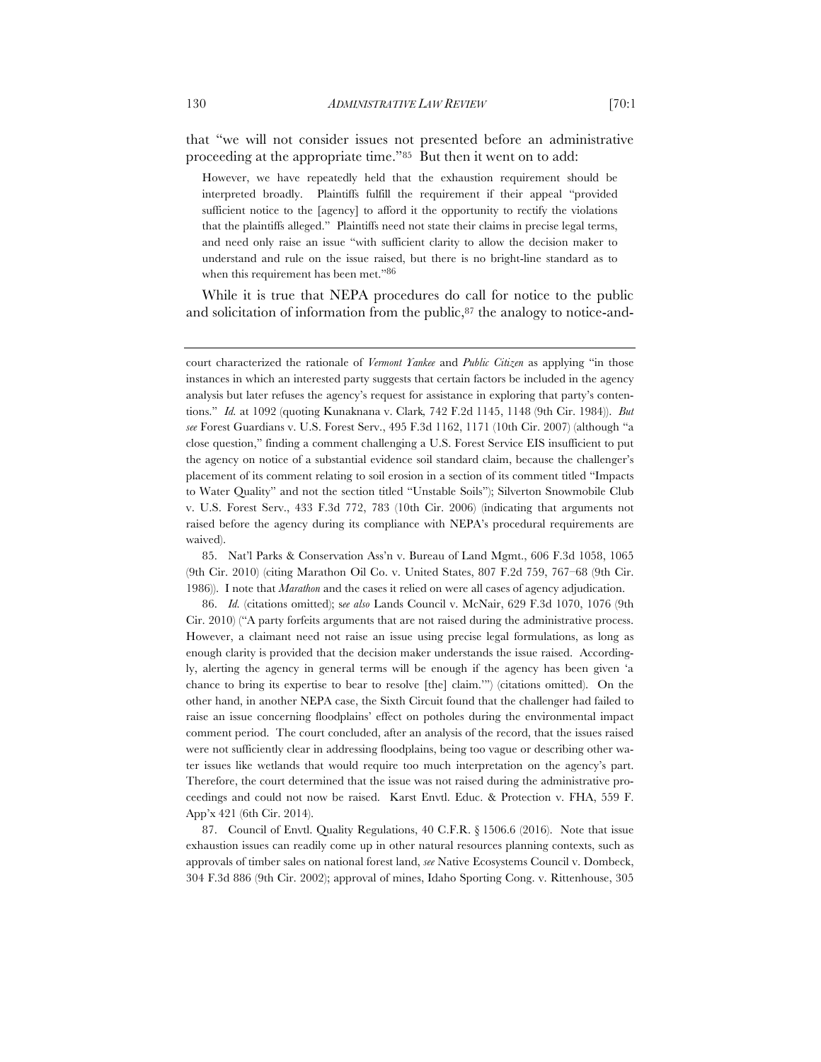that "we will not consider issues not presented before an administrative proceeding at the appropriate time."[85] But then it went on to add:

> However, we have repeatedly held that the exhaustion requirement should be interpreted broadly. Plaintiffs fulfill the requirement if their appeal "provided sufficient notice to the [agency] to afford it the opportunity to rectify the violations that the plaintiffs alleged." Plaintiffs need not state their claims in precise legal terms, and need only raise an issue "with sufficient clarity to allow the decision maker to understand and rule on the issue raised, but there is no bright-line standard as to when this requirement has been met."[86]

While it is true that NEPA procedures do call for notice to the public and solicitation of information from the public,[87] the analogy to notice-and-

---

court characterized the rationale of *Vermont Yankee* and *Public Citizen* as applying "in those instances in which an interested party suggests that certain factors be included in the agency analysis but later refuses the agency's request for assistance in exploring that party's contentions." *Id.* at 1092 (quoting Kunaknana v. Clark*,* 742 F.2d 1145, 1148 (9th Cir. 1984)). *But see* Forest Guardians v. U.S. Forest Serv., 495 F.3d 1162, 1171 (10th Cir. 2007) (although "a close question," finding a comment challenging a U.S. Forest Service EIS insufficient to put the agency on notice of a substantial evidence soil standard claim, because the challenger's placement of its comment relating to soil erosion in a section of its comment titled "Impacts to Water Quality" and not the section titled "Unstable Soils"); Silverton Snowmobile Club v. U.S. Forest Serv., 433 F.3d 772, 783 (10th Cir. 2006) (indicating that arguments not raised before the agency during its compliance with NEPA's procedural requirements are waived).

85. Nat'l Parks & Conservation Ass'n v. Bureau of Land Mgmt., 606 F.3d 1058, 1065 (9th Cir. 2010) (citing Marathon Oil Co. v. United States, 807 F.2d 759, 767–68 (9th Cir. 1986)). I note that *Marathon* and the cases it relied on were all cases of agency adjudication.

86. *Id.* (citations omitted); s*ee also* Lands Council v. McNair, 629 F.3d 1070, 1076 (9th Cir. 2010) ("A party forfeits arguments that are not raised during the administrative process. However, a claimant need not raise an issue using precise legal formulations, as long as enough clarity is provided that the decision maker understands the issue raised. Accordingly, alerting the agency in general terms will be enough if the agency has been given 'a chance to bring its expertise to bear to resolve [the] claim.'") (citations omitted). On the other hand, in another NEPA case, the Sixth Circuit found that the challenger had failed to raise an issue concerning floodplains' effect on potholes during the environmental impact comment period. The court concluded, after an analysis of the record, that the issues raised were not sufficiently clear in addressing floodplains, being too vague or describing other water issues like wetlands that would require too much interpretation on the agency's part. Therefore, the court determined that the issue was not raised during the administrative proceedings and could not now be raised. Karst Envtl. Educ. & Protection v. FHA, 559 F. App'x 421 (6th Cir. 2014).

87. Council of Envtl. Quality Regulations, 40 C.F.R. § 1506.6 (2016). Note that issue exhaustion issues can readily come up in other natural resources planning contexts, such as approvals of timber sales on national forest land, *see* Native Ecosystems Council v. Dombeck, 304 F.3d 886 (9th Cir. 2002); approval of mines, Idaho Sporting Cong. v. Rittenhouse, 305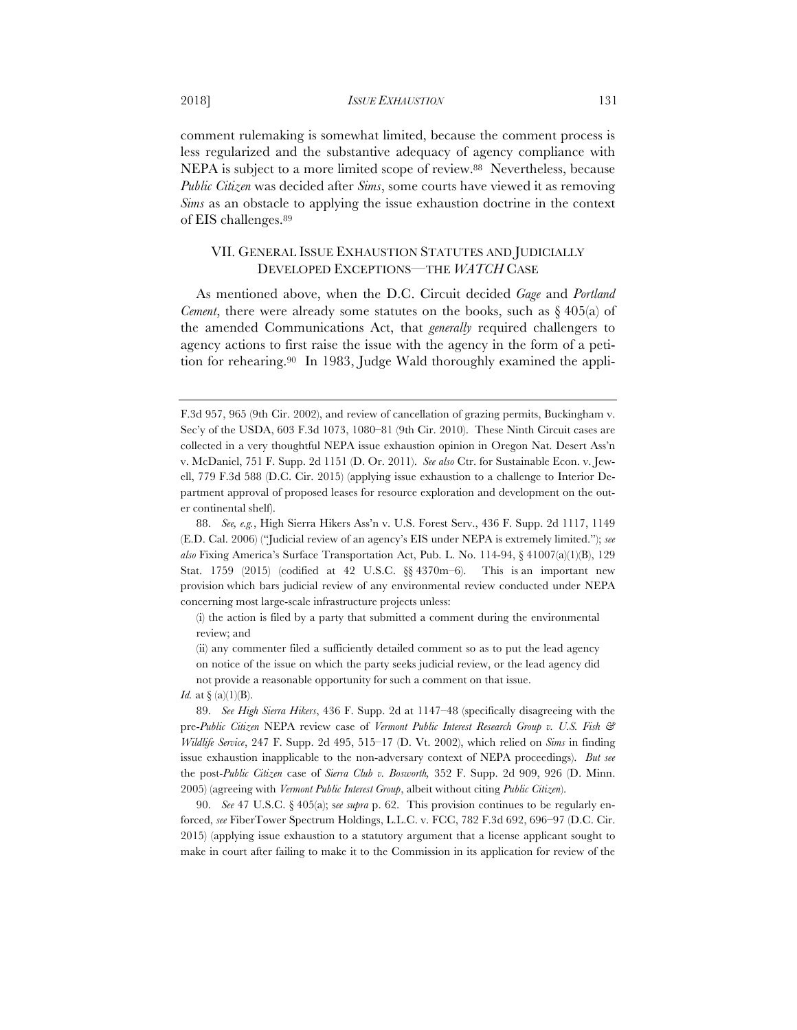comment rulemaking is somewhat limited, because the comment process is less regularized and the substantive adequacy of agency compliance with NEPA is subject to a more limited scope of review.[88] Nevertheless, because *Public Citizen* was decided after *Sims*, some courts have viewed it as removing *Sims* as an obstacle to applying the issue exhaustion doctrine in the context of EIS challenges.[89]

## VII. GENERAL ISSUE EXHAUSTION STATUTES AND JUDICIALLY DEVELOPED EXCEPTIONS—THE *WATCH* CASE

As mentioned above, when the D.C. Circuit decided *Gage* and *Portland Cement*, there were already some statutes on the books, such as § 405(a) of the amended Communications Act, that *generally* required challengers to agency actions to first raise the issue with the agency in the form of a petition for rehearing.[90] In 1983, Judge Wald thoroughly examined the appli-

---

F.3d 957, 965 (9th Cir. 2002), and review of cancellation of grazing permits, Buckingham v. Sec'y of the USDA, 603 F.3d 1073, 1080–81 (9th Cir. 2010). These Ninth Circuit cases are collected in a very thoughtful NEPA issue exhaustion opinion in Oregon Nat. Desert Ass'n v. McDaniel, 751 F. Supp. 2d 1151 (D. Or. 2011). *See also* Ctr. for Sustainable Econ. v. Jewell, 779 F.3d 588 (D.C. Cir. 2015) (applying issue exhaustion to a challenge to Interior Department approval of proposed leases for resource exploration and development on the outer continental shelf).

88. *See, e.g.*, High Sierra Hikers Ass'n v. U.S. Forest Serv., 436 F. Supp. 2d 1117, 1149 (E.D. Cal. 2006) ("Judicial review of an agency's EIS under NEPA is extremely limited."); *see also* Fixing America's Surface Transportation Act, Pub. L. No. 114-94, § 41007(a)(1)(B), 129 Stat. 1759 (2015) (codified at 42 U.S.C. §§ 4370m–6). This is an important new provision which bars judicial review of any environmental review conducted under NEPA concerning most large-scale infrastructure projects unless:

> (i) the action is filed by a party that submitted a comment during the environmental review; and
>
> (ii) any commenter filed a sufficiently detailed comment so as to put the lead agency on notice of the issue on which the party seeks judicial review, or the lead agency did not provide a reasonable opportunity for such a comment on that issue.

*Id.* at § (a)(1)(B).

89. *See High Sierra Hikers*, 436 F. Supp. 2d at 1147–48 (specifically disagreeing with the pre-*Public Citizen* NEPA review case of *Vermont Public Interest Research Group v. U.S. Fish & Wildlife Service*, 247 F. Supp. 2d 495, 515–17 (D. Vt. 2002), which relied on *Sims* in finding issue exhaustion inapplicable to the non-adversary context of NEPA proceedings). *But see* the post-*Public Citizen* case of *Sierra Club v. Bosworth,* 352 F. Supp. 2d 909, 926 (D. Minn. 2005) (agreeing with *Vermont Public Interest Group*, albeit without citing *Public Citizen*).

90. *See* 47 U.S.C. § 405(a); s*ee supra* p. 62. This provision continues to be regularly enforced, *see* FiberTower Spectrum Holdings, L.L.C. v. FCC, 782 F.3d 692, 696–97 (D.C. Cir. 2015) (applying issue exhaustion to a statutory argument that a license applicant sought to make in court after failing to make it to the Commission in its application for review of the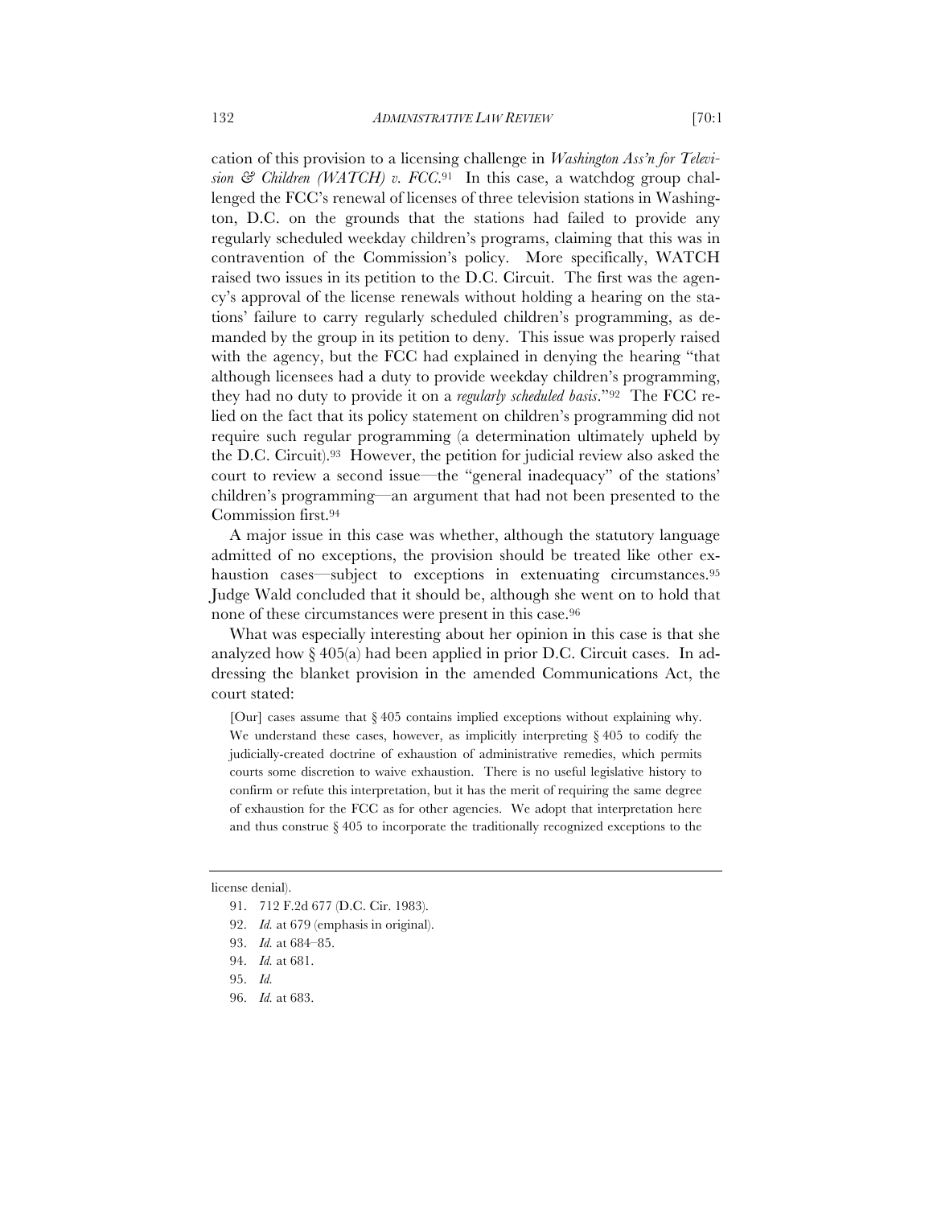cation of this provision to a licensing challenge in *Washington Ass'n for Television & Children (WATCH) v. FCC*.[91] In this case, a watchdog group challenged the FCC's renewal of licenses of three television stations in Washington, D.C. on the grounds that the stations had failed to provide any regularly scheduled weekday children's programs, claiming that this was in contravention of the Commission's policy. More specifically, WATCH raised two issues in its petition to the D.C. Circuit. The first was the agency's approval of the license renewals without holding a hearing on the stations' failure to carry regularly scheduled children's programming, as demanded by the group in its petition to deny. This issue was properly raised with the agency, but the FCC had explained in denying the hearing "that although licensees had a duty to provide weekday children's programming, they had no duty to provide it on a *regularly scheduled basis*."[92] The FCC relied on the fact that its policy statement on children's programming did not require such regular programming (a determination ultimately upheld by the D.C. Circuit).[93] However, the petition for judicial review also asked the court to review a second issue—the "general inadequacy" of the stations' children's programming—an argument that had not been presented to the Commission first.[94]

A major issue in this case was whether, although the statutory language admitted of no exceptions, the provision should be treated like other exhaustion cases—subject to exceptions in extenuating circumstances.[95] Judge Wald concluded that it should be, although she went on to hold that none of these circumstances were present in this case.[96]

What was especially interesting about her opinion in this case is that she analyzed how § 405(a) had been applied in prior D.C. Circuit cases. In addressing the blanket provision in the amended Communications Act, the court stated:

> [Our] cases assume that § 405 contains implied exceptions without explaining why. We understand these cases, however, as implicitly interpreting § 405 to codify the judicially-created doctrine of exhaustion of administrative remedies, which permits courts some discretion to waive exhaustion. There is no useful legislative history to confirm or refute this interpretation, but it has the merit of requiring the same degree of exhaustion for the FCC as for other agencies. We adopt that interpretation here and thus construe § 405 to incorporate the traditionally recognized exceptions to the

---

license denial).

91. 712 F.2d 677 (D.C. Cir. 1983).

92. *Id.* at 679 (emphasis in original).

93. *Id.* at 684–85.

94. *Id.* at 681.

95. *Id.*

96. *Id.* at 683.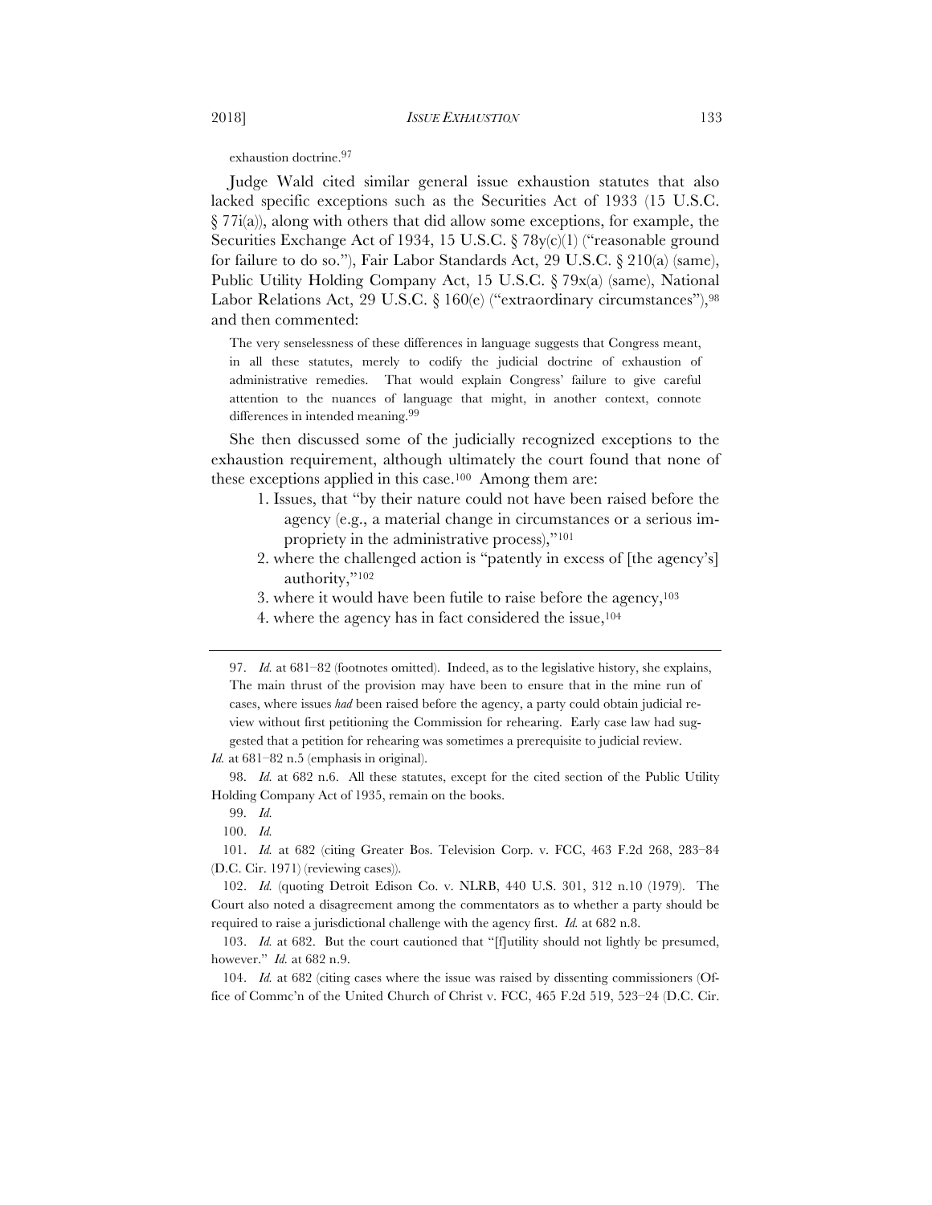exhaustion doctrine.[97]

Judge Wald cited similar general issue exhaustion statutes that also lacked specific exceptions such as the Securities Act of 1933 (15 U.S.C. § 77i(a)), along with others that did allow some exceptions, for example, the Securities Exchange Act of 1934, 15 U.S.C. § 78y(c)(1) ("reasonable ground for failure to do so."), Fair Labor Standards Act, 29 U.S.C. § 210(a) (same), Public Utility Holding Company Act, 15 U.S.C. § 79x(a) (same), National Labor Relations Act, 29 U.S.C. § 160(e) ("extraordinary circumstances"),[98] and then commented:

> The very senselessness of these differences in language suggests that Congress meant, in all these statutes, merely to codify the judicial doctrine of exhaustion of administrative remedies. That would explain Congress' failure to give careful attention to the nuances of language that might, in another context, connote differences in intended meaning.[99]

She then discussed some of the judicially recognized exceptions to the exhaustion requirement, although ultimately the court found that none of these exceptions applied in this case.[100] Among them are:

1. Issues, that "by their nature could not have been raised before the agency (e.g., a material change in circumstances or a serious impropriety in the administrative process),"[101]
2. where the challenged action is "patently in excess of [the agency's] authority,"[102]
3. where it would have been futile to raise before the agency,[103]
4. where the agency has in fact considered the issue,[104]

---

97. *Id.* at 681–82 (footnotes omitted). Indeed, as to the legislative history, she explains,

> The main thrust of the provision may have been to ensure that in the mine run of cases, where issues *had* been raised before the agency, a party could obtain judicial review without first petitioning the Commission for rehearing. Early case law had suggested that a petition for rehearing was sometimes a prerequisite to judicial review.

*Id.* at 681–82 n.5 (emphasis in original).

98. *Id.* at 682 n.6. All these statutes, except for the cited section of the Public Utility Holding Company Act of 1935, remain on the books.

99. *Id.*

100. *Id.*

101. *Id.* at 682 (citing Greater Bos. Television Corp. v. FCC, 463 F.2d 268, 283–84 (D.C. Cir. 1971) (reviewing cases)).

102. *Id.* (quoting Detroit Edison Co. v. NLRB, 440 U.S. 301, 312 n.10 (1979). The Court also noted a disagreement among the commentators as to whether a party should be required to raise a jurisdictional challenge with the agency first. *Id.* at 682 n.8.

103. *Id.* at 682. But the court cautioned that "[f]utility should not lightly be presumed, however." *Id.* at 682 n.9.

104. *Id.* at 682 (citing cases where the issue was raised by dissenting commissioners (Office of Commc'n of the United Church of Christ v. FCC, 465 F.2d 519, 523–24 (D.C. Cir.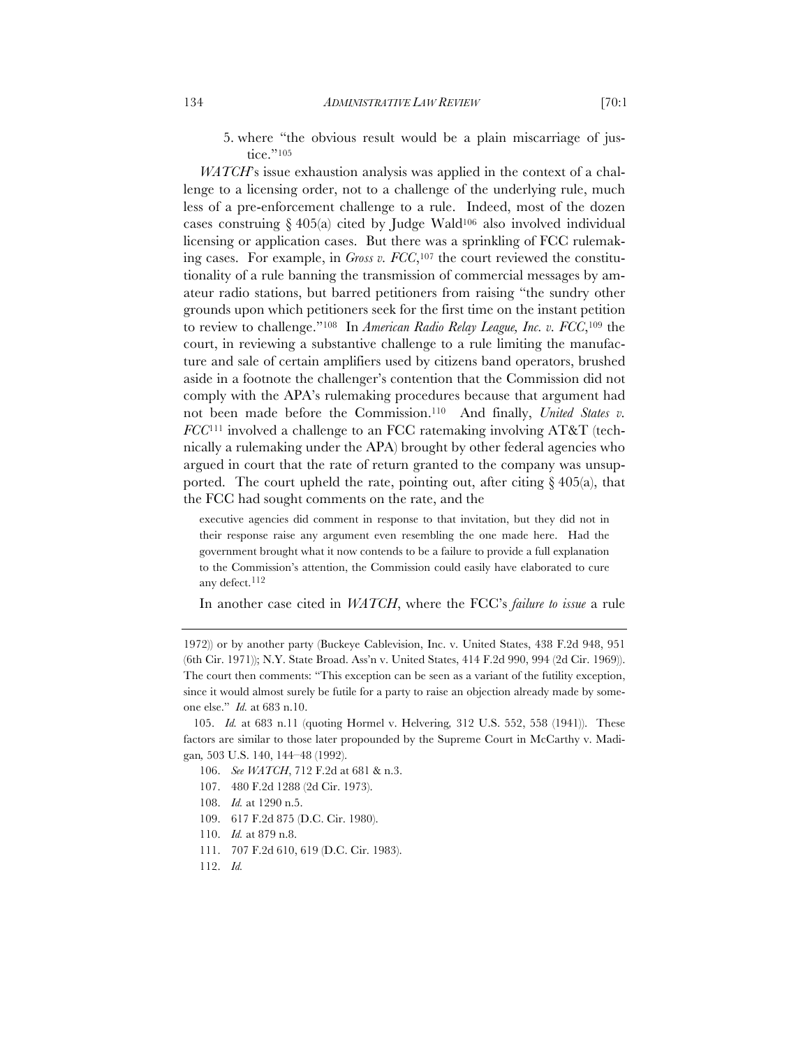5. where "the obvious result would be a plain miscarriage of justice."[105]

*WATCH*'s issue exhaustion analysis was applied in the context of a challenge to a licensing order, not to a challenge of the underlying rule, much less of a pre-enforcement challenge to a rule. Indeed, most of the dozen cases construing § 405(a) cited by Judge Wald[106] also involved individual licensing or application cases. But there was a sprinkling of FCC rulemaking cases. For example, in *Gross v. FCC*,[107] the court reviewed the constitutionality of a rule banning the transmission of commercial messages by amateur radio stations, but barred petitioners from raising "the sundry other grounds upon which petitioners seek for the first time on the instant petition to review to challenge."[108] In *American Radio Relay League, Inc. v. FCC*,[109] the court, in reviewing a substantive challenge to a rule limiting the manufacture and sale of certain amplifiers used by citizens band operators, brushed aside in a footnote the challenger's contention that the Commission did not comply with the APA's rulemaking procedures because that argument had not been made before the Commission.[110] And finally, *United States v. FCC*[111] involved a challenge to an FCC ratemaking involving AT&T (technically a rulemaking under the APA) brought by other federal agencies who argued in court that the rate of return granted to the company was unsupported. The court upheld the rate, pointing out, after citing § 405(a), that the FCC had sought comments on the rate, and the

> executive agencies did comment in response to that invitation, but they did not in their response raise any argument even resembling the one made here. Had the government brought what it now contends to be a failure to provide a full explanation to the Commission's attention, the Commission could easily have elaborated to cure any defect.[112]

In another case cited in *WATCH*, where the FCC's *failure to issue* a rule

---

1972)) or by another party (Buckeye Cablevision, Inc. v. United States, 438 F.2d 948, 951 (6th Cir. 1971)); N.Y. State Broad. Ass'n v. United States, 414 F.2d 990, 994 (2d Cir. 1969)). The court then comments: "This exception can be seen as a variant of the futility exception, since it would almost surely be futile for a party to raise an objection already made by someone else." *Id.* at 683 n.10.

105. *Id.* at 683 n.11 (quoting Hormel v. Helvering, 312 U.S. 552, 558 (1941)). These factors are similar to those later propounded by the Supreme Court in McCarthy v. Madigan, 503 U.S. 140, 144–48 (1992).

106. *See WATCH*, 712 F.2d at 681 & n.3.

107. 480 F.2d 1288 (2d Cir. 1973).

108. *Id.* at 1290 n.5.

109. 617 F.2d 875 (D.C. Cir. 1980).

110. *Id.* at 879 n.8.

111. 707 F.2d 610, 619 (D.C. Cir. 1983).

112. *Id.*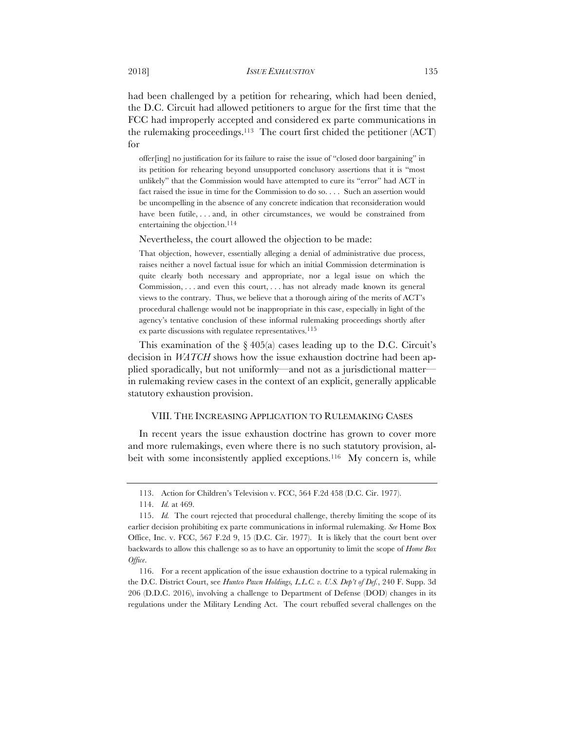had been challenged by a petition for rehearing, which had been denied, the D.C. Circuit had allowed petitioners to argue for the first time that the FCC had improperly accepted and considered ex parte communications in the rulemaking proceedings.[113] The court first chided the petitioner (ACT) for

> offer[ing] no justification for its failure to raise the issue of "closed door bargaining" in its petition for rehearing beyond unsupported conclusory assertions that it is "most unlikely" that the Commission would have attempted to cure its "error" had ACT in fact raised the issue in time for the Commission to do so. . . . Such an assertion would be uncompelling in the absence of any concrete indication that reconsideration would have been futile, . . . and, in other circumstances, we would be constrained from entertaining the objection.[114]

Nevertheless, the court allowed the objection to be made:

> That objection, however, essentially alleging a denial of administrative due process, raises neither a novel factual issue for which an initial Commission determination is quite clearly both necessary and appropriate, nor a legal issue on which the Commission, . . . and even this court, . . . has not already made known its general views to the contrary. Thus, we believe that a thorough airing of the merits of ACT's procedural challenge would not be inappropriate in this case, especially in light of the agency's tentative conclusion of these informal rulemaking proceedings shortly after ex parte discussions with regulatee representatives.[115]

This examination of the § 405(a) cases leading up to the D.C. Circuit's decision in *WATCH* shows how the issue exhaustion doctrine had been applied sporadically, but not uniformly—and not as a jurisdictional matter—in rulemaking review cases in the context of an explicit, generally applicable statutory exhaustion provision.

## VIII. THE INCREASING APPLICATION TO RULEMAKING CASES

In recent years the issue exhaustion doctrine has grown to cover more and more rulemakings, even where there is no such statutory provision, albeit with some inconsistently applied exceptions.[116] My concern is, while

---

113. Action for Children's Television v. FCC, 564 F.2d 458 (D.C. Cir. 1977).

114. *Id.* at 469.

115. *Id.* The court rejected that procedural challenge, thereby limiting the scope of its earlier decision prohibiting ex parte communications in informal rulemaking. *See* Home Box Office, Inc. v. FCC, 567 F.2d 9, 15 (D.C. Cir. 1977). It is likely that the court bent over backwards to allow this challenge so as to have an opportunity to limit the scope of *Home Box Office*.

116. For a recent application of the issue exhaustion doctrine to a typical rulemaking in the D.C. District Court, see *Huntco Pawn Holdings, L.L.C. v. U.S. Dep't of Def.*, 240 F. Supp. 3d 206 (D.D.C. 2016), involving a challenge to Department of Defense (DOD) changes in its regulations under the Military Lending Act. The court rebuffed several challenges on the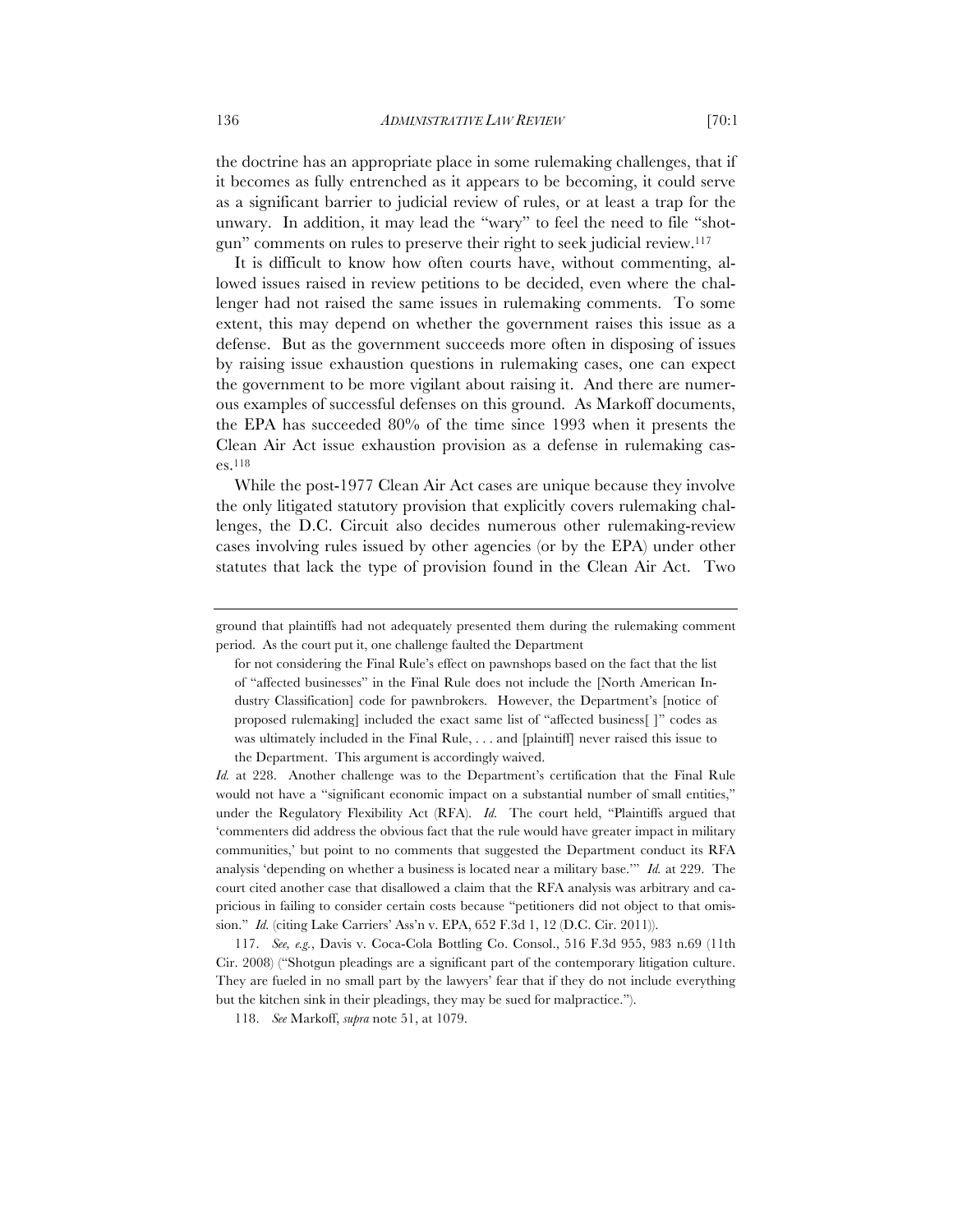the doctrine has an appropriate place in some rulemaking challenges, that if it becomes as fully entrenched as it appears to be becoming, it could serve as a significant barrier to judicial review of rules, or at least a trap for the unwary. In addition, it may lead the "wary" to feel the need to file "shotgun" comments on rules to preserve their right to seek judicial review.[117]

It is difficult to know how often courts have, without commenting, allowed issues raised in review petitions to be decided, even where the challenger had not raised the same issues in rulemaking comments. To some extent, this may depend on whether the government raises this issue as a defense. But as the government succeeds more often in disposing of issues by raising issue exhaustion questions in rulemaking cases, one can expect the government to be more vigilant about raising it. And there are numerous examples of successful defenses on this ground. As Markoff documents, the EPA has succeeded 80% of the time since 1993 when it presents the Clean Air Act issue exhaustion provision as a defense in rulemaking cases.[118]

While the post-1977 Clean Air Act cases are unique because they involve the only litigated statutory provision that explicitly covers rulemaking challenges, the D.C. Circuit also decides numerous other rulemaking-review cases involving rules issued by other agencies (or by the EPA) under other statutes that lack the type of provision found in the Clean Air Act. Two

---

ground that plaintiffs had not adequately presented them during the rulemaking comment period. As the court put it, one challenge faulted the Department

> for not considering the Final Rule's effect on pawnshops based on the fact that the list of "affected businesses" in the Final Rule does not include the [North American Industry Classification] code for pawnbrokers. However, the Department's [notice of proposed rulemaking] included the exact same list of "affected business[ ]" codes as was ultimately included in the Final Rule, . . . and [plaintiff] never raised this issue to the Department. This argument is accordingly waived.

*Id.* at 228. Another challenge was to the Department's certification that the Final Rule would not have a "significant economic impact on a substantial number of small entities," under the Regulatory Flexibility Act (RFA). *Id.* The court held, "Plaintiffs argued that 'commenters did address the obvious fact that the rule would have greater impact in military communities,' but point to no comments that suggested the Department conduct its RFA analysis 'depending on whether a business is located near a military base.'" *Id.* at 229. The court cited another case that disallowed a claim that the RFA analysis was arbitrary and capricious in failing to consider certain costs because "petitioners did not object to that omission." *Id.* (citing Lake Carriers' Ass'n v. EPA, 652 F.3d 1, 12 (D.C. Cir. 2011)).

117. *See, e.g.*, Davis v. Coca-Cola Bottling Co. Consol., 516 F.3d 955, 983 n.69 (11th Cir. 2008) ("Shotgun pleadings are a significant part of the contemporary litigation culture. They are fueled in no small part by the lawyers' fear that if they do not include everything but the kitchen sink in their pleadings, they may be sued for malpractice.").

118. *See* Markoff, *supra* note 51, at 1079.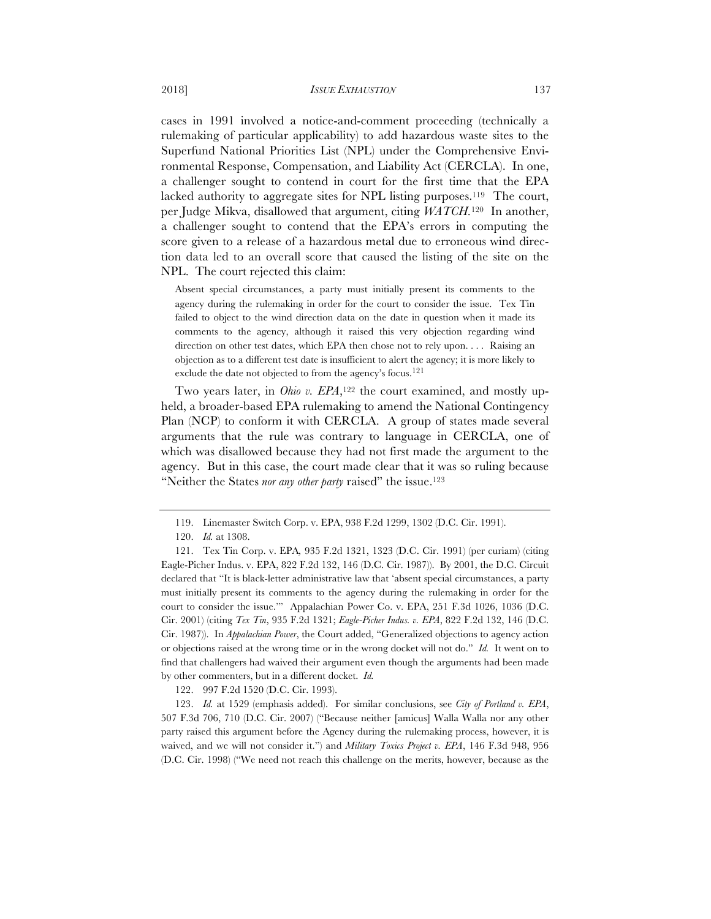cases in 1991 involved a notice-and-comment proceeding (technically a rulemaking of particular applicability) to add hazardous waste sites to the Superfund National Priorities List (NPL) under the Comprehensive Environmental Response, Compensation, and Liability Act (CERCLA). In one, a challenger sought to contend in court for the first time that the EPA lacked authority to aggregate sites for NPL listing purposes.[119] The court, per Judge Mikva, disallowed that argument, citing *WATCH*.[120] In another, a challenger sought to contend that the EPA's errors in computing the score given to a release of a hazardous metal due to erroneous wind direction data led to an overall score that caused the listing of the site on the NPL. The court rejected this claim:

> Absent special circumstances, a party must initially present its comments to the agency during the rulemaking in order for the court to consider the issue. Tex Tin failed to object to the wind direction data on the date in question when it made its comments to the agency, although it raised this very objection regarding wind direction on other test dates, which EPA then chose not to rely upon. . . . Raising an objection as to a different test date is insufficient to alert the agency; it is more likely to exclude the date not objected to from the agency's focus.[121]

Two years later, in *Ohio v. EPA*,[122] the court examined, and mostly upheld, a broader-based EPA rulemaking to amend the National Contingency Plan (NCP) to conform it with CERCLA. A group of states made several arguments that the rule was contrary to language in CERCLA, one of which was disallowed because they had not first made the argument to the agency. But in this case, the court made clear that it was so ruling because "Neither the States *nor any other party* raised" the issue.[123]

---

119. Linemaster Switch Corp. v. EPA, 938 F.2d 1299, 1302 (D.C. Cir. 1991).

120. *Id.* at 1308.

121. Tex Tin Corp. v. EPA, 935 F.2d 1321, 1323 (D.C. Cir. 1991) (per curiam) (citing Eagle-Picher Indus. v. EPA, 822 F.2d 132, 146 (D.C. Cir. 1987)). By 2001, the D.C. Circuit declared that "It is black-letter administrative law that 'absent special circumstances, a party must initially present its comments to the agency during the rulemaking in order for the court to consider the issue.'" Appalachian Power Co. v. EPA, 251 F.3d 1026, 1036 (D.C. Cir. 2001) (citing *Tex Tin*, 935 F.2d 1321; *Eagle-Picher Indus. v. EPA*, 822 F.2d 132, 146 (D.C. Cir. 1987)). In *Appalachian Power*, the Court added, "Generalized objections to agency action or objections raised at the wrong time or in the wrong docket will not do." *Id.* It went on to find that challengers had waived their argument even though the arguments had been made by other commenters, but in a different docket. *Id.*

122. 997 F.2d 1520 (D.C. Cir. 1993).

123. *Id.* at 1529 (emphasis added). For similar conclusions, see *City of Portland v. EPA*, 507 F.3d 706, 710 (D.C. Cir. 2007) ("Because neither [amicus] Walla Walla nor any other party raised this argument before the Agency during the rulemaking process, however, it is waived, and we will not consider it.") and *Military Toxics Project v. EPA*, 146 F.3d 948, 956 (D.C. Cir. 1998) ("We need not reach this challenge on the merits, however, because as the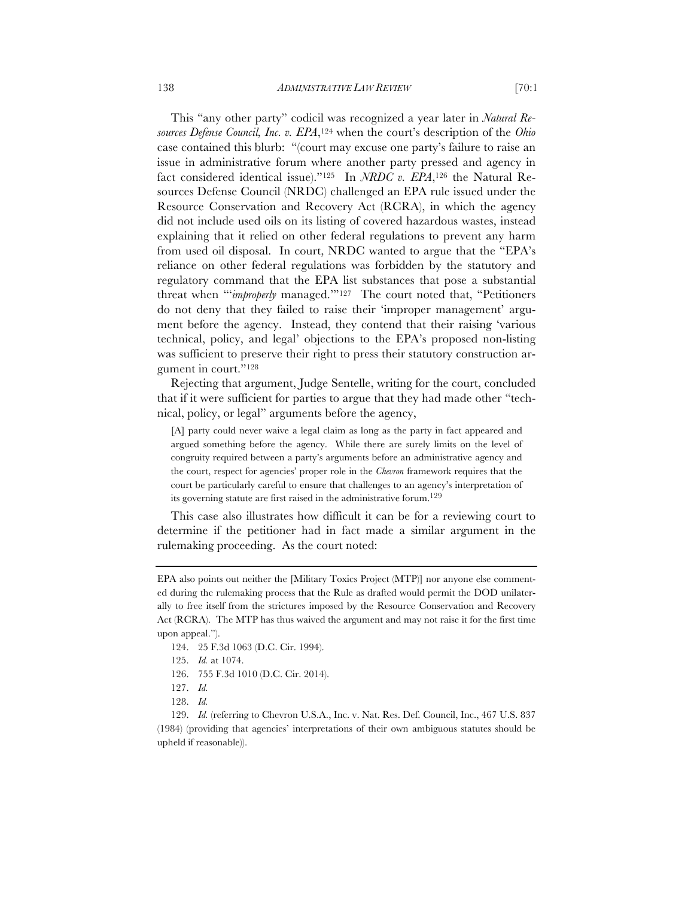This "any other party" codicil was recognized a year later in *Natural Resources Defense Council, Inc. v. EPA*,[124] when the court's description of the *Ohio* case contained this blurb: "(court may excuse one party's failure to raise an issue in administrative forum where another party pressed and agency in fact considered identical issue)."[125] In *NRDC v. EPA*,[126] the Natural Resources Defense Council (NRDC) challenged an EPA rule issued under the Resource Conservation and Recovery Act (RCRA), in which the agency did not include used oils on its listing of covered hazardous wastes, instead explaining that it relied on other federal regulations to prevent any harm from used oil disposal. In court, NRDC wanted to argue that the "EPA's reliance on other federal regulations was forbidden by the statutory and regulatory command that the EPA list substances that pose a substantial threat when "'*improperly* managed.'"[127] The court noted that, "Petitioners do not deny that they failed to raise their 'improper management' argument before the agency. Instead, they contend that their raising 'various technical, policy, and legal' objections to the EPA's proposed non-listing was sufficient to preserve their right to press their statutory construction argument in court."[128]

Rejecting that argument, Judge Sentelle, writing for the court, concluded that if it were sufficient for parties to argue that they had made other "technical, policy, or legal" arguments before the agency,

> [A] party could never waive a legal claim as long as the party in fact appeared and argued something before the agency. While there are surely limits on the level of congruity required between a party's arguments before an administrative agency and the court, respect for agencies' proper role in the *Chevron* framework requires that the court be particularly careful to ensure that challenges to an agency's interpretation of its governing statute are first raised in the administrative forum.[129]

This case also illustrates how difficult it can be for a reviewing court to determine if the petitioner had in fact made a similar argument in the rulemaking proceeding. As the court noted:

---

EPA also points out neither the [Military Toxics Project (MTP)] nor anyone else commented during the rulemaking process that the Rule as drafted would permit the DOD unilaterally to free itself from the strictures imposed by the Resource Conservation and Recovery Act (RCRA). The MTP has thus waived the argument and may not raise it for the first time upon appeal.").

124. 25 F.3d 1063 (D.C. Cir. 1994).

125. *Id.* at 1074.

126. 755 F.3d 1010 (D.C. Cir. 2014).

127. *Id.*

128. *Id.*

129. *Id.* (referring to Chevron U.S.A., Inc. v. Nat. Res. Def. Council, Inc., 467 U.S. 837 (1984) (providing that agencies' interpretations of their own ambiguous statutes should be upheld if reasonable)).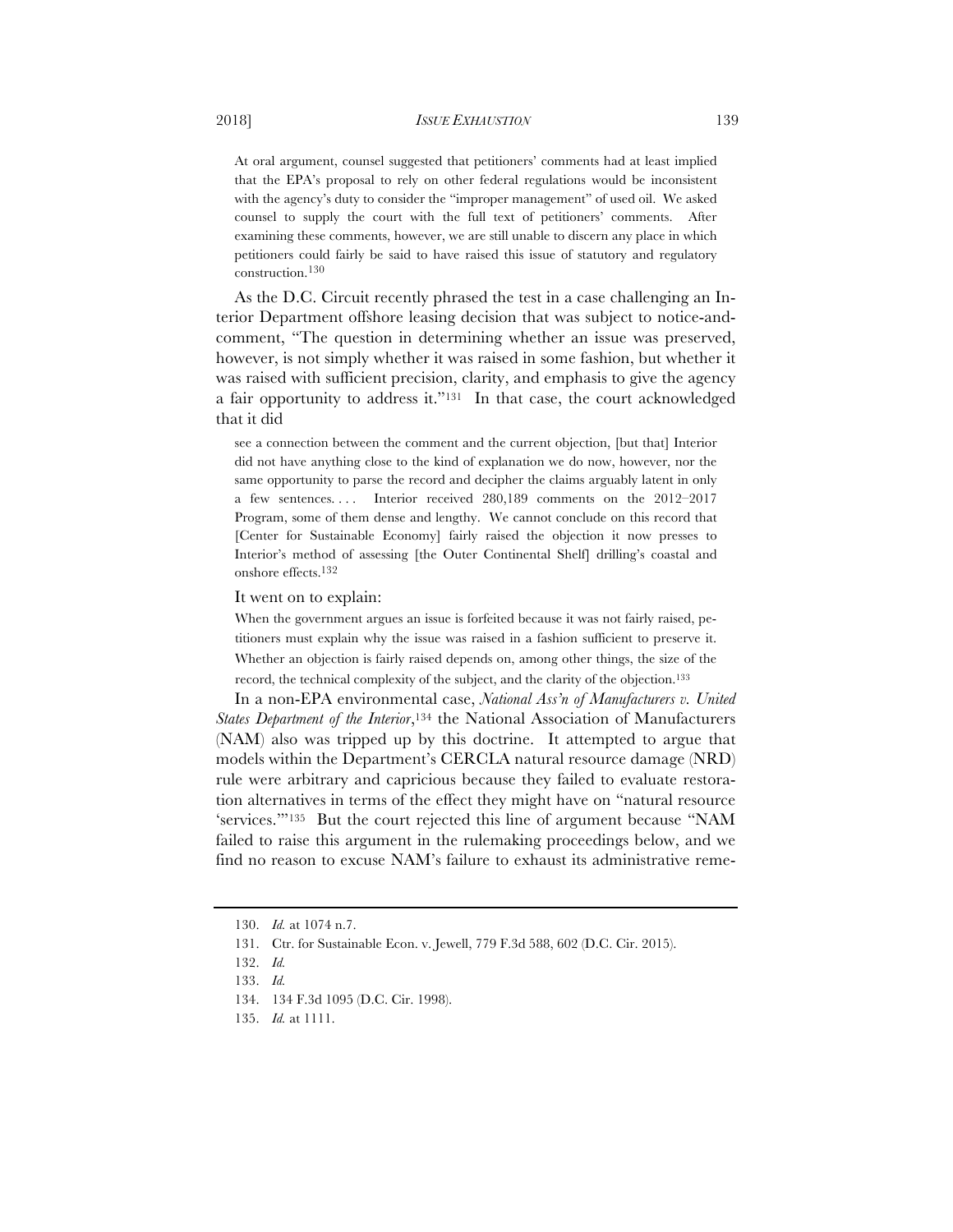> At oral argument, counsel suggested that petitioners' comments had at least implied that the EPA's proposal to rely on other federal regulations would be inconsistent with the agency's duty to consider the "improper management" of used oil. We asked counsel to supply the court with the full text of petitioners' comments. After examining these comments, however, we are still unable to discern any place in which petitioners could fairly be said to have raised this issue of statutory and regulatory construction.[130]

As the D.C. Circuit recently phrased the test in a case challenging an Interior Department offshore leasing decision that was subject to notice-and-comment, "The question in determining whether an issue was preserved, however, is not simply whether it was raised in some fashion, but whether it was raised with sufficient precision, clarity, and emphasis to give the agency a fair opportunity to address it."[131] In that case, the court acknowledged that it did

> see a connection between the comment and the current objection, [but that] Interior did not have anything close to the kind of explanation we do now, however, nor the same opportunity to parse the record and decipher the claims arguably latent in only a few sentences. . . . Interior received 280,189 comments on the 2012–2017 Program, some of them dense and lengthy. We cannot conclude on this record that [Center for Sustainable Economy] fairly raised the objection it now presses to Interior's method of assessing [the Outer Continental Shelf] drilling's coastal and onshore effects.[132]

It went on to explain:

> When the government argues an issue is forfeited because it was not fairly raised, petitioners must explain why the issue was raised in a fashion sufficient to preserve it. Whether an objection is fairly raised depends on, among other things, the size of the record, the technical complexity of the subject, and the clarity of the objection.[133]

In a non-EPA environmental case, *National Ass'n of Manufacturers v. United States Department of the Interior*,[134] the National Association of Manufacturers (NAM) also was tripped up by this doctrine. It attempted to argue that models within the Department's CERCLA natural resource damage (NRD) rule were arbitrary and capricious because they failed to evaluate restoration alternatives in terms of the effect they might have on "natural resource 'services.'"[135] But the court rejected this line of argument because "NAM failed to raise this argument in the rulemaking proceedings below, and we find no reason to excuse NAM's failure to exhaust its administrative reme-

---

130. *Id.* at 1074 n.7.

131. Ctr. for Sustainable Econ. v. Jewell, 779 F.3d 588, 602 (D.C. Cir. 2015).

132. *Id.*

133. *Id.*

134. 134 F.3d 1095 (D.C. Cir. 1998).

135. *Id.* at 1111.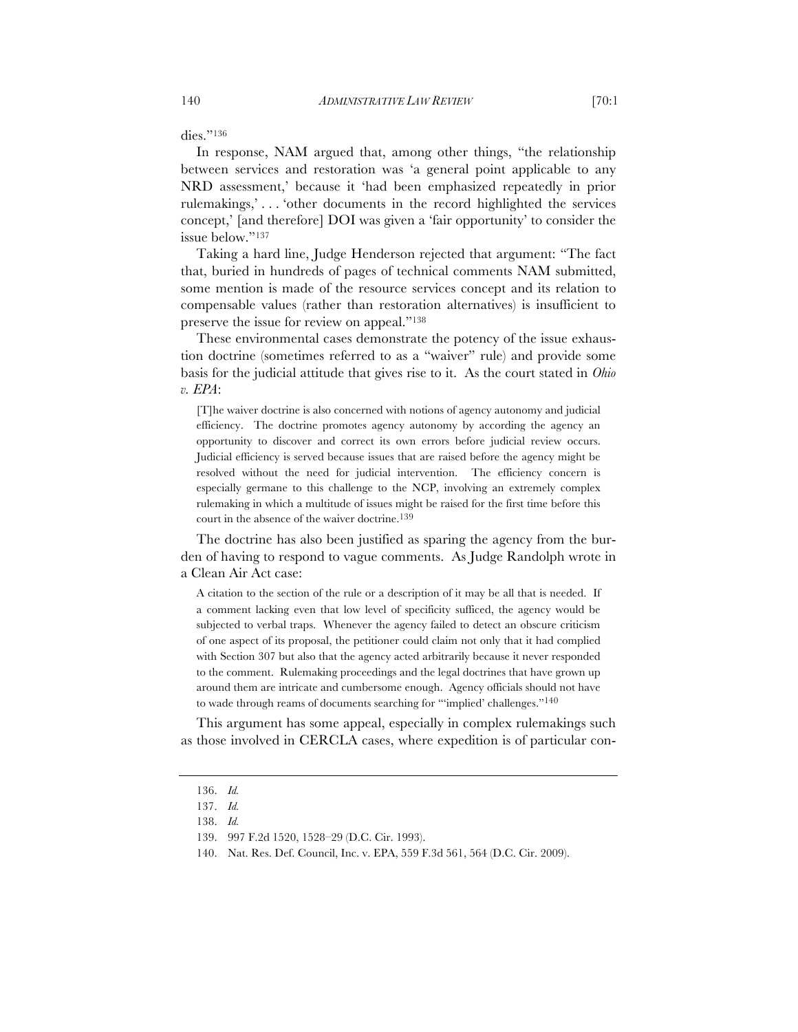dies."[136]

In response, NAM argued that, among other things, "the relationship between services and restoration was 'a general point applicable to any NRD assessment,' because it 'had been emphasized repeatedly in prior rulemakings,' . . . 'other documents in the record highlighted the services concept,' [and therefore] DOI was given a 'fair opportunity' to consider the issue below."[137]

Taking a hard line, Judge Henderson rejected that argument: "The fact that, buried in hundreds of pages of technical comments NAM submitted, some mention is made of the resource services concept and its relation to compensable values (rather than restoration alternatives) is insufficient to preserve the issue for review on appeal."[138]

These environmental cases demonstrate the potency of the issue exhaustion doctrine (sometimes referred to as a "waiver" rule) and provide some basis for the judicial attitude that gives rise to it. As the court stated in *Ohio v. EPA*:

> [T]he waiver doctrine is also concerned with notions of agency autonomy and judicial efficiency. The doctrine promotes agency autonomy by according the agency an opportunity to discover and correct its own errors before judicial review occurs. Judicial efficiency is served because issues that are raised before the agency might be resolved without the need for judicial intervention. The efficiency concern is especially germane to this challenge to the NCP, involving an extremely complex rulemaking in which a multitude of issues might be raised for the first time before this court in the absence of the waiver doctrine.[139]

The doctrine has also been justified as sparing the agency from the burden of having to respond to vague comments. As Judge Randolph wrote in a Clean Air Act case:

> A citation to the section of the rule or a description of it may be all that is needed. If a comment lacking even that low level of specificity sufficed, the agency would be subjected to verbal traps. Whenever the agency failed to detect an obscure criticism of one aspect of its proposal, the petitioner could claim not only that it had complied with Section 307 but also that the agency acted arbitrarily because it never responded to the comment. Rulemaking proceedings and the legal doctrines that have grown up around them are intricate and cumbersome enough. Agency officials should not have to wade through reams of documents searching for "'implied' challenges."[140]

This argument has some appeal, especially in complex rulemakings such as those involved in CERCLA cases, where expedition is of particular con-

---

136. *Id.*

137. *Id.*

138. *Id.*

139. 997 F.2d 1520, 1528–29 (D.C. Cir. 1993).

140. Nat. Res. Def. Council, Inc. v. EPA, 559 F.3d 561, 564 (D.C. Cir. 2009).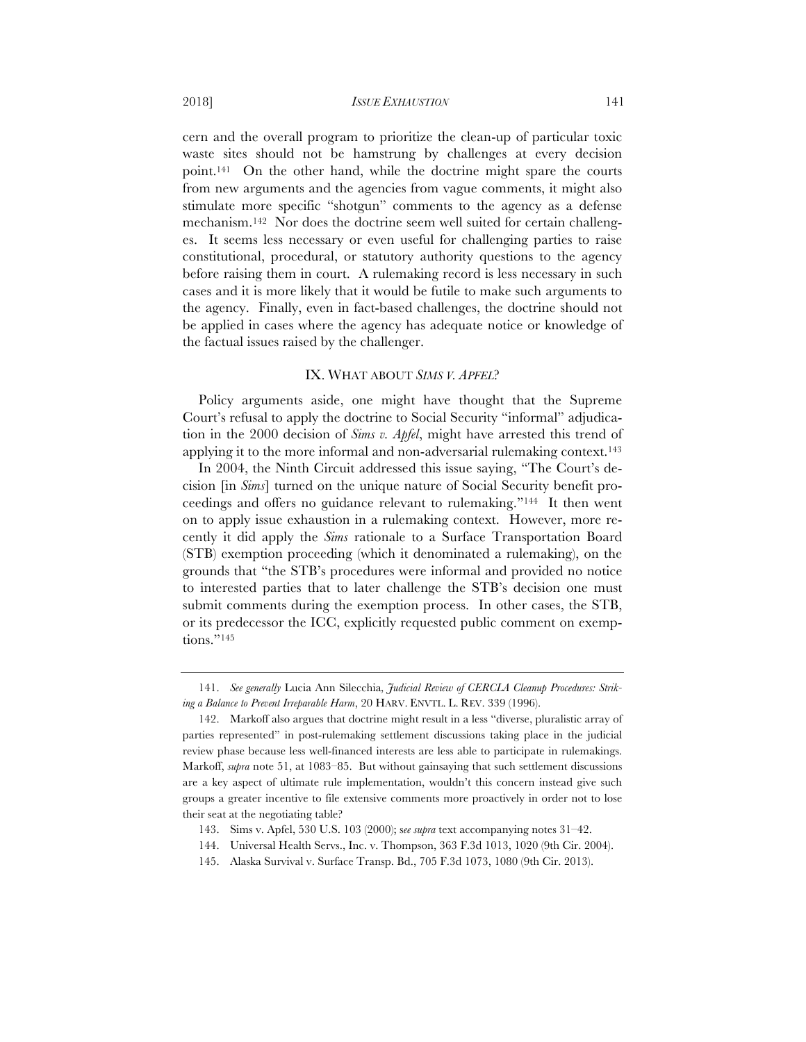cern and the overall program to prioritize the clean-up of particular toxic waste sites should not be hamstrung by challenges at every decision point.[141] On the other hand, while the doctrine might spare the courts from new arguments and the agencies from vague comments, it might also stimulate more specific "shotgun" comments to the agency as a defense mechanism.[142] Nor does the doctrine seem well suited for certain challenges. It seems less necessary or even useful for challenging parties to raise constitutional, procedural, or statutory authority questions to the agency before raising them in court. A rulemaking record is less necessary in such cases and it is more likely that it would be futile to make such arguments to the agency. Finally, even in fact-based challenges, the doctrine should not be applied in cases where the agency has adequate notice or knowledge of the factual issues raised by the challenger.

## IX. WHAT ABOUT *SIMS V. APFEL*?

Policy arguments aside, one might have thought that the Supreme Court's refusal to apply the doctrine to Social Security "informal" adjudication in the 2000 decision of *Sims v. Apfel*, might have arrested this trend of applying it to the more informal and non-adversarial rulemaking context.[143]

In 2004, the Ninth Circuit addressed this issue saying, "The Court's decision [in *Sims*] turned on the unique nature of Social Security benefit proceedings and offers no guidance relevant to rulemaking."[144] It then went on to apply issue exhaustion in a rulemaking context. However, more recently it did apply the *Sims* rationale to a Surface Transportation Board (STB) exemption proceeding (which it denominated a rulemaking), on the grounds that "the STB's procedures were informal and provided no notice to interested parties that to later challenge the STB's decision one must submit comments during the exemption process. In other cases, the STB, or its predecessor the ICC, explicitly requested public comment on exemptions."[145]

---

141. *See generally* Lucia Ann Silecchia*, Judicial Review of CERCLA Cleanup Procedures: Striking a Balance to Prevent Irreparable Harm*, 20 HARV. ENVTL. L. REV. 339 (1996).

142. Markoff also argues that doctrine might result in a less "diverse, pluralistic array of parties represented" in post-rulemaking settlement discussions taking place in the judicial review phase because less well-financed interests are less able to participate in rulemakings. Markoff, *supra* note 51, at 1083–85. But without gainsaying that such settlement discussions are a key aspect of ultimate rule implementation, wouldn't this concern instead give such groups a greater incentive to file extensive comments more proactively in order not to lose their seat at the negotiating table?

143. Sims v. Apfel, 530 U.S. 103 (2000); *see supra* text accompanying notes 31–42.

144. Universal Health Servs., Inc. v. Thompson, 363 F.3d 1013, 1020 (9th Cir. 2004).

145. Alaska Survival v. Surface Transp. Bd., 705 F.3d 1073, 1080 (9th Cir. 2013).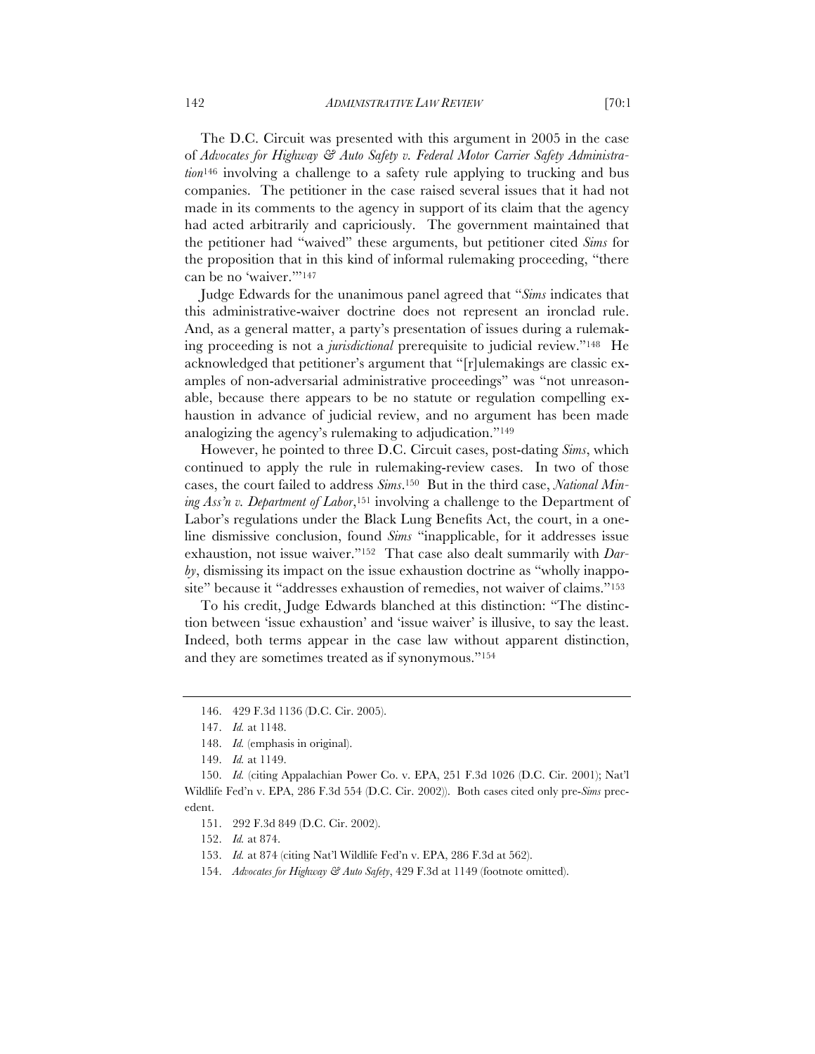The D.C. Circuit was presented with this argument in 2005 in the case of *Advocates for Highway & Auto Safety v. Federal Motor Carrier Safety Administration*[146] involving a challenge to a safety rule applying to trucking and bus companies. The petitioner in the case raised several issues that it had not made in its comments to the agency in support of its claim that the agency had acted arbitrarily and capriciously. The government maintained that the petitioner had "waived" these arguments, but petitioner cited *Sims* for the proposition that in this kind of informal rulemaking proceeding, "there can be no 'waiver.'"[147]

Judge Edwards for the unanimous panel agreed that "*Sims* indicates that this administrative-waiver doctrine does not represent an ironclad rule. And, as a general matter, a party's presentation of issues during a rulemaking proceeding is not a *jurisdictional* prerequisite to judicial review."[148] He acknowledged that petitioner's argument that "[r]ulemakings are classic examples of non-adversarial administrative proceedings" was "not unreasonable, because there appears to be no statute or regulation compelling exhaustion in advance of judicial review, and no argument has been made analogizing the agency's rulemaking to adjudication."[149]

However, he pointed to three D.C. Circuit cases, post-dating *Sims*, which continued to apply the rule in rulemaking-review cases. In two of those cases, the court failed to address *Sims*.[150] But in the third case, *National Mining Ass'n v. Department of Labor*,[151] involving a challenge to the Department of Labor's regulations under the Black Lung Benefits Act, the court, in a one-line dismissive conclusion, found *Sims* "inapplicable, for it addresses issue exhaustion, not issue waiver."[152] That case also dealt summarily with *Darby*, dismissing its impact on the issue exhaustion doctrine as "wholly inapposite" because it "addresses exhaustion of remedies, not waiver of claims."[153]

To his credit, Judge Edwards blanched at this distinction: "The distinction between 'issue exhaustion' and 'issue waiver' is illusive, to say the least. Indeed, both terms appear in the case law without apparent distinction, and they are sometimes treated as if synonymous."[154]

---

146. 429 F.3d 1136 (D.C. Cir. 2005).

147. *Id.* at 1148.

148. *Id.* (emphasis in original).

149. *Id.* at 1149.

150. *Id.* (citing Appalachian Power Co. v. EPA, 251 F.3d 1026 (D.C. Cir. 2001); Nat'l Wildlife Fed'n v. EPA, 286 F.3d 554 (D.C. Cir. 2002)). Both cases cited only pre-*Sims* precedent.

151. 292 F.3d 849 (D.C. Cir. 2002).

152. *Id.* at 874.

153. *Id.* at 874 (citing Nat'l Wildlife Fed'n v. EPA, 286 F.3d at 562).

154. *Advocates for Highway & Auto Safety*, 429 F.3d at 1149 (footnote omitted).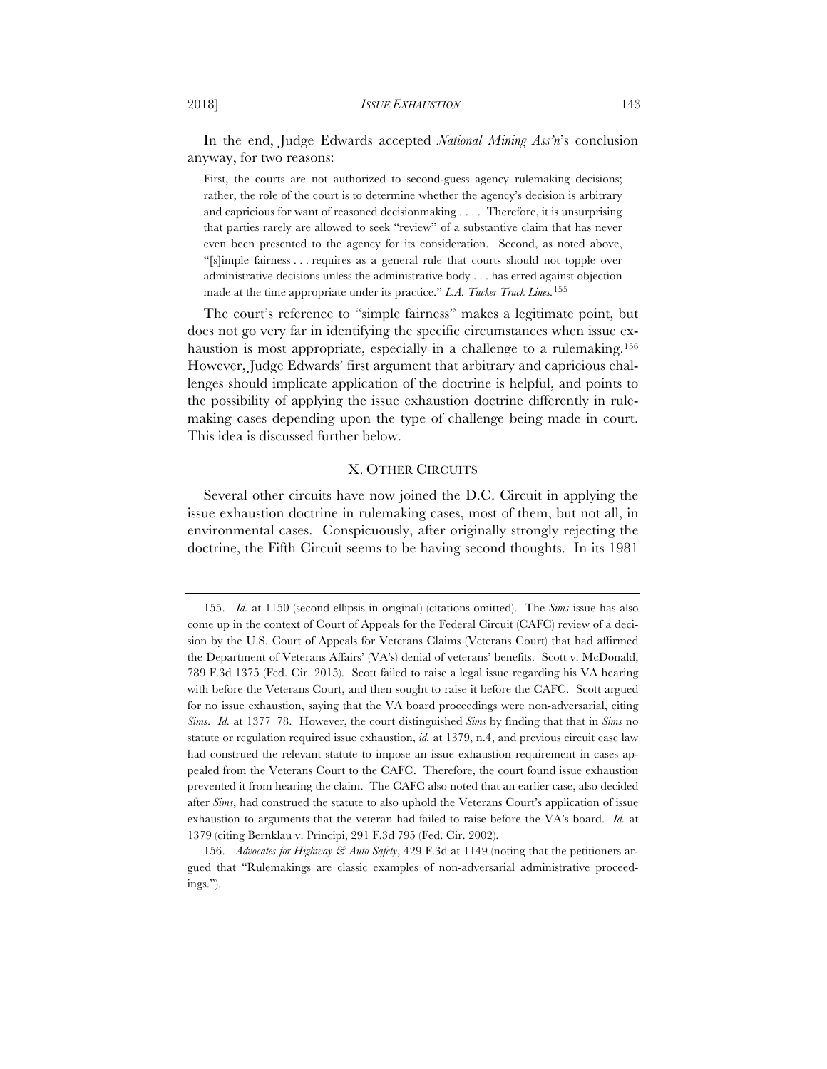In the end, Judge Edwards accepted *National Mining Ass'n*'s conclusion anyway, for two reasons:

> First, the courts are not authorized to second-guess agency rulemaking decisions; rather, the role of the court is to determine whether the agency's decision is arbitrary and capricious for want of reasoned decisionmaking . . . . Therefore, it is unsurprising that parties rarely are allowed to seek "review" of a substantive claim that has never even been presented to the agency for its consideration. Second, as noted above, "[s]imple fairness . . . requires as a general rule that courts should not topple over administrative decisions unless the administrative body . . . has erred against objection made at the time appropriate under its practice." *L.A. Tucker Truck Lines.*[155]

The court's reference to "simple fairness" makes a legitimate point, but does not go very far in identifying the specific circumstances when issue exhaustion is most appropriate, especially in a challenge to a rulemaking.[156] However, Judge Edwards' first argument that arbitrary and capricious challenges should implicate application of the doctrine is helpful, and points to the possibility of applying the issue exhaustion doctrine differently in rulemaking cases depending upon the type of challenge being made in court. This idea is discussed further below.

## X. OTHER CIRCUITS

Several other circuits have now joined the D.C. Circuit in applying the issue exhaustion doctrine in rulemaking cases, most of them, but not all, in environmental cases. Conspicuously, after originally strongly rejecting the doctrine, the Fifth Circuit seems to be having second thoughts. In its 1981

---

155. *Id.* at 1150 (second ellipsis in original) (citations omitted). The *Sims* issue has also come up in the context of Court of Appeals for the Federal Circuit (CAFC) review of a decision by the U.S. Court of Appeals for Veterans Claims (Veterans Court) that had affirmed the Department of Veterans Affairs' (VA's) denial of veterans' benefits. Scott v. McDonald, 789 F.3d 1375 (Fed. Cir. 2015). Scott failed to raise a legal issue regarding his VA hearing with before the Veterans Court, and then sought to raise it before the CAFC. Scott argued for no issue exhaustion, saying that the VA board proceedings were non-adversarial, citing *Sims*. *Id.* at 1377–78. However, the court distinguished *Sims* by finding that that in *Sims* no statute or regulation required issue exhaustion, *id.* at 1379, n.4, and previous circuit case law had construed the relevant statute to impose an issue exhaustion requirement in cases appealed from the Veterans Court to the CAFC. Therefore, the court found issue exhaustion prevented it from hearing the claim. The CAFC also noted that an earlier case, also decided after *Sims*, had construed the statute to also uphold the Veterans Court's application of issue exhaustion to arguments that the veteran had failed to raise before the VA's board. *Id.* at 1379 (citing Bernklau v. Principi, 291 F.3d 795 (Fed. Cir. 2002).

156. *Advocates for Highway & Auto Safety*, 429 F.3d at 1149 (noting that the petitioners argued that "Rulemakings are classic examples of non-adversarial administrative proceedings.").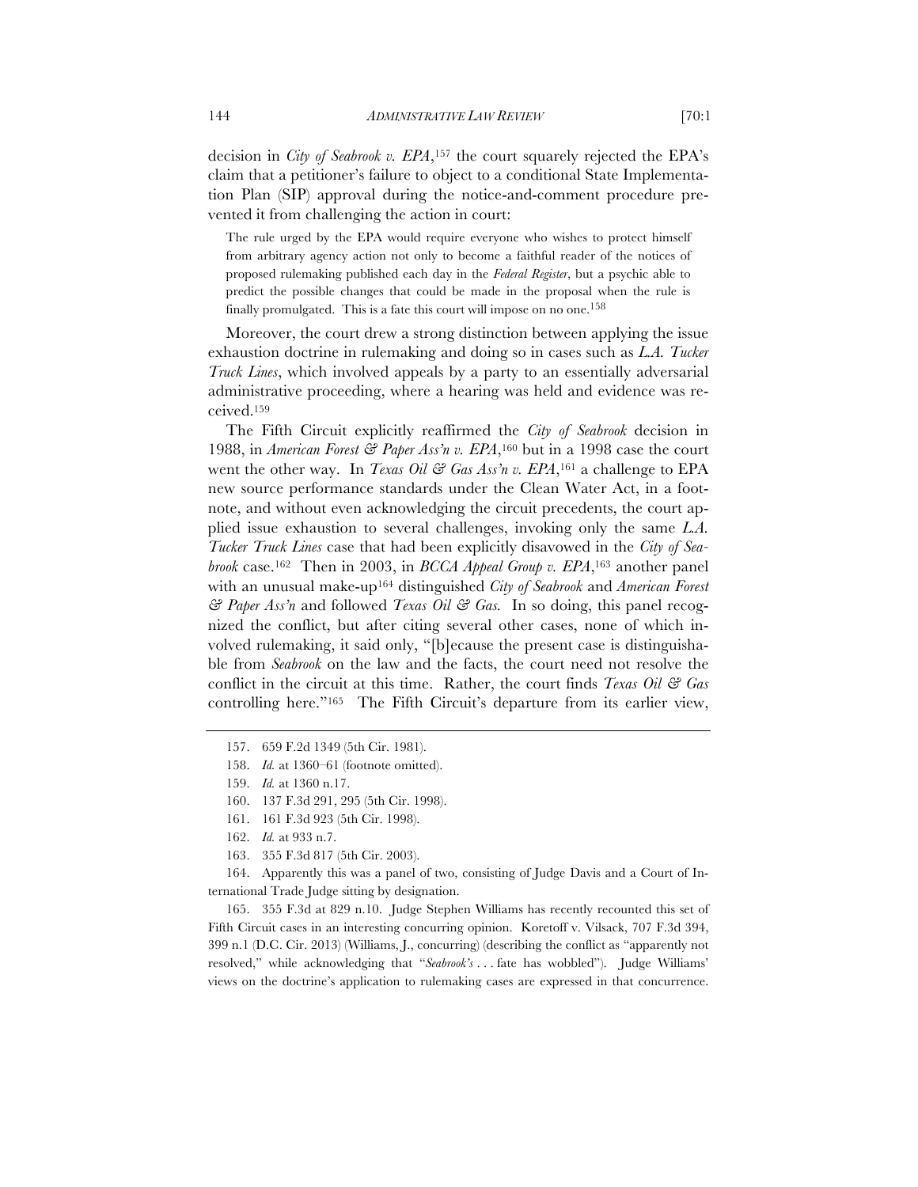decision in *City of Seabrook v. EPA*,[157] the court squarely rejected the EPA's claim that a petitioner's failure to object to a conditional State Implementation Plan (SIP) approval during the notice-and-comment procedure prevented it from challenging the action in court:

> The rule urged by the EPA would require everyone who wishes to protect himself from arbitrary agency action not only to become a faithful reader of the notices of proposed rulemaking published each day in the *Federal Register*, but a psychic able to predict the possible changes that could be made in the proposal when the rule is finally promulgated. This is a fate this court will impose on no one.[158]

Moreover, the court drew a strong distinction between applying the issue exhaustion doctrine in rulemaking and doing so in cases such as *L.A. Tucker Truck Lines*, which involved appeals by a party to an essentially adversarial administrative proceeding, where a hearing was held and evidence was received.[159]

The Fifth Circuit explicitly reaffirmed the *City of Seabrook* decision in 1988, in *American Forest & Paper Ass'n v. EPA*,[160] but in a 1998 case the court went the other way. In *Texas Oil & Gas Ass'n v. EPA*,[161] a challenge to EPA new source performance standards under the Clean Water Act, in a footnote, and without even acknowledging the circuit precedents, the court applied issue exhaustion to several challenges, invoking only the same *L.A. Tucker Truck Lines* case that had been explicitly disavowed in the *City of Seabrook* case.[162] Then in 2003, in *BCCA Appeal Group v. EPA*,[163] another panel with an unusual make-up[164] distinguished *City of Seabrook* and *American Forest & Paper Ass'n* and followed *Texas Oil & Gas*. In so doing, this panel recognized the conflict, but after citing several other cases, none of which involved rulemaking, it said only, "[b]ecause the present case is distinguishable from *Seabrook* on the law and the facts, the court need not resolve the conflict in the circuit at this time. Rather, the court finds *Texas Oil & Gas* controlling here."[165] The Fifth Circuit's departure from its earlier view,

---

157. 659 F.2d 1349 (5th Cir. 1981).

158. *Id.* at 1360–61 (footnote omitted).

159. *Id.* at 1360 n.17.

160. 137 F.3d 291, 295 (5th Cir. 1998).

161. 161 F.3d 923 (5th Cir. 1998).

162. *Id.* at 933 n.7.

163. 355 F.3d 817 (5th Cir. 2003).

164. Apparently this was a panel of two, consisting of Judge Davis and a Court of International Trade Judge sitting by designation.

165. 355 F.3d at 829 n.10. Judge Stephen Williams has recently recounted this set of Fifth Circuit cases in an interesting concurring opinion. Koretoff v. Vilsack, 707 F.3d 394, 399 n.1 (D.C. Cir. 2013) (Williams, J., concurring) (describing the conflict as "apparently not resolved," while acknowledging that "*Seabrook's* . . . fate has wobbled"). Judge Williams' views on the doctrine's application to rulemaking cases are expressed in that concurrence.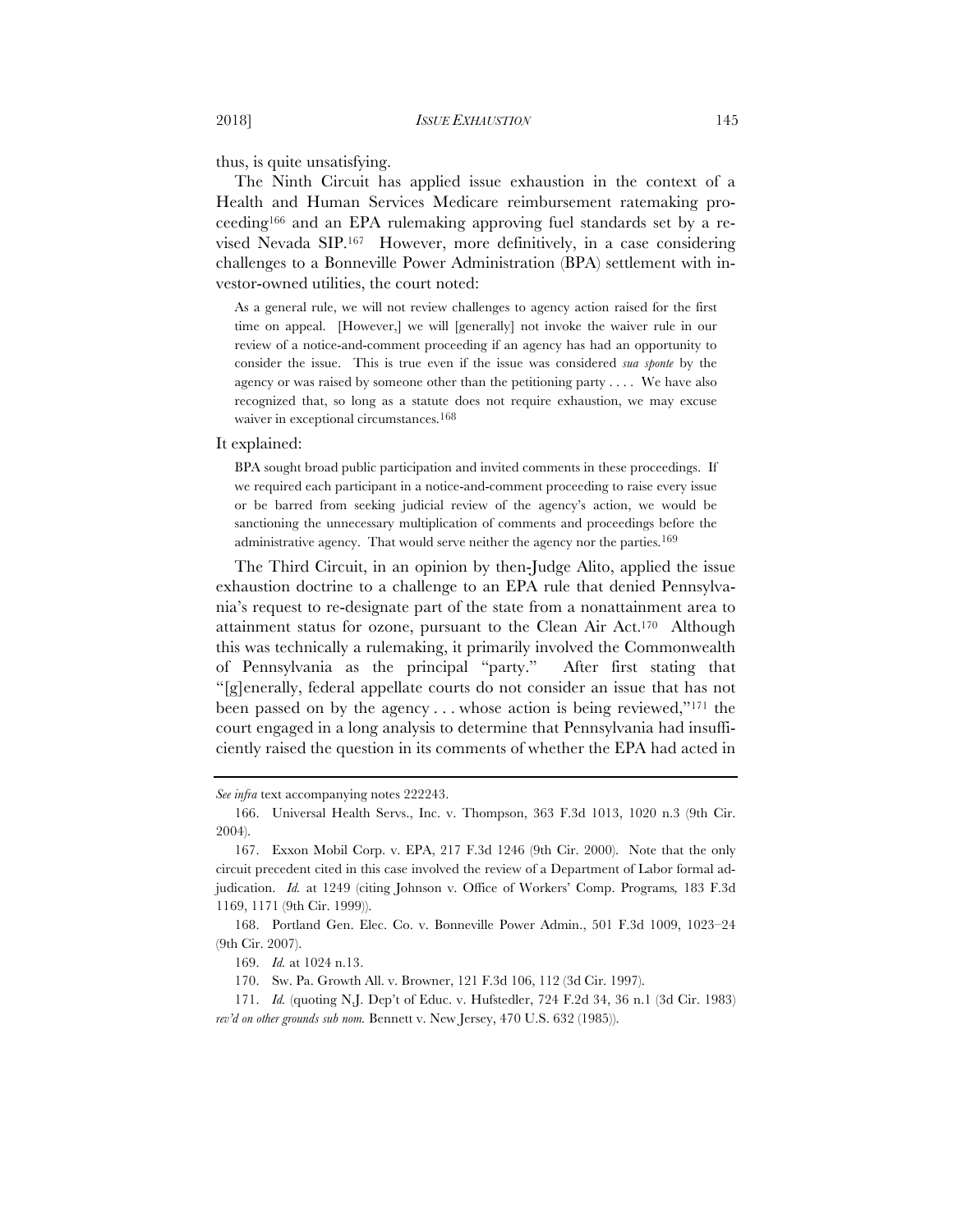thus, is quite unsatisfying.

The Ninth Circuit has applied issue exhaustion in the context of a Health and Human Services Medicare reimbursement ratemaking proceeding[166] and an EPA rulemaking approving fuel standards set by a revised Nevada SIP.[167] However, more definitively, in a case considering challenges to a Bonneville Power Administration (BPA) settlement with investor-owned utilities, the court noted:

> As a general rule, we will not review challenges to agency action raised for the first time on appeal. [However,] we will [generally] not invoke the waiver rule in our review of a notice-and-comment proceeding if an agency has had an opportunity to consider the issue. This is true even if the issue was considered *sua sponte* by the agency or was raised by someone other than the petitioning party . . . . We have also recognized that, so long as a statute does not require exhaustion, we may excuse waiver in exceptional circumstances.[168]

It explained:

> BPA sought broad public participation and invited comments in these proceedings. If we required each participant in a notice-and-comment proceeding to raise every issue or be barred from seeking judicial review of the agency's action, we would be sanctioning the unnecessary multiplication of comments and proceedings before the administrative agency. That would serve neither the agency nor the parties.[169]

The Third Circuit, in an opinion by then-Judge Alito, applied the issue exhaustion doctrine to a challenge to an EPA rule that denied Pennsylvania's request to re-designate part of the state from a nonattainment area to attainment status for ozone, pursuant to the Clean Air Act.[170] Although this was technically a rulemaking, it primarily involved the Commonwealth of Pennsylvania as the principal "party." After first stating that "[g]enerally, federal appellate courts do not consider an issue that has not been passed on by the agency . . . whose action is being reviewed,"[171] the court engaged in a long analysis to determine that Pennsylvania had insufficiently raised the question in its comments of whether the EPA had acted in

---

*See infra* text accompanying notes 222243.

166. Universal Health Servs., Inc. v. Thompson, 363 F.3d 1013, 1020 n.3 (9th Cir. 2004).

167. Exxon Mobil Corp. v. EPA, 217 F.3d 1246 (9th Cir. 2000). Note that the only circuit precedent cited in this case involved the review of a Department of Labor formal adjudication. *Id.* at 1249 (citing Johnson v. Office of Workers' Comp. Programs*,* 183 F.3d 1169, 1171 (9th Cir. 1999)).

168. Portland Gen. Elec. Co. v. Bonneville Power Admin., 501 F.3d 1009, 1023–24 (9th Cir. 2007).

169. *Id.* at 1024 n.13.

170. Sw. Pa. Growth All. v. Browner, 121 F.3d 106, 112 (3d Cir. 1997).

171. *Id.* (quoting N.J. Dep't of Educ. v. Hufstedler, 724 F.2d 34, 36 n.1 (3d Cir. 1983) *rev'd on other grounds sub nom.* Bennett v. New Jersey, 470 U.S. 632 (1985)).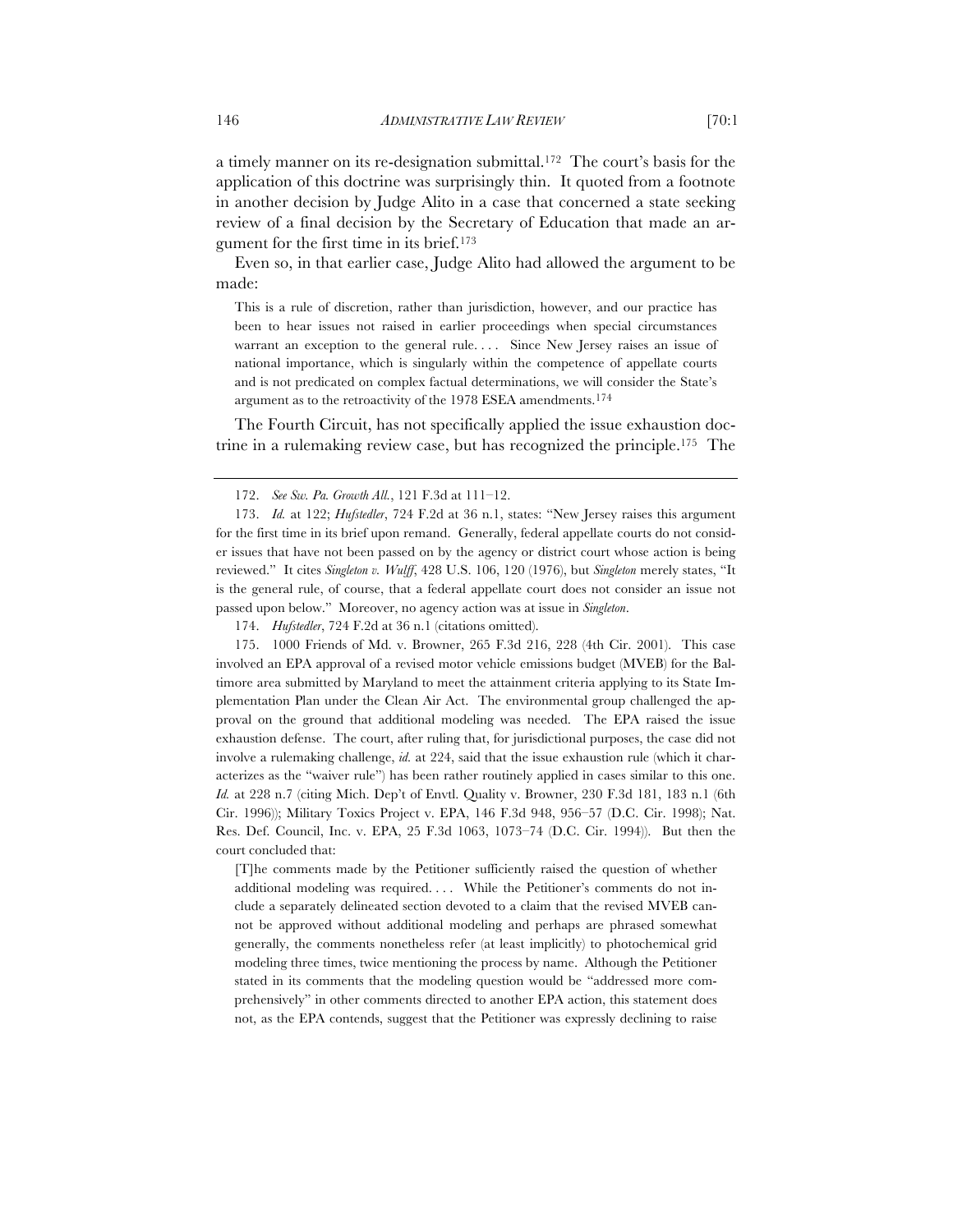a timely manner on its re-designation submittal.[172] The court's basis for the application of this doctrine was surprisingly thin. It quoted from a footnote in another decision by Judge Alito in a case that concerned a state seeking review of a final decision by the Secretary of Education that made an argument for the first time in its brief.[173]

Even so, in that earlier case, Judge Alito had allowed the argument to be made:

> This is a rule of discretion, rather than jurisdiction, however, and our practice has been to hear issues not raised in earlier proceedings when special circumstances warrant an exception to the general rule. . . . Since New Jersey raises an issue of national importance, which is singularly within the competence of appellate courts and is not predicated on complex factual determinations, we will consider the State's argument as to the retroactivity of the 1978 ESEA amendments.[174]

The Fourth Circuit, has not specifically applied the issue exhaustion doctrine in a rulemaking review case, but has recognized the principle.[175] The

---

172. *See Sw. Pa. Growth All.*, 121 F.3d at 111–12.

173. *Id.* at 122; *Hufstedler*, 724 F.2d at 36 n.1, states: "New Jersey raises this argument for the first time in its brief upon remand. Generally, federal appellate courts do not consider issues that have not been passed on by the agency or district court whose action is being reviewed." It cites *Singleton v. Wulff*, 428 U.S. 106, 120 (1976), but *Singleton* merely states, "It is the general rule, of course, that a federal appellate court does not consider an issue not passed upon below." Moreover, no agency action was at issue in *Singleton*.

174. *Hufstedler*, 724 F.2d at 36 n.1 (citations omitted).

175. 1000 Friends of Md. v. Browner, 265 F.3d 216, 228 (4th Cir. 2001). This case involved an EPA approval of a revised motor vehicle emissions budget (MVEB) for the Baltimore area submitted by Maryland to meet the attainment criteria applying to its State Implementation Plan under the Clean Air Act. The environmental group challenged the approval on the ground that additional modeling was needed. The EPA raised the issue exhaustion defense. The court, after ruling that, for jurisdictional purposes, the case did not involve a rulemaking challenge, *id.* at 224, said that the issue exhaustion rule (which it characterizes as the "waiver rule") has been rather routinely applied in cases similar to this one. *Id.* at 228 n.7 (citing Mich. Dep't of Envtl. Quality v. Browner, 230 F.3d 181, 183 n.1 (6th Cir. 1996)); Military Toxics Project v. EPA, 146 F.3d 948, 956–57 (D.C. Cir. 1998); Nat. Res. Def. Council, Inc. v. EPA, 25 F.3d 1063, 1073–74 (D.C. Cir. 1994)). But then the court concluded that:

> [T]he comments made by the Petitioner sufficiently raised the question of whether additional modeling was required. . . . While the Petitioner's comments do not include a separately delineated section devoted to a claim that the revised MVEB cannot be approved without additional modeling and perhaps are phrased somewhat generally, the comments nonetheless refer (at least implicitly) to photochemical grid modeling three times, twice mentioning the process by name. Although the Petitioner stated in its comments that the modeling question would be "addressed more comprehensively" in other comments directed to another EPA action, this statement does not, as the EPA contends, suggest that the Petitioner was expressly declining to raise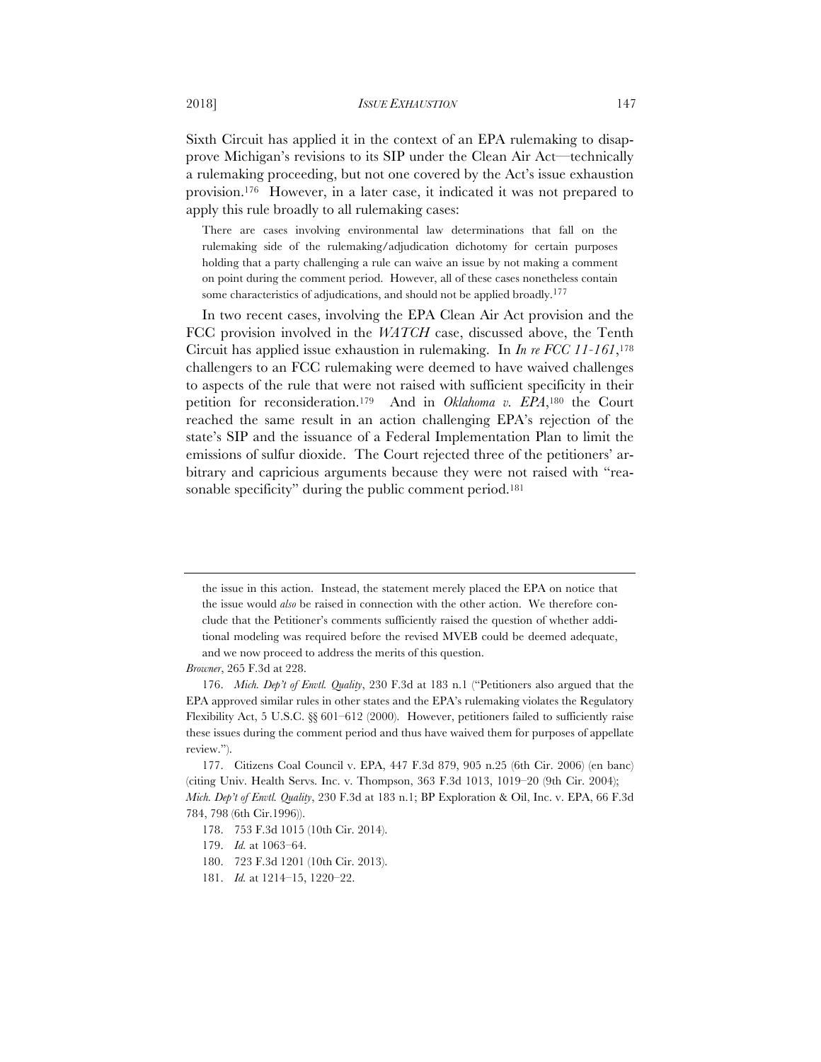Sixth Circuit has applied it in the context of an EPA rulemaking to disapprove Michigan's revisions to its SIP under the Clean Air Act—technically a rulemaking proceeding, but not one covered by the Act's issue exhaustion provision.[176] However, in a later case, it indicated it was not prepared to apply this rule broadly to all rulemaking cases:

> There are cases involving environmental law determinations that fall on the rulemaking side of the rulemaking/adjudication dichotomy for certain purposes holding that a party challenging a rule can waive an issue by not making a comment on point during the comment period. However, all of these cases nonetheless contain some characteristics of adjudications, and should not be applied broadly.[177]

In two recent cases, involving the EPA Clean Air Act provision and the FCC provision involved in the *WATCH* case, discussed above, the Tenth Circuit has applied issue exhaustion in rulemaking. In *In re FCC 11-161*,[178] challengers to an FCC rulemaking were deemed to have waived challenges to aspects of the rule that were not raised with sufficient specificity in their petition for reconsideration.[179] And in *Oklahoma v. EPA*,[180] the Court reached the same result in an action challenging EPA's rejection of the state's SIP and the issuance of a Federal Implementation Plan to limit the emissions of sulfur dioxide. The Court rejected three of the petitioners' arbitrary and capricious arguments because they were not raised with "reasonable specificity" during the public comment period.[181]

---

the issue in this action. Instead, the statement merely placed the EPA on notice that the issue would *also* be raised in connection with the other action. We therefore conclude that the Petitioner's comments sufficiently raised the question of whether additional modeling was required before the revised MVEB could be deemed adequate, and we now proceed to address the merits of this question.

*Browner*, 265 F.3d at 228.

176. *Mich. Dep't of Envtl. Quality*, 230 F.3d at 183 n.1 ("Petitioners also argued that the EPA approved similar rules in other states and the EPA's rulemaking violates the Regulatory Flexibility Act, 5 U.S.C. §§ 601–612 (2000). However, petitioners failed to sufficiently raise these issues during the comment period and thus have waived them for purposes of appellate review.").

177. Citizens Coal Council v. EPA, 447 F.3d 879, 905 n.25 (6th Cir. 2006) (en banc) (citing Univ. Health Servs. Inc. v. Thompson, 363 F.3d 1013, 1019–20 (9th Cir. 2004); *Mich. Dep't of Envtl. Quality*, 230 F.3d at 183 n.1; BP Exploration & Oil, Inc. v. EPA, 66 F.3d 784, 798 (6th Cir.1996)).

178. 753 F.3d 1015 (10th Cir. 2014).

179. *Id.* at 1063–64.

180. 723 F.3d 1201 (10th Cir. 2013).

181. *Id.* at 1214–15, 1220–22.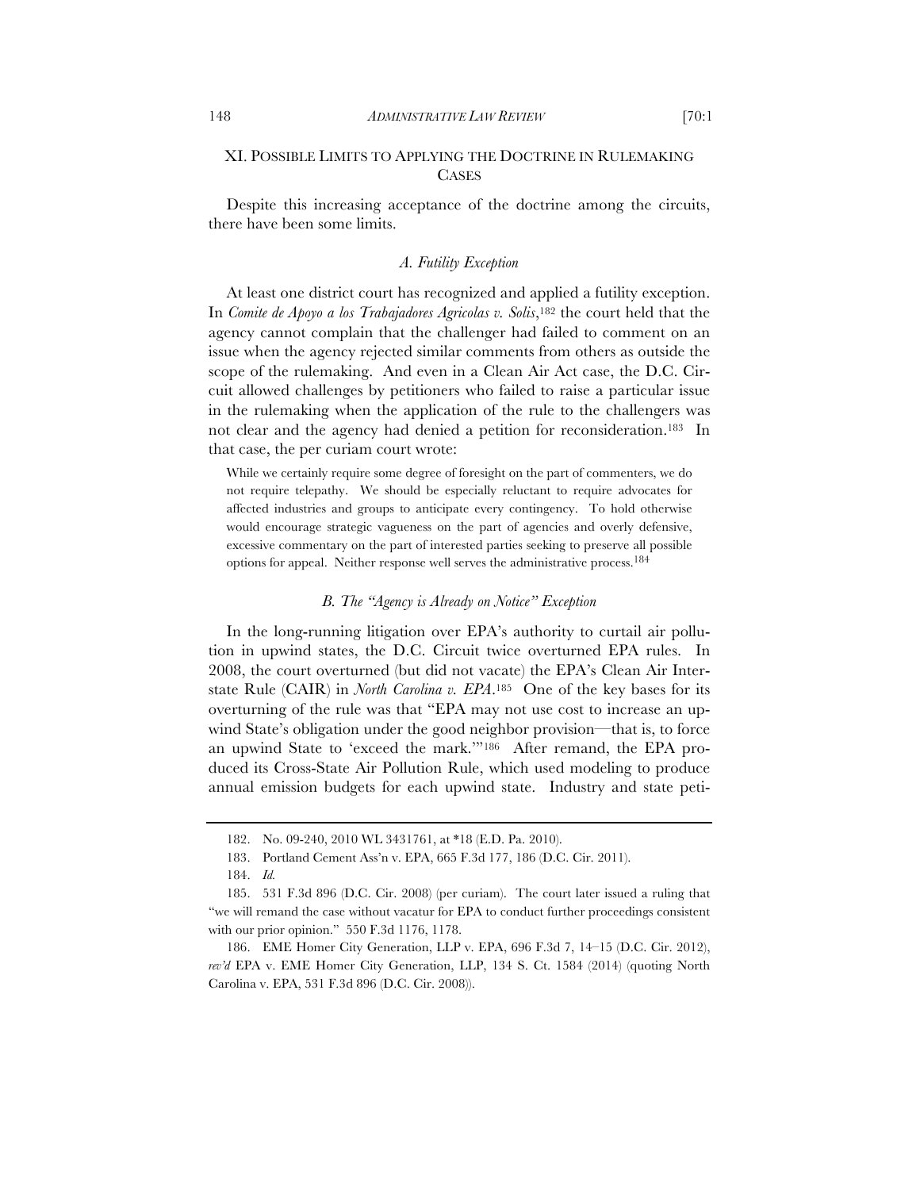## XI. POSSIBLE LIMITS TO APPLYING THE DOCTRINE IN RULEMAKING CASES

Despite this increasing acceptance of the doctrine among the circuits, there have been some limits.

### *A. Futility Exception*

At least one district court has recognized and applied a futility exception. In *Comite de Apoyo a los Trabajadores Agricolas v. Solis*,[182] the court held that the agency cannot complain that the challenger had failed to comment on an issue when the agency rejected similar comments from others as outside the scope of the rulemaking. And even in a Clean Air Act case, the D.C. Circuit allowed challenges by petitioners who failed to raise a particular issue in the rulemaking when the application of the rule to the challengers was not clear and the agency had denied a petition for reconsideration.[183] In that case, the per curiam court wrote:

> While we certainly require some degree of foresight on the part of commenters, we do not require telepathy. We should be especially reluctant to require advocates for affected industries and groups to anticipate every contingency. To hold otherwise would encourage strategic vagueness on the part of agencies and overly defensive, excessive commentary on the part of interested parties seeking to preserve all possible options for appeal. Neither response well serves the administrative process.[184]

### *B. The "Agency is Already on Notice" Exception*

In the long-running litigation over EPA's authority to curtail air pollution in upwind states, the D.C. Circuit twice overturned EPA rules. In 2008, the court overturned (but did not vacate) the EPA's Clean Air Interstate Rule (CAIR) in *North Carolina v. EPA*.[185] One of the key bases for its overturning of the rule was that "EPA may not use cost to increase an upwind State's obligation under the good neighbor provision—that is, to force an upwind State to 'exceed the mark.'"[186] After remand, the EPA produced its Cross-State Air Pollution Rule, which used modeling to produce annual emission budgets for each upwind state. Industry and state peti-

---

182. No. 09-240, 2010 WL 3431761, at *18 (E.D. Pa. 2010).

183. Portland Cement Ass'n v. EPA, 665 F.3d 177, 186 (D.C. Cir. 2011).

184. *Id.*

185. 531 F.3d 896 (D.C. Cir. 2008) (per curiam). The court later issued a ruling that "we will remand the case without vacatur for EPA to conduct further proceedings consistent with our prior opinion." 550 F.3d 1176, 1178.

186. EME Homer City Generation, LLP v. EPA, 696 F.3d 7, 14–15 (D.C. Cir. 2012), *rev'd* EPA v. EME Homer City Generation, LLP, 134 S. Ct. 1584 (2014) (quoting North Carolina v. EPA, 531 F.3d 896 (D.C. Cir. 2008)).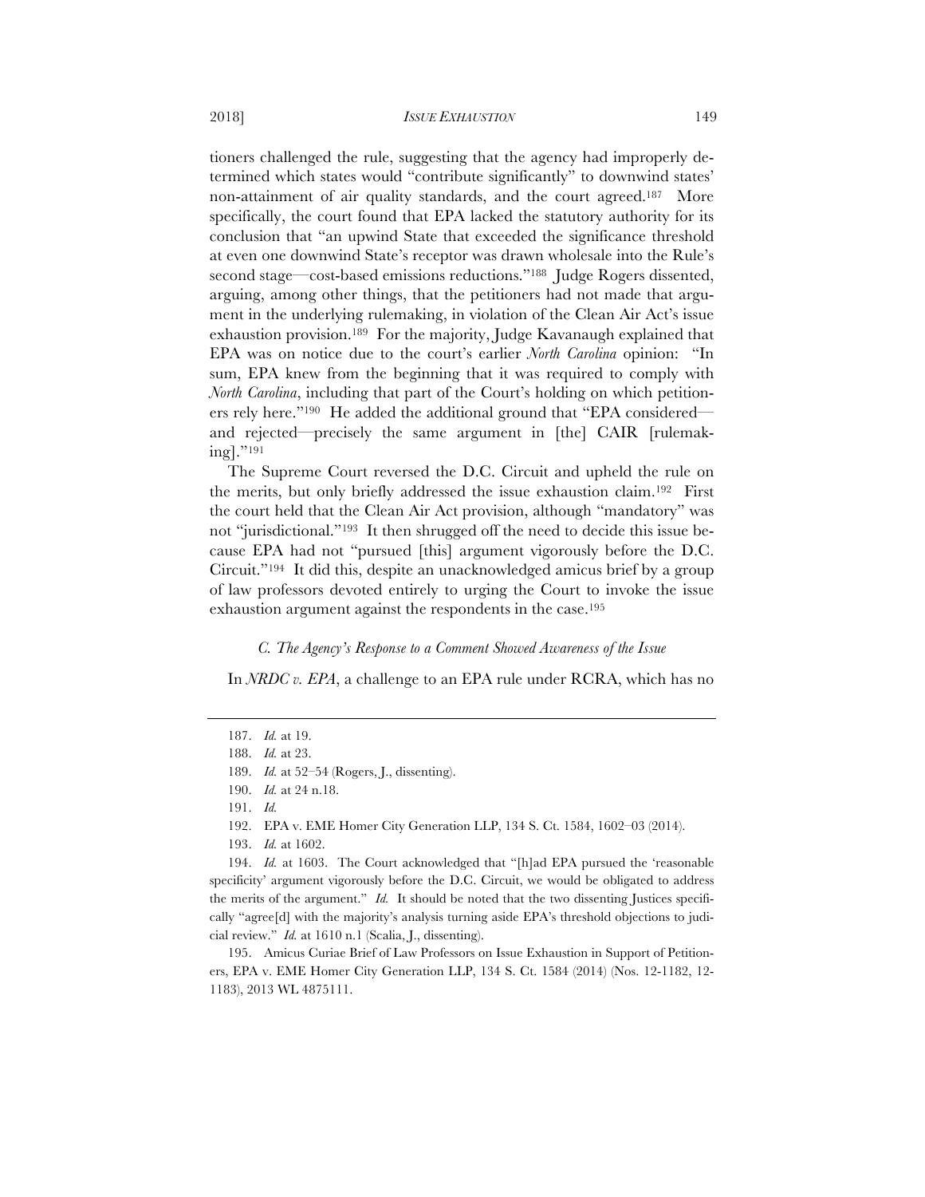tioners challenged the rule, suggesting that the agency had improperly determined which states would "contribute significantly" to downwind states' non-attainment of air quality standards, and the court agreed.[187] More specifically, the court found that EPA lacked the statutory authority for its conclusion that "an upwind State that exceeded the significance threshold at even one downwind State's receptor was drawn wholesale into the Rule's second stage—cost-based emissions reductions."[188] Judge Rogers dissented, arguing, among other things, that the petitioners had not made that argument in the underlying rulemaking, in violation of the Clean Air Act's issue exhaustion provision.[189] For the majority, Judge Kavanaugh explained that EPA was on notice due to the court's earlier *North Carolina* opinion: "In sum, EPA knew from the beginning that it was required to comply with *North Carolina*, including that part of the Court's holding on which petitioners rely here."[190] He added the additional ground that "EPA considered—and rejected—precisely the same argument in [the] CAIR [rulemaking]."[191]

The Supreme Court reversed the D.C. Circuit and upheld the rule on the merits, but only briefly addressed the issue exhaustion claim.[192] First the court held that the Clean Air Act provision, although "mandatory" was not "jurisdictional."[193] It then shrugged off the need to decide this issue because EPA had not "pursued [this] argument vigorously before the D.C. Circuit."[194] It did this, despite an unacknowledged amicus brief by a group of law professors devoted entirely to urging the Court to invoke the issue exhaustion argument against the respondents in the case.[195]

### *C. The Agency's Response to a Comment Showed Awareness of the Issue*

In *NRDC v. EPA*, a challenge to an EPA rule under RCRA, which has no

---

187. *Id.* at 19.

188. *Id.* at 23.

189. *Id.* at 52–54 (Rogers, J., dissenting).

190. *Id.* at 24 n.18.

191. *Id.*

192. EPA v. EME Homer City Generation LLP, 134 S. Ct. 1584, 1602–03 (2014).

193. *Id.* at 1602.

194. *Id.* at 1603. The Court acknowledged that "[h]ad EPA pursued the 'reasonable specificity' argument vigorously before the D.C. Circuit, we would be obligated to address the merits of the argument." *Id.* It should be noted that the two dissenting Justices specifically "agree[d] with the majority's analysis turning aside EPA's threshold objections to judicial review." *Id.* at 1610 n.1 (Scalia, J., dissenting).

195. Amicus Curiae Brief of Law Professors on Issue Exhaustion in Support of Petitioners, EPA v. EME Homer City Generation LLP, 134 S. Ct. 1584 (2014) (Nos. 12-1182, 12-1183), 2013 WL 4875111.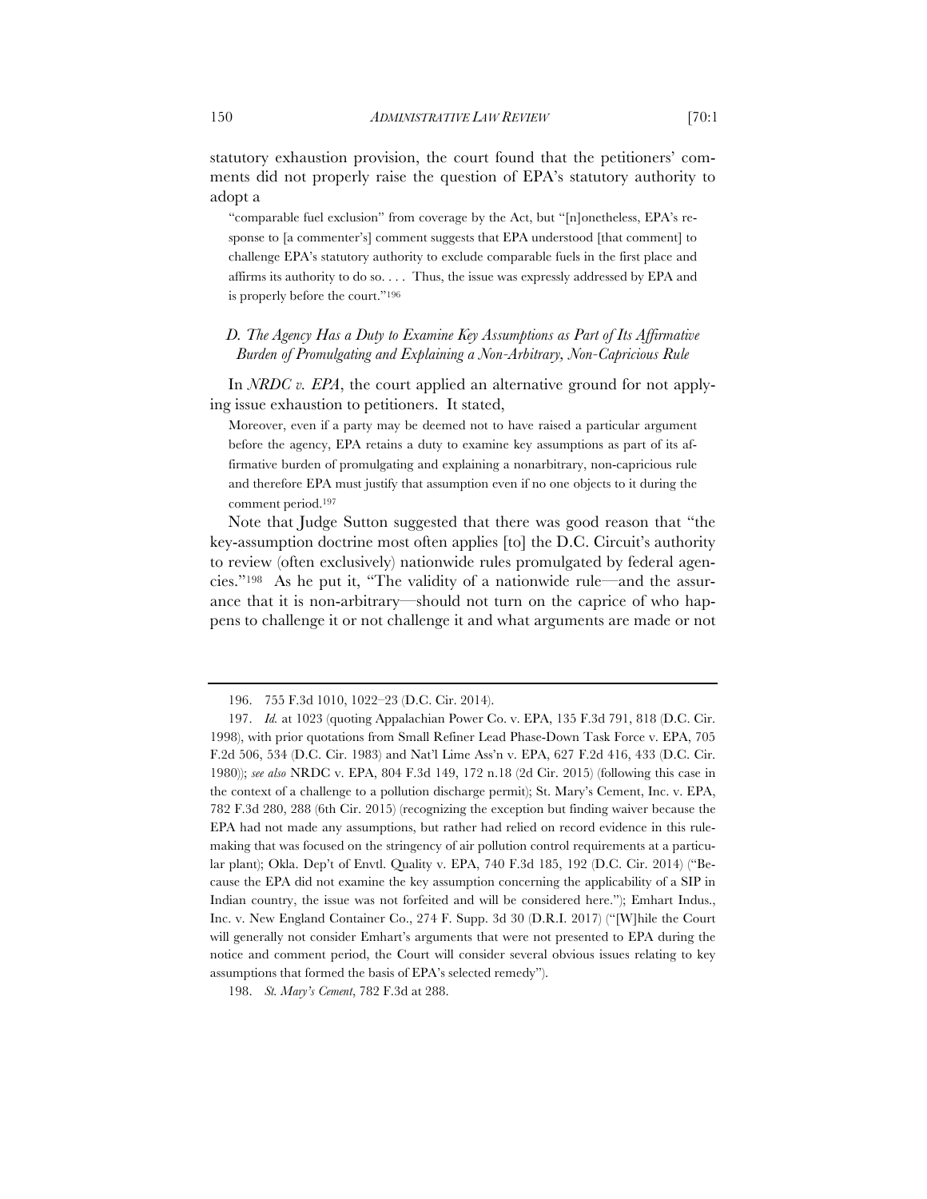statutory exhaustion provision, the court found that the petitioners' comments did not properly raise the question of EPA's statutory authority to adopt a

> "comparable fuel exclusion" from coverage by the Act, but "[n]onetheless, EPA's response to [a commenter's] comment suggests that EPA understood [that comment] to challenge EPA's statutory authority to exclude comparable fuels in the first place and affirms its authority to do so. . . . Thus, the issue was expressly addressed by EPA and is properly before the court."[196]

### *D. The Agency Has a Duty to Examine Key Assumptions as Part of Its Affirmative Burden of Promulgating and Explaining a Non-Arbitrary, Non-Capricious Rule*

In *NRDC v. EPA*, the court applied an alternative ground for not applying issue exhaustion to petitioners. It stated,

> Moreover, even if a party may be deemed not to have raised a particular argument before the agency, EPA retains a duty to examine key assumptions as part of its affirmative burden of promulgating and explaining a nonarbitrary, non-capricious rule and therefore EPA must justify that assumption even if no one objects to it during the comment period.[197]

Note that Judge Sutton suggested that there was good reason that "the key-assumption doctrine most often applies [to] the D.C. Circuit's authority to review (often exclusively) nationwide rules promulgated by federal agencies."[198] As he put it, "The validity of a nationwide rule—and the assurance that it is non-arbitrary—should not turn on the caprice of who happens to challenge it or not challenge it and what arguments are made or not

---

196. 755 F.3d 1010, 1022–23 (D.C. Cir. 2014).

197. *Id.* at 1023 (quoting Appalachian Power Co. v. EPA, 135 F.3d 791, 818 (D.C. Cir. 1998), with prior quotations from Small Refiner Lead Phase-Down Task Force v. EPA, 705 F.2d 506, 534 (D.C. Cir. 1983) and Nat'l Lime Ass'n v. EPA, 627 F.2d 416, 433 (D.C. Cir. 1980)); *see also* NRDC v. EPA, 804 F.3d 149, 172 n.18 (2d Cir. 2015) (following this case in the context of a challenge to a pollution discharge permit); St. Mary's Cement, Inc. v. EPA, 782 F.3d 280, 288 (6th Cir. 2015) (recognizing the exception but finding waiver because the EPA had not made any assumptions, but rather had relied on record evidence in this rulemaking that was focused on the stringency of air pollution control requirements at a particular plant); Okla. Dep't of Envtl. Quality v. EPA, 740 F.3d 185, 192 (D.C. Cir. 2014) ("Because the EPA did not examine the key assumption concerning the applicability of a SIP in Indian country, the issue was not forfeited and will be considered here."); Emhart Indus., Inc. v. New England Container Co., 274 F. Supp. 3d 30 (D.R.I. 2017) ("[W]hile the Court will generally not consider Emhart's arguments that were not presented to EPA during the notice and comment period, the Court will consider several obvious issues relating to key assumptions that formed the basis of EPA's selected remedy").

198. *St. Mary's Cement*, 782 F.3d at 288.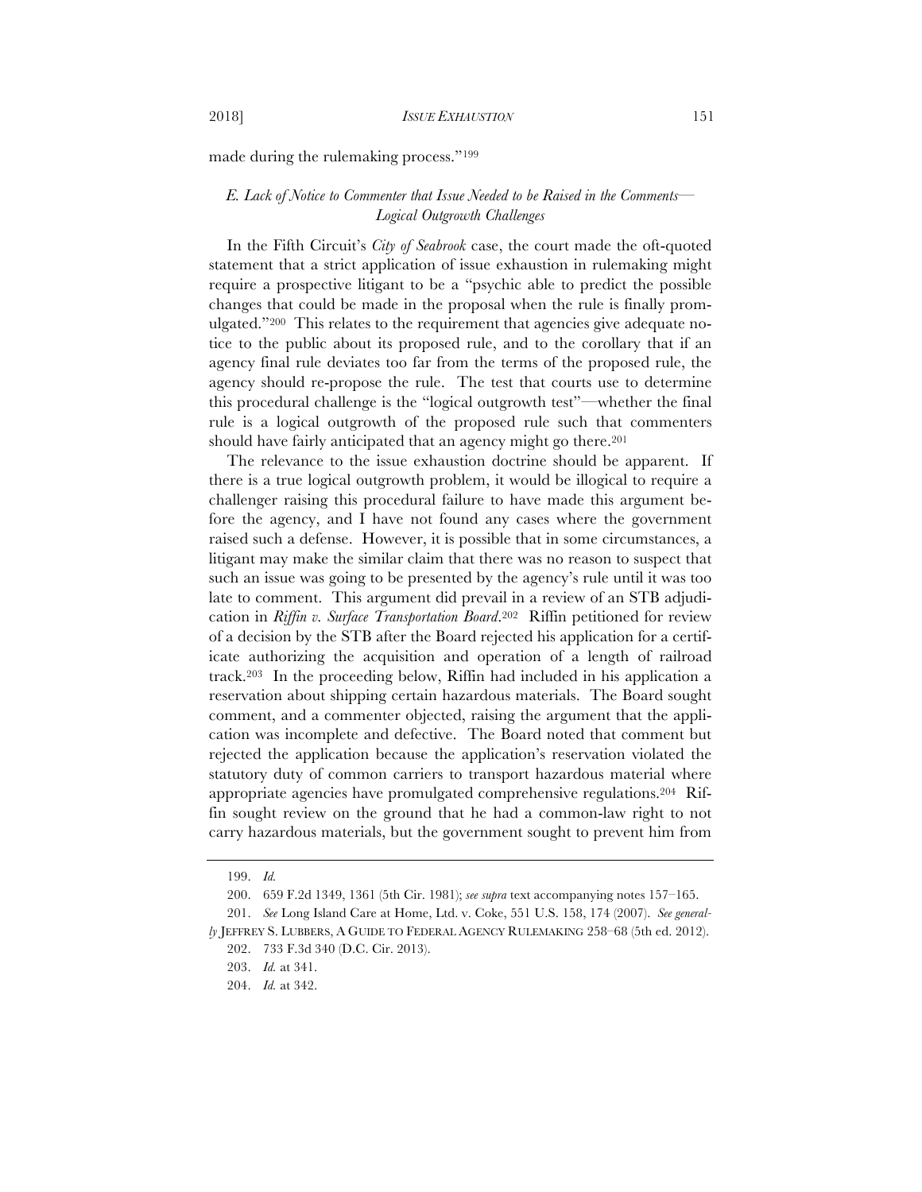made during the rulemaking process."[199]

### *E. Lack of Notice to Commenter that Issue Needed to be Raised in the Comments—Logical Outgrowth Challenges*

In the Fifth Circuit's *City of Seabrook* case, the court made the oft-quoted statement that a strict application of issue exhaustion in rulemaking might require a prospective litigant to be a "psychic able to predict the possible changes that could be made in the proposal when the rule is finally promulgated."[200] This relates to the requirement that agencies give adequate notice to the public about its proposed rule, and to the corollary that if an agency final rule deviates too far from the terms of the proposed rule, the agency should re-propose the rule. The test that courts use to determine this procedural challenge is the "logical outgrowth test"—whether the final rule is a logical outgrowth of the proposed rule such that commenters should have fairly anticipated that an agency might go there.[201]

The relevance to the issue exhaustion doctrine should be apparent. If there is a true logical outgrowth problem, it would be illogical to require a challenger raising this procedural failure to have made this argument before the agency, and I have not found any cases where the government raised such a defense. However, it is possible that in some circumstances, a litigant may make the similar claim that there was no reason to suspect that such an issue was going to be presented by the agency's rule until it was too late to comment. This argument did prevail in a review of an STB adjudication in *Riffin v. Surface Transportation Board*.[202] Riffin petitioned for review of a decision by the STB after the Board rejected his application for a certificate authorizing the acquisition and operation of a length of railroad track.[203] In the proceeding below, Riffin had included in his application a reservation about shipping certain hazardous materials. The Board sought comment, and a commenter objected, raising the argument that the application was incomplete and defective. The Board noted that comment but rejected the application because the application's reservation violated the statutory duty of common carriers to transport hazardous material where appropriate agencies have promulgated comprehensive regulations.[204] Riffin sought review on the ground that he had a common-law right to not carry hazardous materials, but the government sought to prevent him from

---

199. *Id.*

200. 659 F.2d 1349, 1361 (5th Cir. 1981); *see supra* text accompanying notes 157–165.

201. *See* Long Island Care at Home, Ltd. v. Coke, 551 U.S. 158, 174 (2007). *See generally* JEFFREY S. LUBBERS, A GUIDE TO FEDERAL AGENCY RULEMAKING 258–68 (5th ed. 2012).

202. 733 F.3d 340 (D.C. Cir. 2013).

203. *Id.* at 341.

204. *Id.* at 342.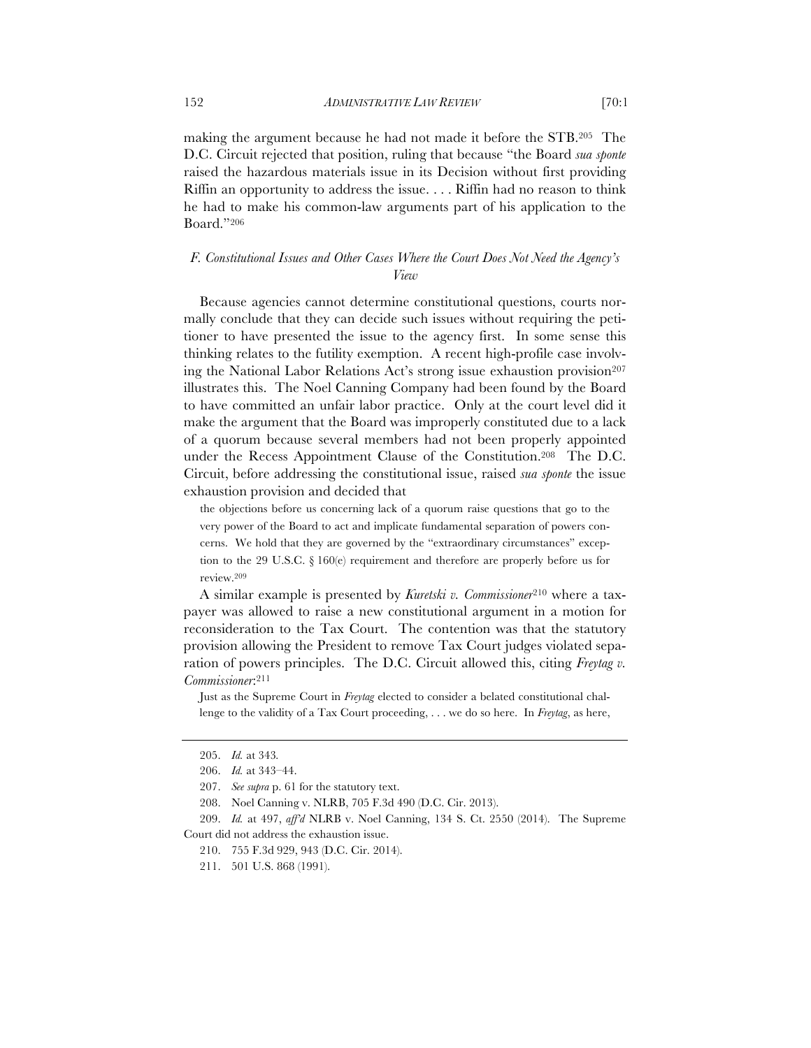making the argument because he had not made it before the STB.[205] The D.C. Circuit rejected that position, ruling that because "the Board *sua sponte* raised the hazardous materials issue in its Decision without first providing Riffin an opportunity to address the issue. . . . Riffin had no reason to think he had to make his common-law arguments part of his application to the Board."[206]

### *F. Constitutional Issues and Other Cases Where the Court Does Not Need the Agency's View*

Because agencies cannot determine constitutional questions, courts normally conclude that they can decide such issues without requiring the petitioner to have presented the issue to the agency first. In some sense this thinking relates to the futility exemption. A recent high-profile case involving the National Labor Relations Act's strong issue exhaustion provision[207] illustrates this. The Noel Canning Company had been found by the Board to have committed an unfair labor practice. Only at the court level did it make the argument that the Board was improperly constituted due to a lack of a quorum because several members had not been properly appointed under the Recess Appointment Clause of the Constitution.[208] The D.C. Circuit, before addressing the constitutional issue, raised *sua sponte* the issue exhaustion provision and decided that

> the objections before us concerning lack of a quorum raise questions that go to the very power of the Board to act and implicate fundamental separation of powers concerns. We hold that they are governed by the "extraordinary circumstances" exception to the 29 U.S.C. § 160(e) requirement and therefore are properly before us for review.[209]

A similar example is presented by *Kuretski v. Commissioner*[210] where a taxpayer was allowed to raise a new constitutional argument in a motion for reconsideration to the Tax Court. The contention was that the statutory provision allowing the President to remove Tax Court judges violated separation of powers principles. The D.C. Circuit allowed this, citing *Freytag v. Commissioner*:[211]

> Just as the Supreme Court in *Freytag* elected to consider a belated constitutional challenge to the validity of a Tax Court proceeding, . . . we do so here. In *Freytag*, as here,

205. *Id.* at 343.

206. *Id.* at 343–44.

207. *See supra* p. 61 for the statutory text.

208. Noel Canning v. NLRB, 705 F.3d 490 (D.C. Cir. 2013).

209. *Id.* at 497, *aff'd* NLRB v. Noel Canning, 134 S. Ct. 2550 (2014). The Supreme Court did not address the exhaustion issue.

210. 755 F.3d 929, 943 (D.C. Cir. 2014).

211. 501 U.S. 868 (1991).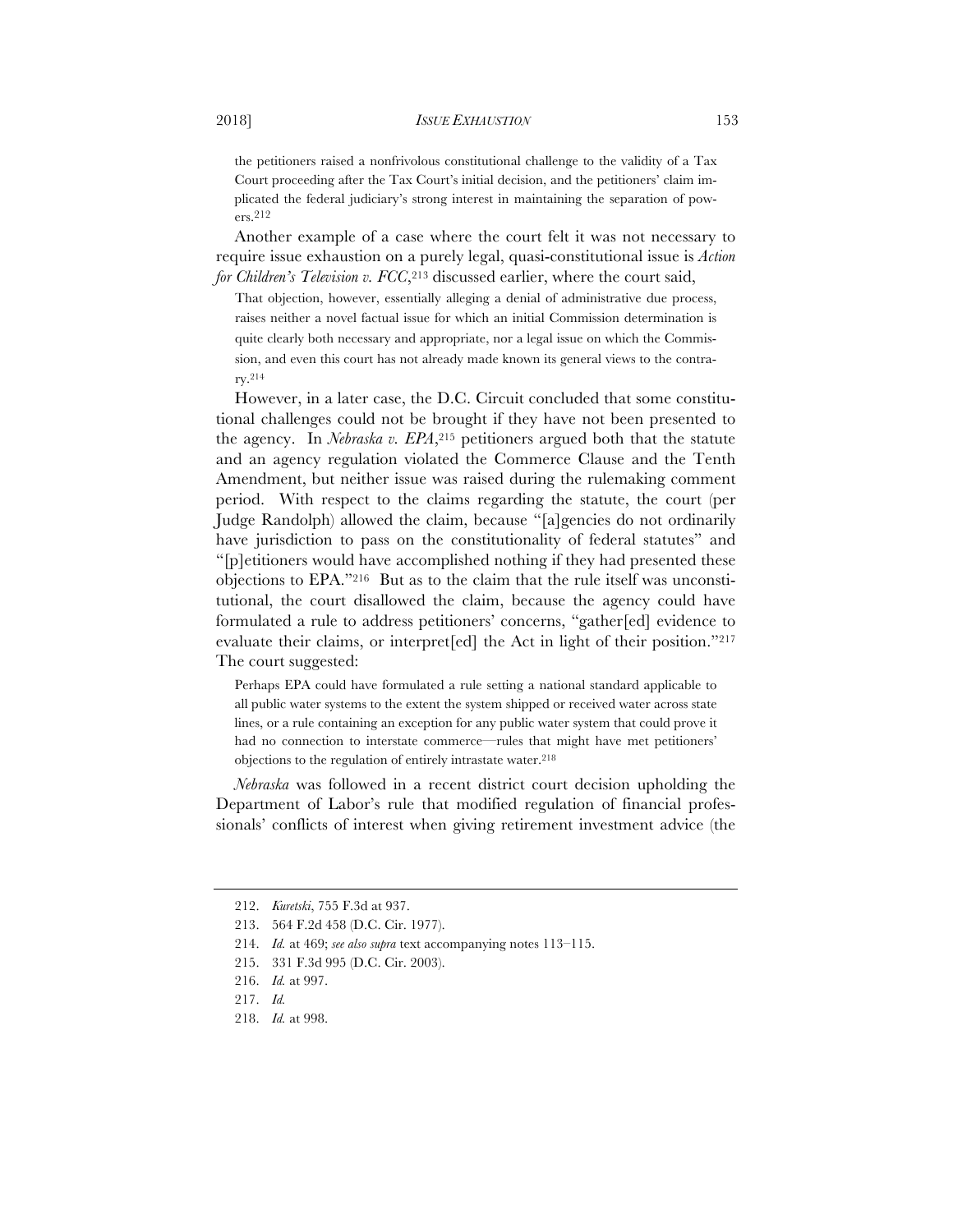> the petitioners raised a nonfrivolous constitutional challenge to the validity of a Tax Court proceeding after the Tax Court's initial decision, and the petitioners' claim implicated the federal judiciary's strong interest in maintaining the separation of powers.[212]

Another example of a case where the court felt it was not necessary to require issue exhaustion on a purely legal, quasi-constitutional issue is *Action for Children's Television v. FCC*,[213] discussed earlier, where the court said,

> That objection, however, essentially alleging a denial of administrative due process, raises neither a novel factual issue for which an initial Commission determination is quite clearly both necessary and appropriate, nor a legal issue on which the Commission, and even this court has not already made known its general views to the contrary.[214]

However, in a later case, the D.C. Circuit concluded that some constitutional challenges could not be brought if they have not been presented to the agency. In *Nebraska v. EPA*,[215] petitioners argued both that the statute and an agency regulation violated the Commerce Clause and the Tenth Amendment, but neither issue was raised during the rulemaking comment period. With respect to the claims regarding the statute, the court (per Judge Randolph) allowed the claim, because "[a]gencies do not ordinarily have jurisdiction to pass on the constitutionality of federal statutes" and "[p]etitioners would have accomplished nothing if they had presented these objections to EPA."[216] But as to the claim that the rule itself was unconstitutional, the court disallowed the claim, because the agency could have formulated a rule to address petitioners' concerns, "gather[ed] evidence to evaluate their claims, or interpret[ed] the Act in light of their position."[217] The court suggested:

> Perhaps EPA could have formulated a rule setting a national standard applicable to all public water systems to the extent the system shipped or received water across state lines, or a rule containing an exception for any public water system that could prove it had no connection to interstate commerce—rules that might have met petitioners' objections to the regulation of entirely intrastate water.[218]

*Nebraska* was followed in a recent district court decision upholding the Department of Labor's rule that modified regulation of financial professionals' conflicts of interest when giving retirement investment advice (the

---

212. *Kuretski*, 755 F.3d at 937.

213. 564 F.2d 458 (D.C. Cir. 1977).

214. *Id.* at 469; *see also supra* text accompanying notes 113–115.

215. 331 F.3d 995 (D.C. Cir. 2003).

216. *Id.* at 997.

217. *Id.*

218. *Id.* at 998.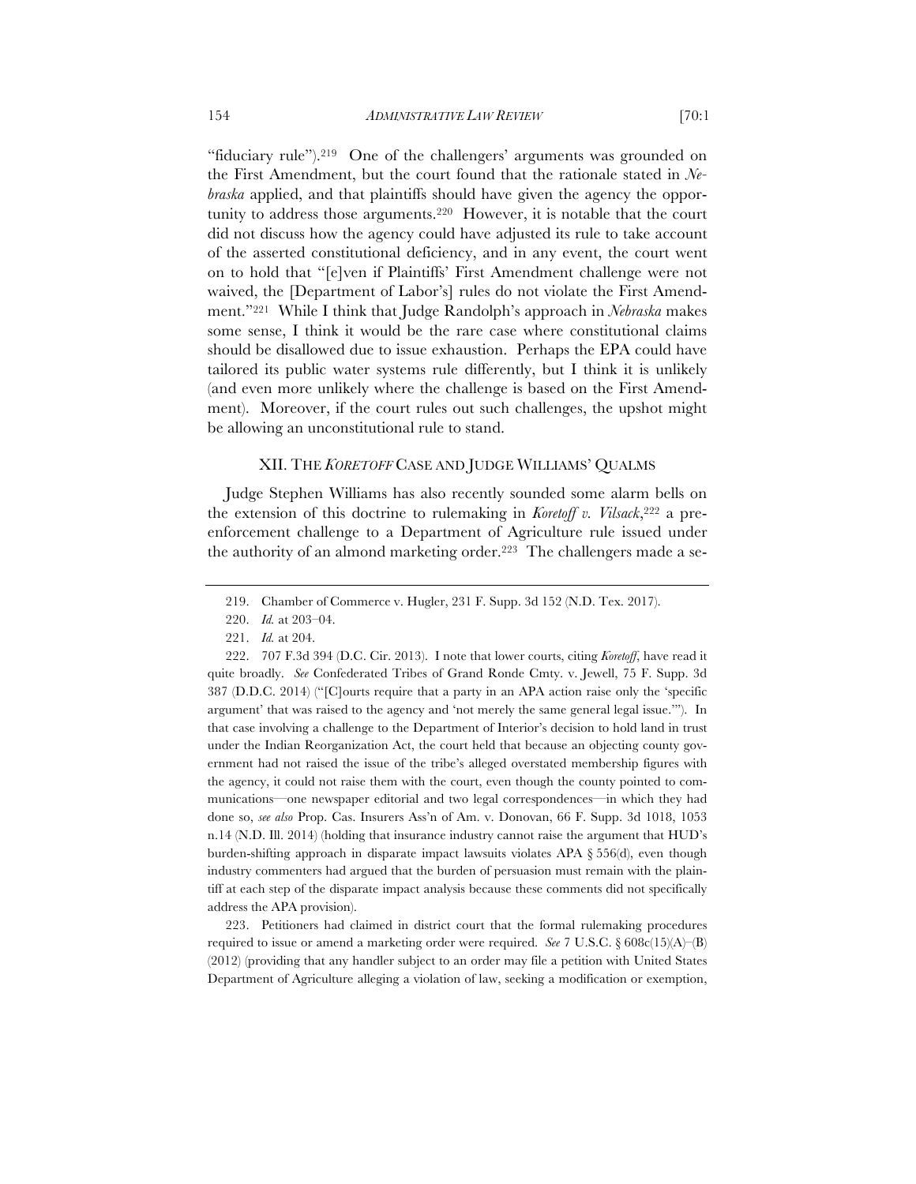"fiduciary rule").[219] One of the challengers' arguments was grounded on the First Amendment, but the court found that the rationale stated in *Nebraska* applied, and that plaintiffs should have given the agency the opportunity to address those arguments.[220] However, it is notable that the court did not discuss how the agency could have adjusted its rule to take account of the asserted constitutional deficiency, and in any event, the court went on to hold that "[e]ven if Plaintiffs' First Amendment challenge were not waived, the [Department of Labor's] rules do not violate the First Amendment."[221] While I think that Judge Randolph's approach in *Nebraska* makes some sense, I think it would be the rare case where constitutional claims should be disallowed due to issue exhaustion. Perhaps the EPA could have tailored its public water systems rule differently, but I think it is unlikely (and even more unlikely where the challenge is based on the First Amendment). Moreover, if the court rules out such challenges, the upshot might be allowing an unconstitutional rule to stand.

## XII. THE *KORETOFF* CASE AND JUDGE WILLIAMS' QUALMS

Judge Stephen Williams has also recently sounded some alarm bells on the extension of this doctrine to rulemaking in *Koretoff v. Vilsack*,[222] a pre-enforcement challenge to a Department of Agriculture rule issued under the authority of an almond marketing order.[223] The challengers made a se-

---

219. Chamber of Commerce v. Hugler, 231 F. Supp. 3d 152 (N.D. Tex. 2017).

220. *Id.* at 203–04.

221. *Id.* at 204.

222. 707 F.3d 394 (D.C. Cir. 2013). I note that lower courts, citing *Koretoff*, have read it quite broadly. *See* Confederated Tribes of Grand Ronde Cmty. v. Jewell, 75 F. Supp. 3d 387 (D.D.C. 2014) ("[C]ourts require that a party in an APA action raise only the 'specific argument' that was raised to the agency and 'not merely the same general legal issue.'"). In that case involving a challenge to the Department of Interior's decision to hold land in trust under the Indian Reorganization Act, the court held that because an objecting county government had not raised the issue of the tribe's alleged overstated membership figures with the agency, it could not raise them with the court, even though the county pointed to communications—one newspaper editorial and two legal correspondences—in which they had done so, *see also* Prop. Cas. Insurers Ass'n of Am. v. Donovan, 66 F. Supp. 3d 1018, 1053 n.14 (N.D. Ill. 2014) (holding that insurance industry cannot raise the argument that HUD's burden-shifting approach in disparate impact lawsuits violates APA § 556(d), even though industry commenters had argued that the burden of persuasion must remain with the plaintiff at each step of the disparate impact analysis because these comments did not specifically address the APA provision).

223. Petitioners had claimed in district court that the formal rulemaking procedures required to issue or amend a marketing order were required. *See* 7 U.S.C. § 608c(15)(A)–(B) (2012) (providing that any handler subject to an order may file a petition with United States Department of Agriculture alleging a violation of law, seeking a modification or exemption,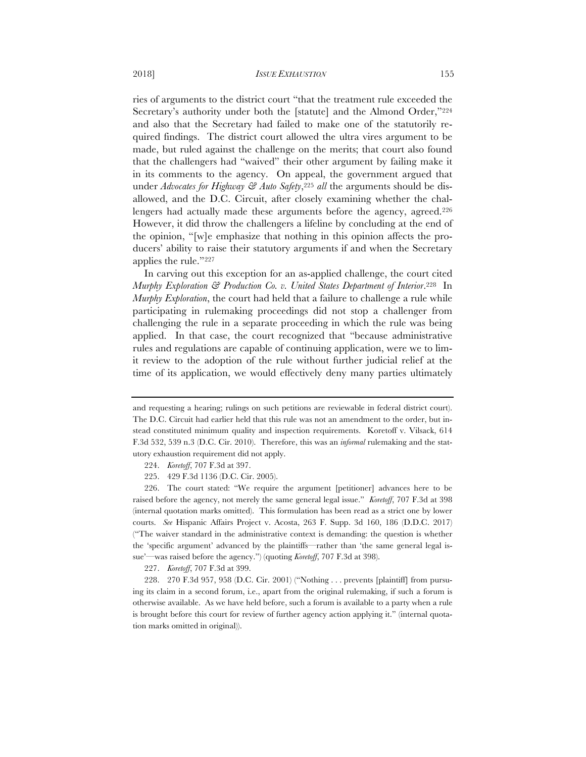ries of arguments to the district court "that the treatment rule exceeded the Secretary's authority under both the [statute] and the Almond Order,"[224] and also that the Secretary had failed to make one of the statutorily required findings. The district court allowed the ultra vires argument to be made, but ruled against the challenge on the merits; that court also found that the challengers had "waived" their other argument by failing make it in its comments to the agency. On appeal, the government argued that under *Advocates for Highway & Auto Safety*,[225] *all* the arguments should be disallowed, and the D.C. Circuit, after closely examining whether the challengers had actually made these arguments before the agency, agreed.[226] However, it did throw the challengers a lifeline by concluding at the end of the opinion, "[w]e emphasize that nothing in this opinion affects the producers' ability to raise their statutory arguments if and when the Secretary applies the rule."[227]

In carving out this exception for an as-applied challenge, the court cited *Murphy Exploration & Production Co. v. United States Department of Interior*.[228] In *Murphy Exploration*, the court had held that a failure to challenge a rule while participating in rulemaking proceedings did not stop a challenger from challenging the rule in a separate proceeding in which the rule was being applied. In that case, the court recognized that "because administrative rules and regulations are capable of continuing application, were we to limit review to the adoption of the rule without further judicial relief at the time of its application, we would effectively deny many parties ultimately

---

and requesting a hearing; rulings on such petitions are reviewable in federal district court). The D.C. Circuit had earlier held that this rule was not an amendment to the order, but instead constituted minimum quality and inspection requirements. Koretoff v. Vilsack, 614 F.3d 532, 539 n.3 (D.C. Cir. 2010). Therefore, this was an *informal* rulemaking and the statutory exhaustion requirement did not apply.

224. *Koretoff*, 707 F.3d at 397.

225. 429 F.3d 1136 (D.C. Cir. 2005).

226. The court stated: "We require the argument [petitioner] advances here to be raised before the agency, not merely the same general legal issue." *Koretoff*, 707 F.3d at 398 (internal quotation marks omitted). This formulation has been read as a strict one by lower courts. *See* Hispanic Affairs Project v. Acosta, 263 F. Supp. 3d 160, 186 (D.D.C. 2017) ("The waiver standard in the administrative context is demanding: the question is whether the 'specific argument' advanced by the plaintiffs—rather than 'the same general legal issue'—was raised before the agency.") (quoting *Koretoff*, 707 F.3d at 398).

227. *Koretoff*, 707 F.3d at 399.

228. 270 F.3d 957, 958 (D.C. Cir. 2001) ("Nothing . . . prevents [plaintiff] from pursuing its claim in a second forum, i.e., apart from the original rulemaking, if such a forum is otherwise available. As we have held before, such a forum is available to a party when a rule is brought before this court for review of further agency action applying it." (internal quotation marks omitted in original)).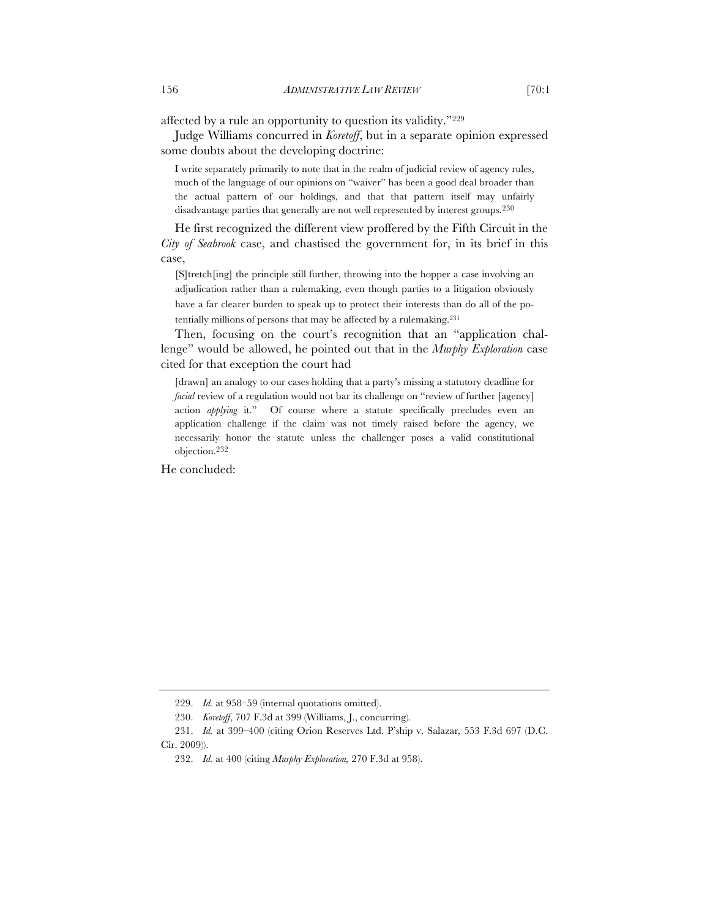affected by a rule an opportunity to question its validity."[229]

Judge Williams concurred in *Koretoff*, but in a separate opinion expressed some doubts about the developing doctrine:

> I write separately primarily to note that in the realm of judicial review of agency rules, much of the language of our opinions on "waiver" has been a good deal broader than the actual pattern of our holdings, and that that pattern itself may unfairly disadvantage parties that generally are not well represented by interest groups.[230]

He first recognized the different view proffered by the Fifth Circuit in the *City of Seabrook* case, and chastised the government for, in its brief in this case,

> [S]tretch[ing] the principle still further, throwing into the hopper a case involving an adjudication rather than a rulemaking, even though parties to a litigation obviously have a far clearer burden to speak up to protect their interests than do all of the potentially millions of persons that may be affected by a rulemaking.[231]

Then, focusing on the court's recognition that an "application challenge" would be allowed, he pointed out that in the *Murphy Exploration* case cited for that exception the court had

> [drawn] an analogy to our cases holding that a party's missing a statutory deadline for *facial* review of a regulation would not bar its challenge on "review of further [agency] action *applying* it." Of course where a statute specifically precludes even an application challenge if the claim was not timely raised before the agency, we necessarily honor the statute unless the challenger poses a valid constitutional objection.[232]

He concluded:

---

229. *Id.* at 958–59 (internal quotations omitted).

230. *Koretoff*, 707 F.3d at 399 (Williams, J., concurring).

231. *Id.* at 399–400 (citing Orion Reserves Ltd. P'ship v. Salazar, 553 F.3d 697 (D.C. Cir. 2009)).

232. *Id.* at 400 (citing *Murphy Exploration,* 270 F.3d at 958).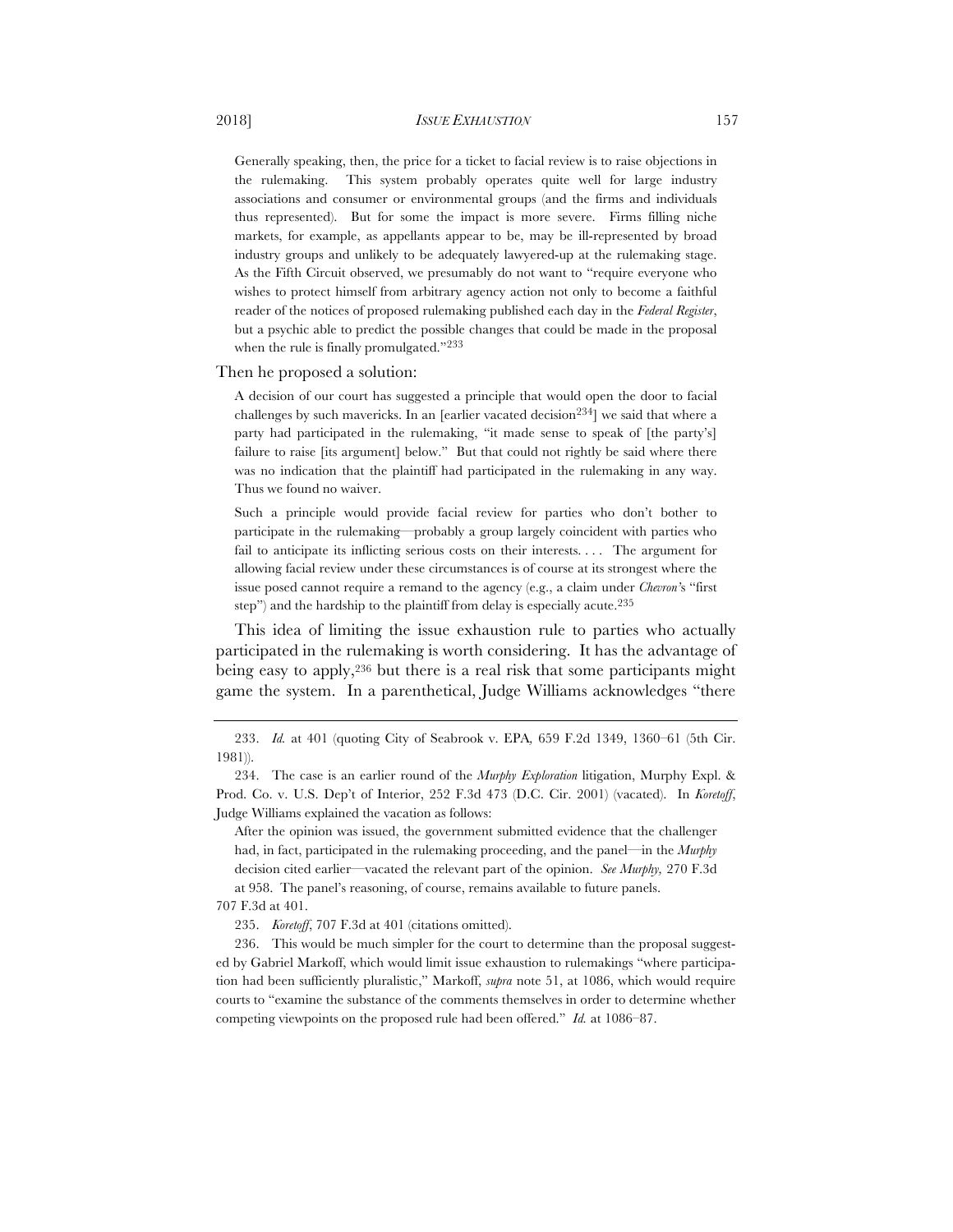> Generally speaking, then, the price for a ticket to facial review is to raise objections in the rulemaking. This system probably operates quite well for large industry associations and consumer or environmental groups (and the firms and individuals thus represented). But for some the impact is more severe. Firms filling niche markets, for example, as appellants appear to be, may be ill-represented by broad industry groups and unlikely to be adequately lawyered-up at the rulemaking stage. As the Fifth Circuit observed, we presumably do not want to "require everyone who wishes to protect himself from arbitrary agency action not only to become a faithful reader of the notices of proposed rulemaking published each day in the *Federal Register*, but a psychic able to predict the possible changes that could be made in the proposal when the rule is finally promulgated."[233]

Then he proposed a solution:

> A decision of our court has suggested a principle that would open the door to facial challenges by such mavericks. In an [earlier vacated decision[234]] we said that where a party had participated in the rulemaking, "it made sense to speak of [the party's] failure to raise [its argument] below." But that could not rightly be said where there was no indication that the plaintiff had participated in the rulemaking in any way. Thus we found no waiver.
>
> Such a principle would provide facial review for parties who don't bother to participate in the rulemaking—probably a group largely coincident with parties who fail to anticipate its inflicting serious costs on their interests. . . . The argument for allowing facial review under these circumstances is of course at its strongest where the issue posed cannot require a remand to the agency (e.g., a claim under *Chevron*'s "first step") and the hardship to the plaintiff from delay is especially acute.[235]

This idea of limiting the issue exhaustion rule to parties who actually participated in the rulemaking is worth considering. It has the advantage of being easy to apply,[236] but there is a real risk that some participants might game the system. In a parenthetical, Judge Williams acknowledges "there

---

233. *Id.* at 401 (quoting City of Seabrook v. EPA, 659 F.2d 1349, 1360–61 (5th Cir. 1981)).

234. The case is an earlier round of the *Murphy Exploration* litigation, Murphy Expl. & Prod. Co. v. U.S. Dep't of Interior, 252 F.3d 473 (D.C. Cir. 2001) (vacated). In *Koretoff*, Judge Williams explained the vacation as follows:

> After the opinion was issued, the government submitted evidence that the challenger had, in fact, participated in the rulemaking proceeding, and the panel—in the *Murphy* decision cited earlier—vacated the relevant part of the opinion. *See Murphy,* 270 F.3d at 958. The panel's reasoning, of course, remains available to future panels.

707 F.3d at 401.

235. *Koretoff*, 707 F.3d at 401 (citations omitted).

236. This would be much simpler for the court to determine than the proposal suggested by Gabriel Markoff, which would limit issue exhaustion to rulemakings "where participation had been sufficiently pluralistic," Markoff, *supra* note 51, at 1086, which would require courts to "examine the substance of the comments themselves in order to determine whether competing viewpoints on the proposed rule had been offered." *Id.* at 1086–87.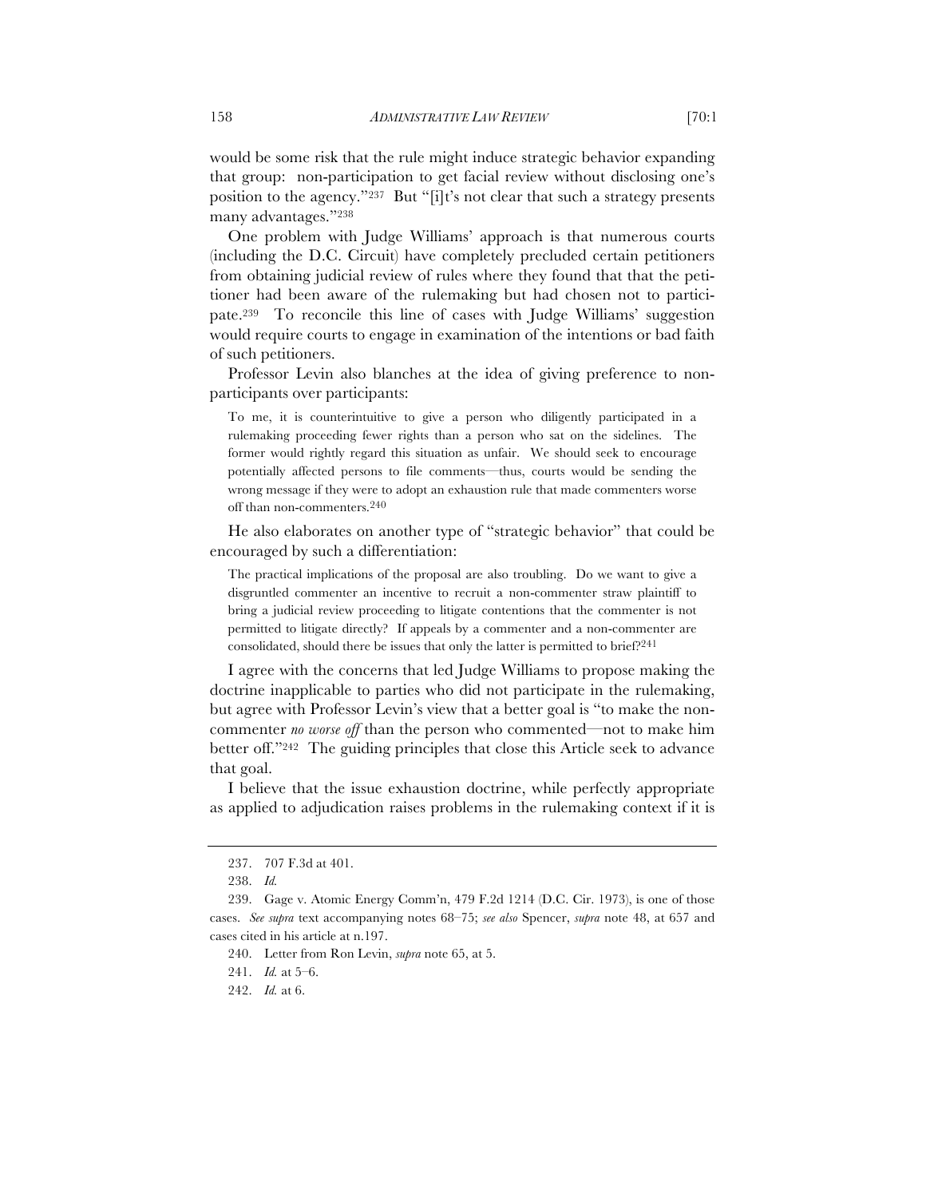would be some risk that the rule might induce strategic behavior expanding that group: non-participation to get facial review without disclosing one's position to the agency."[237] But "[i]t's not clear that such a strategy presents many advantages."[238]

One problem with Judge Williams' approach is that numerous courts (including the D.C. Circuit) have completely precluded certain petitioners from obtaining judicial review of rules where they found that that the petitioner had been aware of the rulemaking but had chosen not to participate.[239] To reconcile this line of cases with Judge Williams' suggestion would require courts to engage in examination of the intentions or bad faith of such petitioners.

Professor Levin also blanches at the idea of giving preference to non-participants over participants:

> To me, it is counterintuitive to give a person who diligently participated in a rulemaking proceeding fewer rights than a person who sat on the sidelines. The former would rightly regard this situation as unfair. We should seek to encourage potentially affected persons to file comments—thus, courts would be sending the wrong message if they were to adopt an exhaustion rule that made commenters worse off than non-commenters.[240]

He also elaborates on another type of "strategic behavior" that could be encouraged by such a differentiation:

> The practical implications of the proposal are also troubling. Do we want to give a disgruntled commenter an incentive to recruit a non-commenter straw plaintiff to bring a judicial review proceeding to litigate contentions that the commenter is not permitted to litigate directly? If appeals by a commenter and a non-commenter are consolidated, should there be issues that only the latter is permitted to brief?[241]

I agree with the concerns that led Judge Williams to propose making the doctrine inapplicable to parties who did not participate in the rulemaking, but agree with Professor Levin's view that a better goal is "to make the non-commenter *no worse off* than the person who commented—not to make him better off."[242] The guiding principles that close this Article seek to advance that goal.

I believe that the issue exhaustion doctrine, while perfectly appropriate as applied to adjudication raises problems in the rulemaking context if it is

---

237. 707 F.3d at 401.

238. *Id.*

239. Gage v. Atomic Energy Comm'n, 479 F.2d 1214 (D.C. Cir. 1973), is one of those cases. *See supra* text accompanying notes 68–75; *see also* Spencer, *supra* note 48, at 657 and cases cited in his article at n.197.

240. Letter from Ron Levin, *supra* note 65, at 5.

241. *Id.* at 5–6.

242. *Id.* at 6.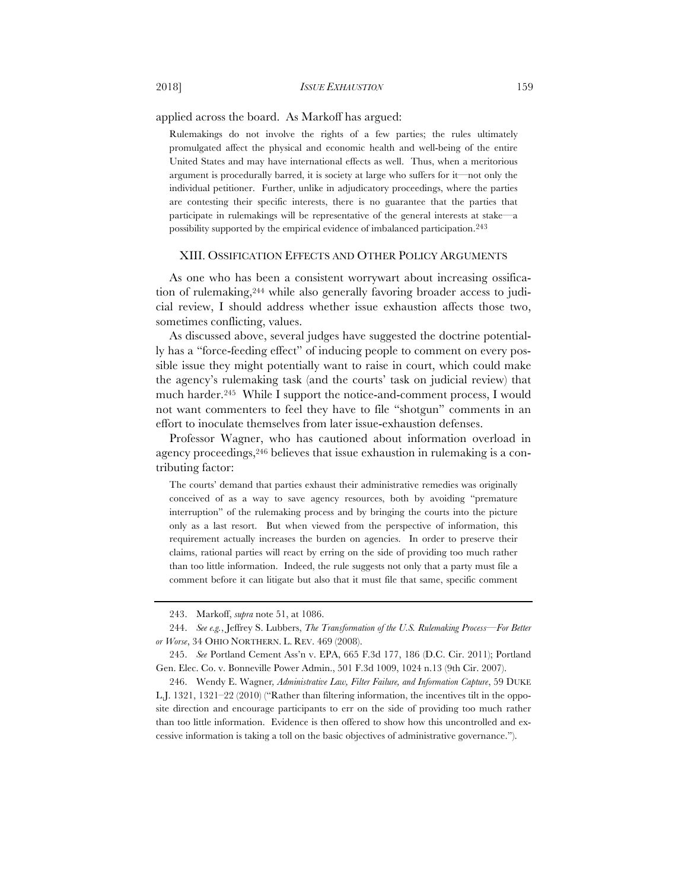applied across the board. As Markoff has argued:

> Rulemakings do not involve the rights of a few parties; the rules ultimately promulgated affect the physical and economic health and well-being of the entire United States and may have international effects as well. Thus, when a meritorious argument is procedurally barred, it is society at large who suffers for it—not only the individual petitioner. Further, unlike in adjudicatory proceedings, where the parties are contesting their specific interests, there is no guarantee that the parties that participate in rulemakings will be representative of the general interests at stake—a possibility supported by the empirical evidence of imbalanced participation.[243]

## XIII. OSSIFICATION EFFECTS AND OTHER POLICY ARGUMENTS

As one who has been a consistent worrywart about increasing ossification of rulemaking,[244] while also generally favoring broader access to judicial review, I should address whether issue exhaustion affects those two, sometimes conflicting, values.

As discussed above, several judges have suggested the doctrine potentially has a "force-feeding effect" of inducing people to comment on every possible issue they might potentially want to raise in court, which could make the agency's rulemaking task (and the courts' task on judicial review) that much harder.[245] While I support the notice-and-comment process, I would not want commenters to feel they have to file "shotgun" comments in an effort to inoculate themselves from later issue-exhaustion defenses.

Professor Wagner, who has cautioned about information overload in agency proceedings,[246] believes that issue exhaustion in rulemaking is a contributing factor:

> The courts' demand that parties exhaust their administrative remedies was originally conceived of as a way to save agency resources, both by avoiding "premature interruption" of the rulemaking process and by bringing the courts into the picture only as a last resort. But when viewed from the perspective of information, this requirement actually increases the burden on agencies. In order to preserve their claims, rational parties will react by erring on the side of providing too much rather than too little information. Indeed, the rule suggests not only that a party must file a comment before it can litigate but also that it must file that same, specific comment

---

243. Markoff, *supra* note 51, at 1086.

244. *See e.g.*, Jeffrey S. Lubbers, *The Transformation of the U.S. Rulemaking Process—For Better or Worse*, 34 OHIO NORTHERN. L. REV. 469 (2008).

245. *See* Portland Cement Ass'n v. EPA, 665 F.3d 177, 186 (D.C. Cir. 2011); Portland Gen. Elec. Co. v. Bonneville Power Admin., 501 F.3d 1009, 1024 n.13 (9th Cir. 2007).

246. Wendy E. Wagner, *Administrative Law, Filter Failure, and Information Capture*, 59 DUKE L.J. 1321, 1321–22 (2010) ("Rather than filtering information, the incentives tilt in the opposite direction and encourage participants to err on the side of providing too much rather than too little information. Evidence is then offered to show how this uncontrolled and excessive information is taking a toll on the basic objectives of administrative governance.").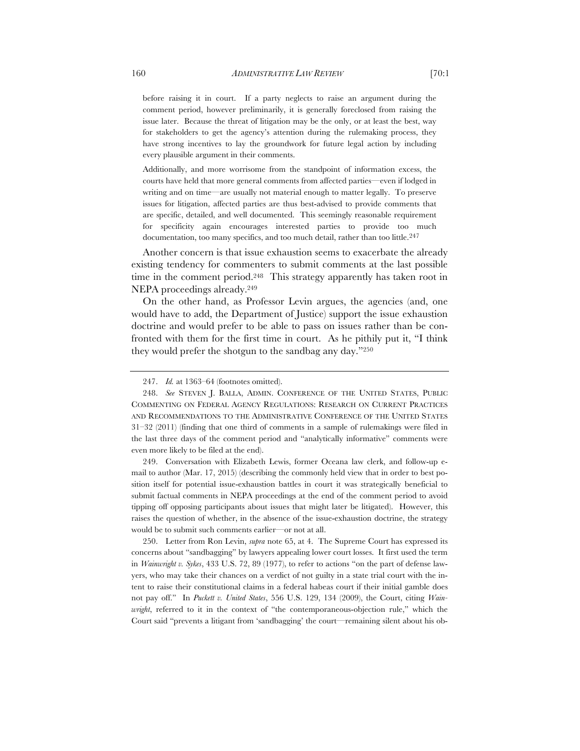> before raising it in court. If a party neglects to raise an argument during the comment period, however preliminarily, it is generally foreclosed from raising the issue later. Because the threat of litigation may be the only, or at least the best, way for stakeholders to get the agency's attention during the rulemaking process, they have strong incentives to lay the groundwork for future legal action by including every plausible argument in their comments.
>
> Additionally, and more worrisome from the standpoint of information excess, the courts have held that more general comments from affected parties—even if lodged in writing and on time—are usually not material enough to matter legally. To preserve issues for litigation, affected parties are thus best-advised to provide comments that are specific, detailed, and well documented. This seemingly reasonable requirement for specificity again encourages interested parties to provide too much documentation, too many specifics, and too much detail, rather than too little.[247]

Another concern is that issue exhaustion seems to exacerbate the already existing tendency for commenters to submit comments at the last possible time in the comment period.[248] This strategy apparently has taken root in NEPA proceedings already.[249]

On the other hand, as Professor Levin argues, the agencies (and, one would have to add, the Department of Justice) support the issue exhaustion doctrine and would prefer to be able to pass on issues rather than be confronted with them for the first time in court. As he pithily put it, "I think they would prefer the shotgun to the sandbag any day."[250]

---

247. *Id.* at 1363–64 (footnotes omitted).

248. *See* STEVEN J. BALLA, ADMIN. CONFERENCE OF THE UNITED STATES, PUBLIC COMMENTING ON FEDERAL AGENCY REGULATIONS: RESEARCH ON CURRENT PRACTICES AND RECOMMENDATIONS TO THE ADMINISTRATIVE CONFERENCE OF THE UNITED STATES 31–32 (2011) (finding that one third of comments in a sample of rulemakings were filed in the last three days of the comment period and "analytically informative" comments were even more likely to be filed at the end).

249. Conversation with Elizabeth Lewis, former Oceana law clerk, and follow-up e-mail to author (Mar. 17, 2015) (describing the commonly held view that in order to best position itself for potential issue-exhaustion battles in court it was strategically beneficial to submit factual comments in NEPA proceedings at the end of the comment period to avoid tipping off opposing participants about issues that might later be litigated). However, this raises the question of whether, in the absence of the issue-exhaustion doctrine, the strategy would be to submit such comments earlier—or not at all.

250. Letter from Ron Levin, *supra* note 65, at 4. The Supreme Court has expressed its concerns about "sandbagging" by lawyers appealing lower court losses. It first used the term in *Wainwright v. Sykes*, 433 U.S. 72, 89 (1977), to refer to actions "on the part of defense lawyers, who may take their chances on a verdict of not guilty in a state trial court with the intent to raise their constitutional claims in a federal habeas court if their initial gamble does not pay off." In *Puckett v. United States*, 556 U.S. 129, 134 (2009), the Court, citing *Wainwright*, referred to it in the context of "the contemporaneous-objection rule," which the Court said "prevents a litigant from 'sandbagging' the court—remaining silent about his ob-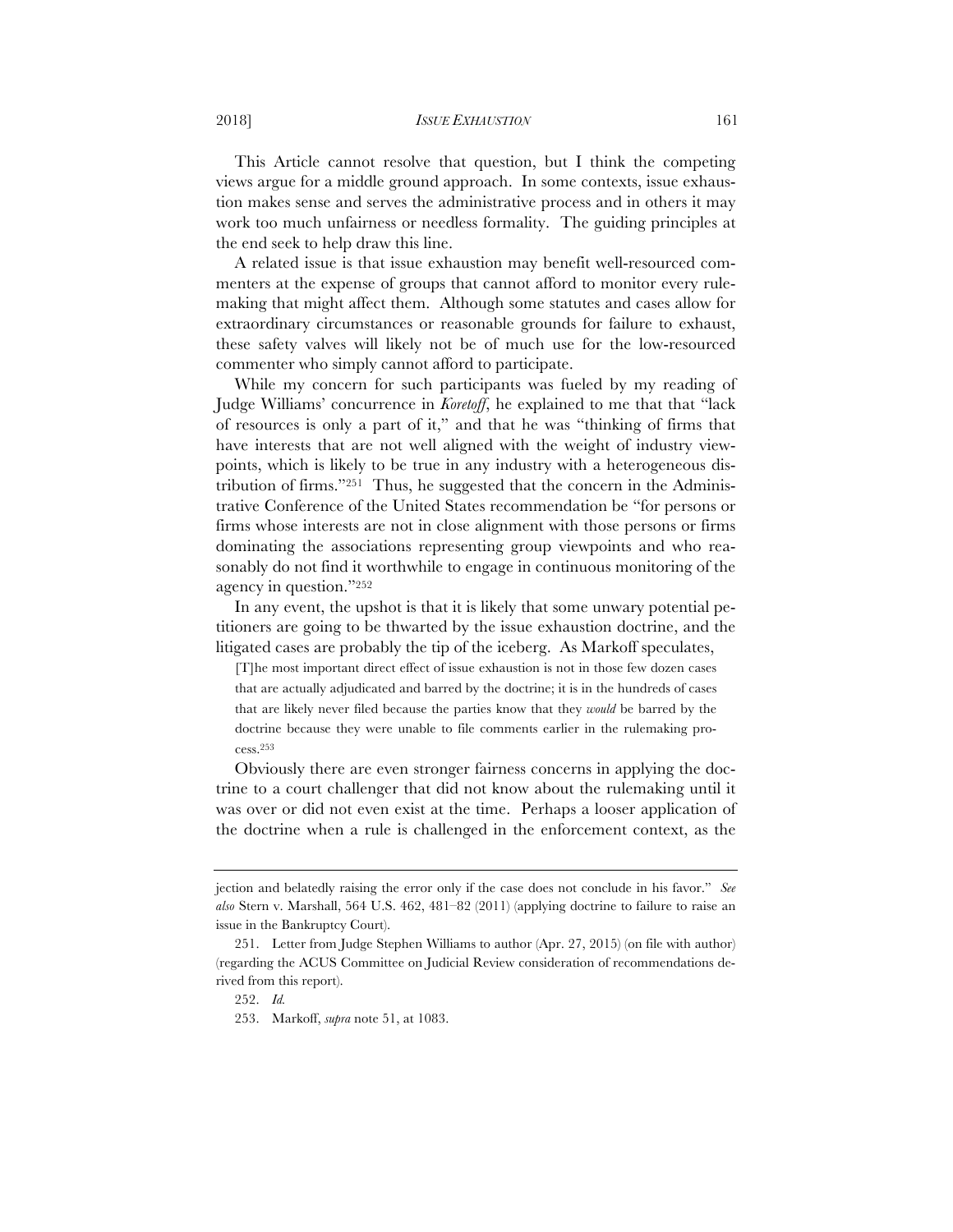This Article cannot resolve that question, but I think the competing views argue for a middle ground approach. In some contexts, issue exhaustion makes sense and serves the administrative process and in others it may work too much unfairness or needless formality. The guiding principles at the end seek to help draw this line.

A related issue is that issue exhaustion may benefit well-resourced commenters at the expense of groups that cannot afford to monitor every rulemaking that might affect them. Although some statutes and cases allow for extraordinary circumstances or reasonable grounds for failure to exhaust, these safety valves will likely not be of much use for the low-resourced commenter who simply cannot afford to participate.

While my concern for such participants was fueled by my reading of Judge Williams' concurrence in *Koretoff*, he explained to me that that "lack of resources is only a part of it," and that he was "thinking of firms that have interests that are not well aligned with the weight of industry viewpoints, which is likely to be true in any industry with a heterogeneous distribution of firms."[251] Thus, he suggested that the concern in the Administrative Conference of the United States recommendation be "for persons or firms whose interests are not in close alignment with those persons or firms dominating the associations representing group viewpoints and who reasonably do not find it worthwhile to engage in continuous monitoring of the agency in question."[252]

In any event, the upshot is that it is likely that some unwary potential petitioners are going to be thwarted by the issue exhaustion doctrine, and the litigated cases are probably the tip of the iceberg. As Markoff speculates,

> [T]he most important direct effect of issue exhaustion is not in those few dozen cases that are actually adjudicated and barred by the doctrine; it is in the hundreds of cases that are likely never filed because the parties know that they *would* be barred by the doctrine because they were unable to file comments earlier in the rulemaking process.[253]

Obviously there are even stronger fairness concerns in applying the doctrine to a court challenger that did not know about the rulemaking until it was over or did not even exist at the time. Perhaps a looser application of the doctrine when a rule is challenged in the enforcement context, as the

---

jection and belatedly raising the error only if the case does not conclude in his favor." *See also* Stern v. Marshall, 564 U.S. 462, 481–82 (2011) (applying doctrine to failure to raise an issue in the Bankruptcy Court).

251. Letter from Judge Stephen Williams to author (Apr. 27, 2015) (on file with author) (regarding the ACUS Committee on Judicial Review consideration of recommendations derived from this report).

252. *Id.*

253. Markoff, *supra* note 51, at 1083.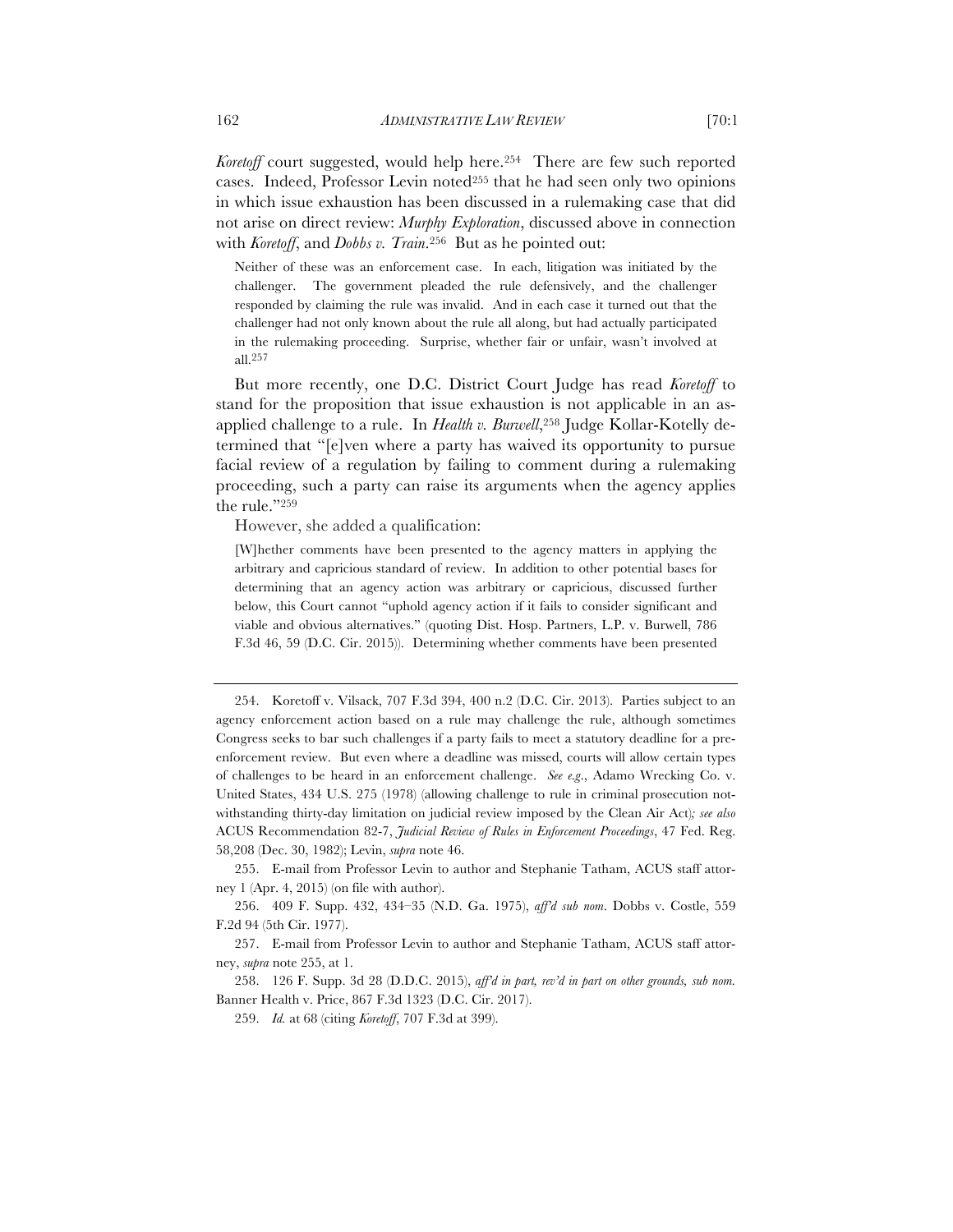*Koretoff* court suggested, would help here.[254] There are few such reported cases. Indeed, Professor Levin noted[255] that he had seen only two opinions in which issue exhaustion has been discussed in a rulemaking case that did not arise on direct review: *Murphy Exploration*, discussed above in connection with *Koretoff*, and *Dobbs v. Train*.[256] But as he pointed out:

> Neither of these was an enforcement case. In each, litigation was initiated by the challenger. The government pleaded the rule defensively, and the challenger responded by claiming the rule was invalid. And in each case it turned out that the challenger had not only known about the rule all along, but had actually participated in the rulemaking proceeding. Surprise, whether fair or unfair, wasn't involved at all.[257]

But more recently, one D.C. District Court Judge has read *Koretoff* to stand for the proposition that issue exhaustion is not applicable in an as-applied challenge to a rule. In *Health v. Burwell*,[258] Judge Kollar-Kotelly determined that "[e]ven where a party has waived its opportunity to pursue facial review of a regulation by failing to comment during a rulemaking proceeding, such a party can raise its arguments when the agency applies the rule."[259]

However, she added a qualification:

> [W]hether comments have been presented to the agency matters in applying the arbitrary and capricious standard of review. In addition to other potential bases for determining that an agency action was arbitrary or capricious, discussed further below, this Court cannot "uphold agency action if it fails to consider significant and viable and obvious alternatives." (quoting Dist. Hosp. Partners, L.P. v. Burwell, 786 F.3d 46, 59 (D.C. Cir. 2015)). Determining whether comments have been presented

---

254. Koretoff v. Vilsack, 707 F.3d 394, 400 n.2 (D.C. Cir. 2013). Parties subject to an agency enforcement action based on a rule may challenge the rule, although sometimes Congress seeks to bar such challenges if a party fails to meet a statutory deadline for a pre-enforcement review. But even where a deadline was missed, courts will allow certain types of challenges to be heard in an enforcement challenge. *See e.g.*, Adamo Wrecking Co. v. United States, 434 U.S. 275 (1978) (allowing challenge to rule in criminal prosecution notwithstanding thirty-day limitation on judicial review imposed by the Clean Air Act)*; see also* ACUS Recommendation 82-7, *Judicial Review of Rules in Enforcement Proceedings*, 47 Fed. Reg. 58,208 (Dec. 30, 1982); Levin, *supra* note 46.

255. E-mail from Professor Levin to author and Stephanie Tatham, ACUS staff attorney 1 (Apr. 4, 2015) (on file with author).

256. 409 F. Supp. 432, 434–35 (N.D. Ga. 1975), *aff'd sub nom*. Dobbs v. Costle, 559 F.2d 94 (5th Cir. 1977).

257. E-mail from Professor Levin to author and Stephanie Tatham, ACUS staff attorney, *supra* note 255, at 1.

258. 126 F. Supp. 3d 28 (D.D.C. 2015), *aff'd in part, rev'd in part on other grounds, sub nom.* Banner Health v. Price, 867 F.3d 1323 (D.C. Cir. 2017).

259. *Id.* at 68 (citing *Koretoff*, 707 F.3d at 399).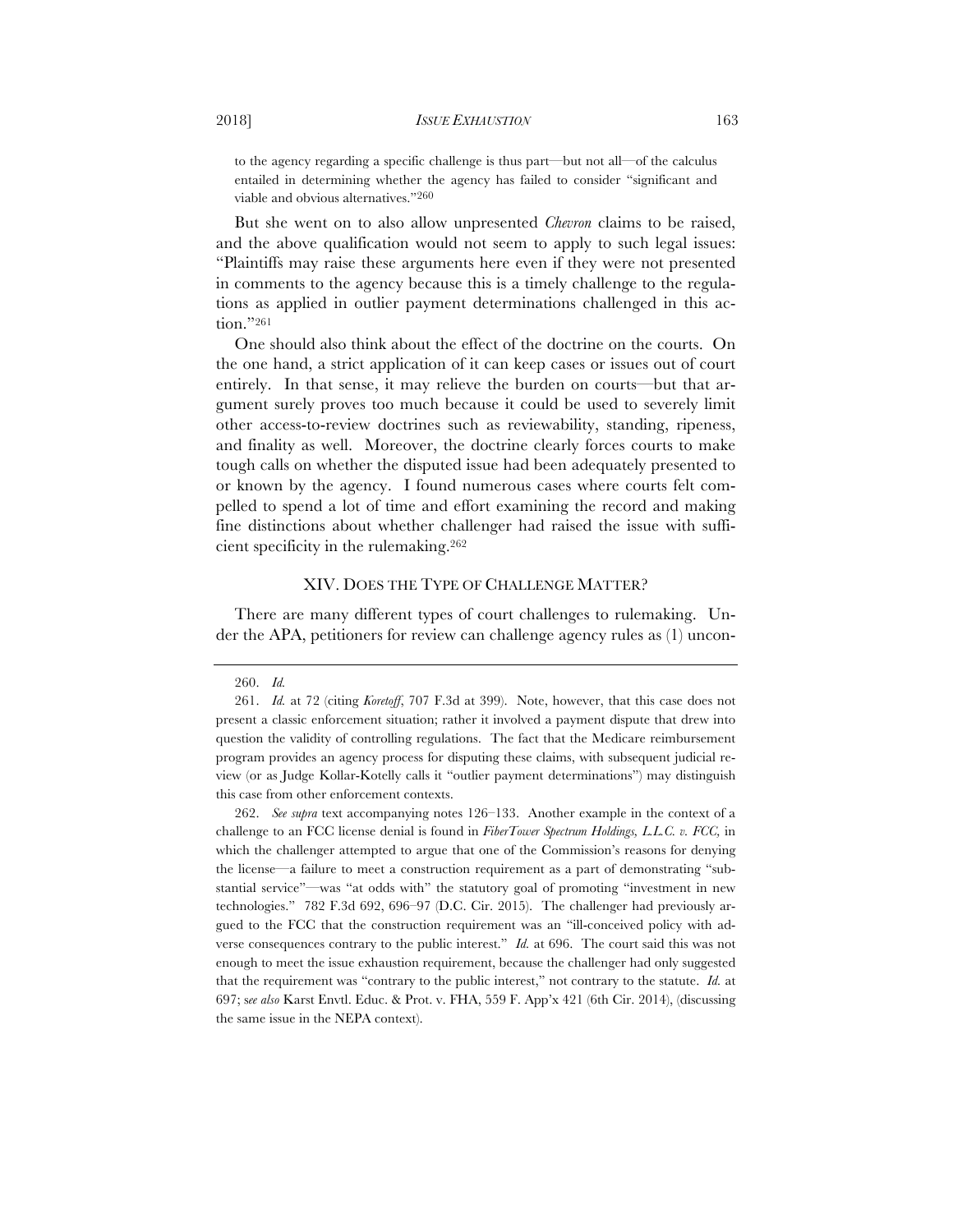to the agency regarding a specific challenge is thus part—but not all—of the calculus entailed in determining whether the agency has failed to consider "significant and viable and obvious alternatives."[260]

But she went on to also allow unpresented *Chevron* claims to be raised, and the above qualification would not seem to apply to such legal issues: "Plaintiffs may raise these arguments here even if they were not presented in comments to the agency because this is a timely challenge to the regulations as applied in outlier payment determinations challenged in this action."[261]

One should also think about the effect of the doctrine on the courts. On the one hand, a strict application of it can keep cases or issues out of court entirely. In that sense, it may relieve the burden on courts—but that argument surely proves too much because it could be used to severely limit other access-to-review doctrines such as reviewability, standing, ripeness, and finality as well. Moreover, the doctrine clearly forces courts to make tough calls on whether the disputed issue had been adequately presented to or known by the agency. I found numerous cases where courts felt compelled to spend a lot of time and effort examining the record and making fine distinctions about whether challenger had raised the issue with sufficient specificity in the rulemaking.[262]

## XIV. DOES THE TYPE OF CHALLENGE MATTER?

There are many different types of court challenges to rulemaking. Under the APA, petitioners for review can challenge agency rules as (1) uncon-

---

260. *Id.*

261. *Id.* at 72 (citing *Koretoff*, 707 F.3d at 399). Note, however, that this case does not present a classic enforcement situation; rather it involved a payment dispute that drew into question the validity of controlling regulations. The fact that the Medicare reimbursement program provides an agency process for disputing these claims, with subsequent judicial review (or as Judge Kollar-Kotelly calls it "outlier payment determinations") may distinguish this case from other enforcement contexts.

262. *See supra* text accompanying notes 126–133. Another example in the context of a challenge to an FCC license denial is found in *FiberTower Spectrum Holdings, L.L.C. v. FCC,* in which the challenger attempted to argue that one of the Commission's reasons for denying the license—a failure to meet a construction requirement as a part of demonstrating "substantial service"—was "at odds with" the statutory goal of promoting "investment in new technologies." 782 F.3d 692, 696–97 (D.C. Cir. 2015). The challenger had previously argued to the FCC that the construction requirement was an "ill-conceived policy with adverse consequences contrary to the public interest." *Id.* at 696. The court said this was not enough to meet the issue exhaustion requirement, because the challenger had only suggested that the requirement was "contrary to the public interest," not contrary to the statute. *Id.* at 697; *see also* Karst Envtl. Educ. & Prot. v. FHA, 559 F. App'x 421 (6th Cir. 2014), (discussing the same issue in the NEPA context).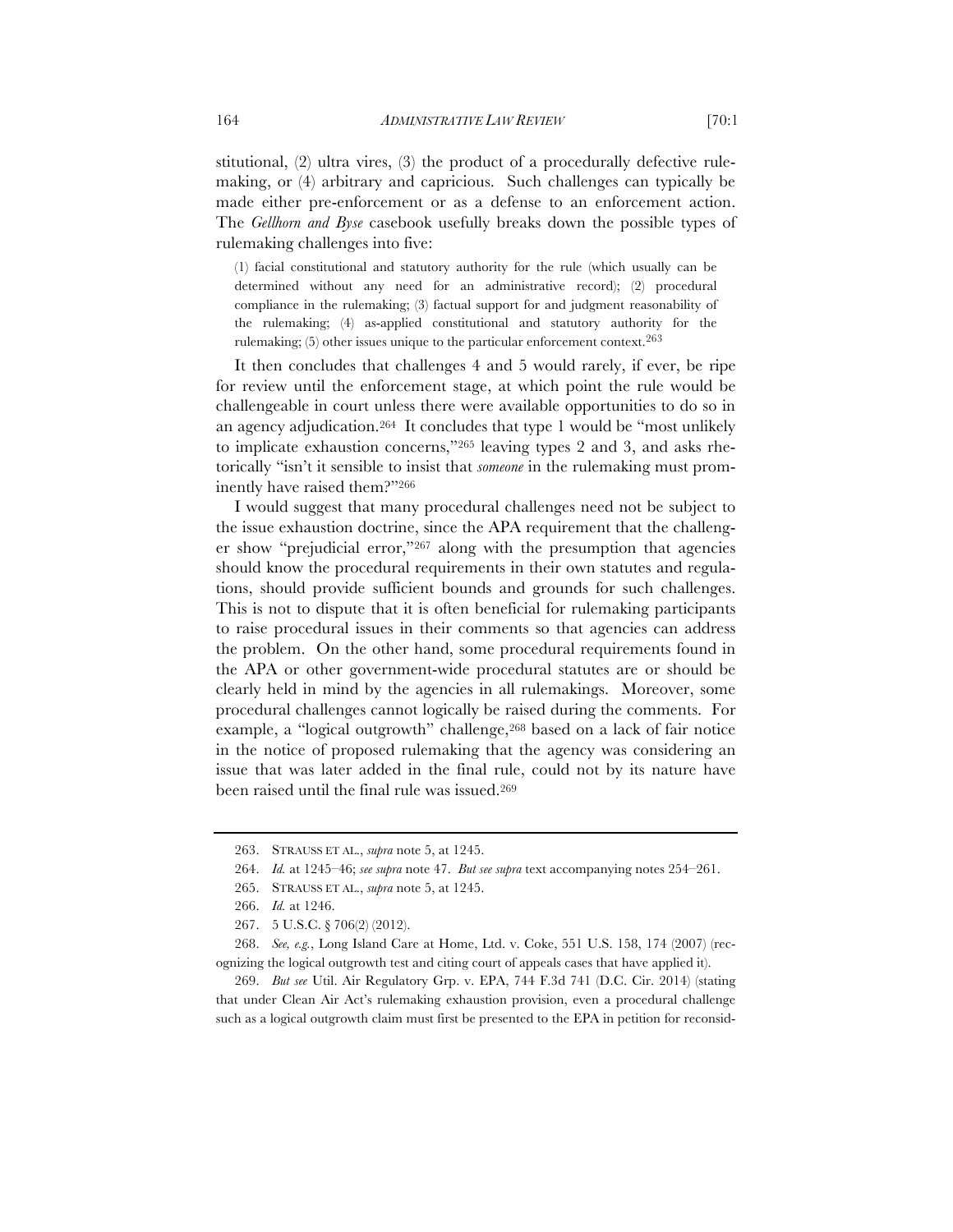stitutional, (2) ultra vires, (3) the product of a procedurally defective rulemaking, or (4) arbitrary and capricious. Such challenges can typically be made either pre-enforcement or as a defense to an enforcement action. The *Gellhorn and Byse* casebook usefully breaks down the possible types of rulemaking challenges into five:

> (1) facial constitutional and statutory authority for the rule (which usually can be determined without any need for an administrative record); (2) procedural compliance in the rulemaking; (3) factual support for and judgment reasonability of the rulemaking; (4) as-applied constitutional and statutory authority for the rulemaking; (5) other issues unique to the particular enforcement context.[263]

It then concludes that challenges 4 and 5 would rarely, if ever, be ripe for review until the enforcement stage, at which point the rule would be challengeable in court unless there were available opportunities to do so in an agency adjudication.[264] It concludes that type 1 would be "most unlikely to implicate exhaustion concerns,"[265] leaving types 2 and 3, and asks rhetorically "isn't it sensible to insist that *someone* in the rulemaking must prominently have raised them?"[266]

I would suggest that many procedural challenges need not be subject to the issue exhaustion doctrine, since the APA requirement that the challenger show "prejudicial error,"[267] along with the presumption that agencies should know the procedural requirements in their own statutes and regulations, should provide sufficient bounds and grounds for such challenges. This is not to dispute that it is often beneficial for rulemaking participants to raise procedural issues in their comments so that agencies can address the problem. On the other hand, some procedural requirements found in the APA or other government-wide procedural statutes are or should be clearly held in mind by the agencies in all rulemakings. Moreover, some procedural challenges cannot logically be raised during the comments. For example, a "logical outgrowth" challenge,[268] based on a lack of fair notice in the notice of proposed rulemaking that the agency was considering an issue that was later added in the final rule, could not by its nature have been raised until the final rule was issued.[269]

---

263. STRAUSS ET AL., *supra* note 5, at 1245.

264. *Id.* at 1245–46; *see supra* note 47. *But see supra* text accompanying notes 254–261.

265. STRAUSS ET AL., *supra* note 5, at 1245.

266. *Id.* at 1246.

267. 5 U.S.C. § 706(2) (2012).

268. *See, e.g.*, Long Island Care at Home, Ltd. v. Coke, 551 U.S. 158, 174 (2007) (recognizing the logical outgrowth test and citing court of appeals cases that have applied it).

269. *But see* Util. Air Regulatory Grp. v. EPA, 744 F.3d 741 (D.C. Cir. 2014) (stating that under Clean Air Act's rulemaking exhaustion provision, even a procedural challenge such as a logical outgrowth claim must first be presented to the EPA in petition for reconsid-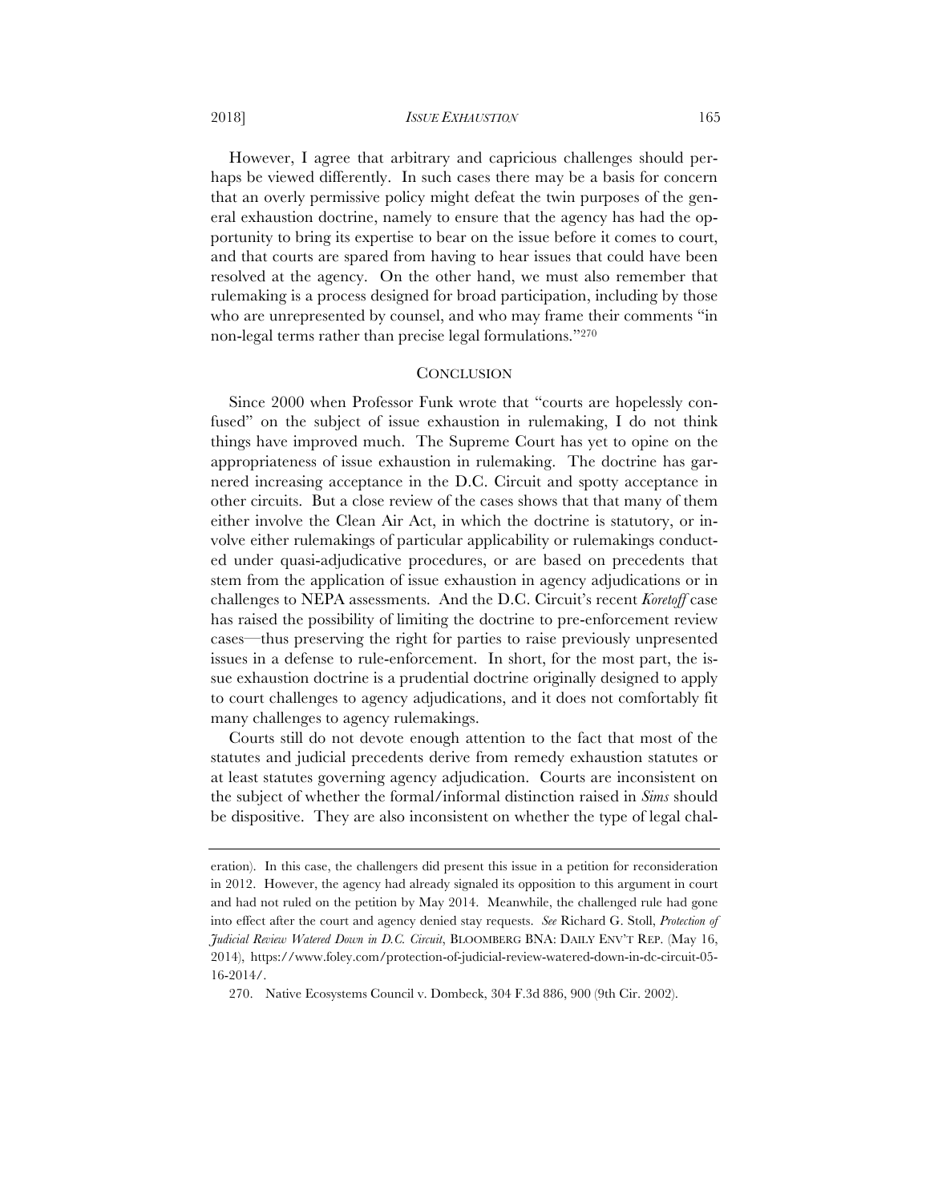However, I agree that arbitrary and capricious challenges should perhaps be viewed differently. In such cases there may be a basis for concern that an overly permissive policy might defeat the twin purposes of the general exhaustion doctrine, namely to ensure that the agency has had the opportunity to bring its expertise to bear on the issue before it comes to court, and that courts are spared from having to hear issues that could have been resolved at the agency. On the other hand, we must also remember that rulemaking is a process designed for broad participation, including by those who are unrepresented by counsel, and who may frame their comments "in non-legal terms rather than precise legal formulations."[270]

## CONCLUSION

Since 2000 when Professor Funk wrote that "courts are hopelessly confused" on the subject of issue exhaustion in rulemaking, I do not think things have improved much. The Supreme Court has yet to opine on the appropriateness of issue exhaustion in rulemaking. The doctrine has garnered increasing acceptance in the D.C. Circuit and spotty acceptance in other circuits. But a close review of the cases shows that that many of them either involve the Clean Air Act, in which the doctrine is statutory, or involve either rulemakings of particular applicability or rulemakings conducted under quasi-adjudicative procedures, or are based on precedents that stem from the application of issue exhaustion in agency adjudications or in challenges to NEPA assessments. And the D.C. Circuit's recent *Koretoff* case has raised the possibility of limiting the doctrine to pre-enforcement review cases—thus preserving the right for parties to raise previously unpresented issues in a defense to rule-enforcement. In short, for the most part, the issue exhaustion doctrine is a prudential doctrine originally designed to apply to court challenges to agency adjudications, and it does not comfortably fit many challenges to agency rulemakings.

Courts still do not devote enough attention to the fact that most of the statutes and judicial precedents derive from remedy exhaustion statutes or at least statutes governing agency adjudication. Courts are inconsistent on the subject of whether the formal/informal distinction raised in *Sims* should be dispositive. They are also inconsistent on whether the type of legal chal-

---

eration). In this case, the challengers did present this issue in a petition for reconsideration in 2012. However, the agency had already signaled its opposition to this argument in court and had not ruled on the petition by May 2014. Meanwhile, the challenged rule had gone into effect after the court and agency denied stay requests. *See* Richard G. Stoll, *Protection of Judicial Review Watered Down in D.C. Circuit*, BLOOMBERG BNA: DAILY ENV'T REP. (May 16, 2014), https://www.foley.com/protection-of-judicial-review-watered-down-in-dc-circuit-05-16-2014/.

270. Native Ecosystems Council v. Dombeck, 304 F.3d 886, 900 (9th Cir. 2002).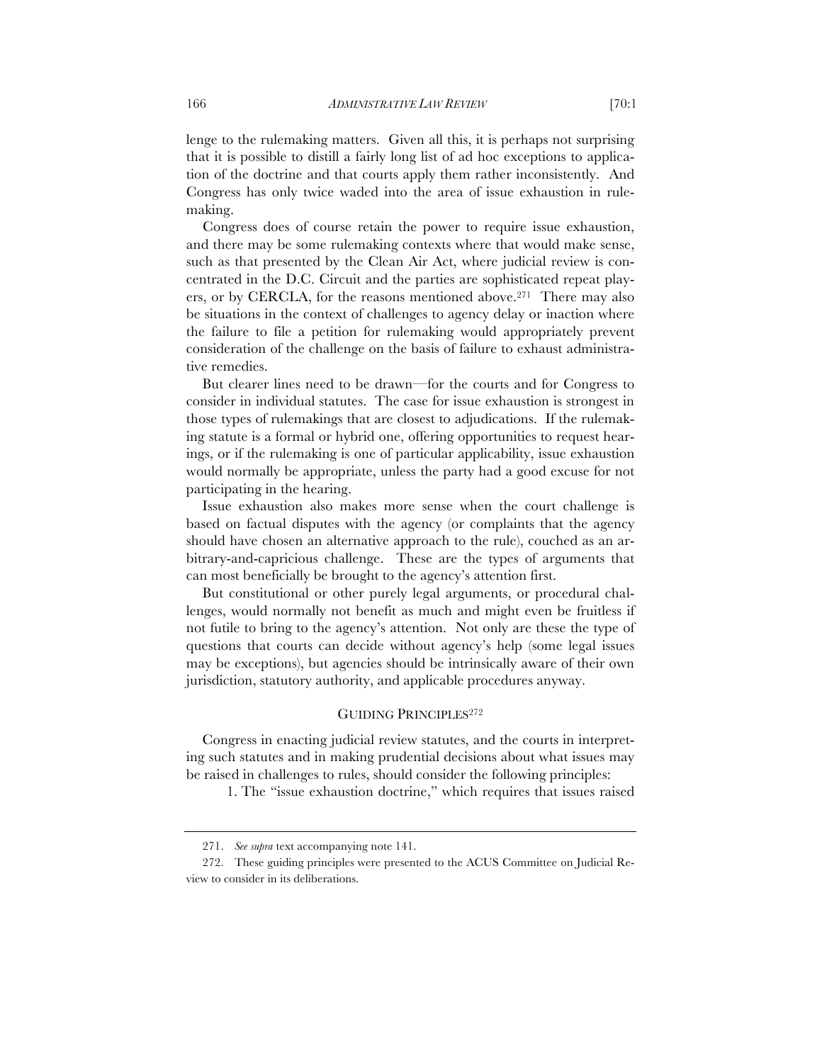lenge to the rulemaking matters. Given all this, it is perhaps not surprising that it is possible to distill a fairly long list of ad hoc exceptions to application of the doctrine and that courts apply them rather inconsistently. And Congress has only twice waded into the area of issue exhaustion in rulemaking.

Congress does of course retain the power to require issue exhaustion, and there may be some rulemaking contexts where that would make sense, such as that presented by the Clean Air Act, where judicial review is concentrated in the D.C. Circuit and the parties are sophisticated repeat players, or by CERCLA, for the reasons mentioned above.[271] There may also be situations in the context of challenges to agency delay or inaction where the failure to file a petition for rulemaking would appropriately prevent consideration of the challenge on the basis of failure to exhaust administrative remedies.

But clearer lines need to be drawn—for the courts and for Congress to consider in individual statutes. The case for issue exhaustion is strongest in those types of rulemakings that are closest to adjudications. If the rulemaking statute is a formal or hybrid one, offering opportunities to request hearings, or if the rulemaking is one of particular applicability, issue exhaustion would normally be appropriate, unless the party had a good excuse for not participating in the hearing.

Issue exhaustion also makes more sense when the court challenge is based on factual disputes with the agency (or complaints that the agency should have chosen an alternative approach to the rule), couched as an arbitrary-and-capricious challenge. These are the types of arguments that can most beneficially be brought to the agency's attention first.

But constitutional or other purely legal arguments, or procedural challenges, would normally not benefit as much and might even be fruitless if not futile to bring to the agency's attention. Not only are these the type of questions that courts can decide without agency's help (some legal issues may be exceptions), but agencies should be intrinsically aware of their own jurisdiction, statutory authority, and applicable procedures anyway.

## GUIDING PRINCIPLES[272]

Congress in enacting judicial review statutes, and the courts in interpreting such statutes and in making prudential decisions about what issues may be raised in challenges to rules, should consider the following principles:

1. The "issue exhaustion doctrine," which requires that issues raised

---

271. *See supra* text accompanying note 141.

272. These guiding principles were presented to the ACUS Committee on Judicial Review to consider in its deliberations.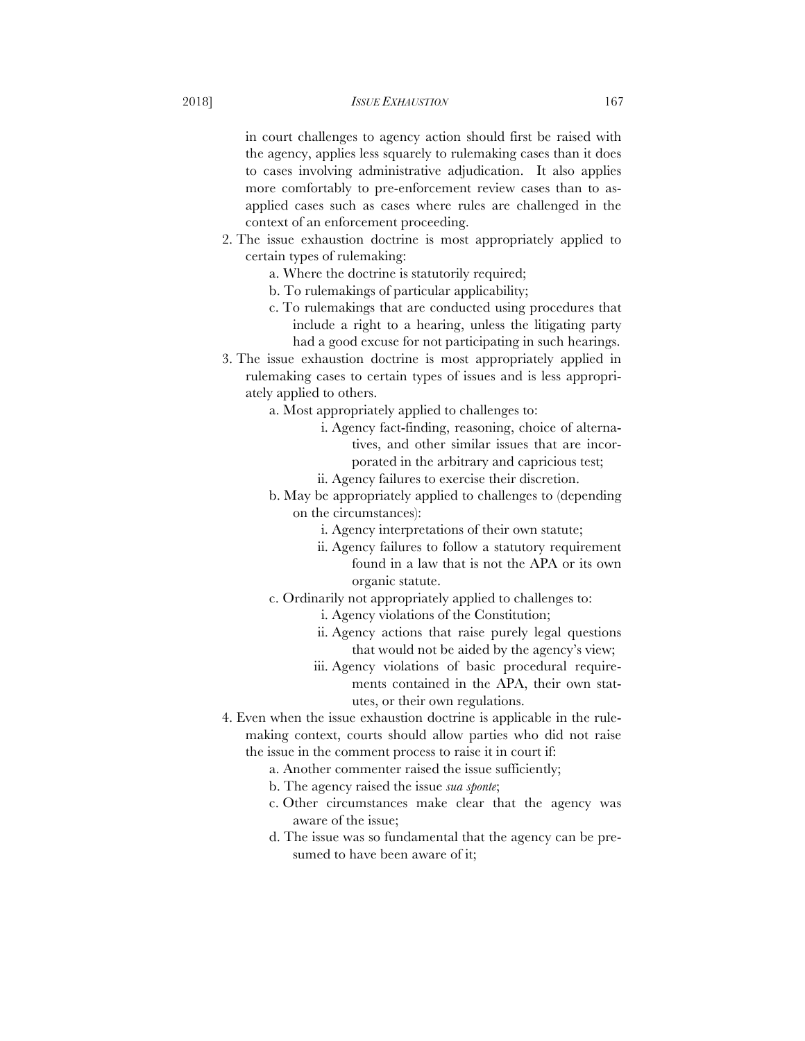in court challenges to agency action should first be raised with the agency, applies less squarely to rulemaking cases than it does to cases involving administrative adjudication. It also applies more comfortably to pre-enforcement review cases than to as-applied cases such as cases where rules are challenged in the context of an enforcement proceeding.

2. The issue exhaustion doctrine is most appropriately applied to certain types of rulemaking:
   - a. Where the doctrine is statutorily required;
   - b. To rulemakings of particular applicability;
   - c. To rulemakings that are conducted using procedures that include a right to a hearing, unless the litigating party had a good excuse for not participating in such hearings.
3. The issue exhaustion doctrine is most appropriately applied in rulemaking cases to certain types of issues and is less appropriately applied to others.
   - a. Most appropriately applied to challenges to:
     - i. Agency fact-finding, reasoning, choice of alternatives, and other similar issues that are incorporated in the arbitrary and capricious test;
     - ii. Agency failures to exercise their discretion.
   - b. May be appropriately applied to challenges to (depending on the circumstances):
     - i. Agency interpretations of their own statute;
     - ii. Agency failures to follow a statutory requirement found in a law that is not the APA or its own organic statute.
   - c. Ordinarily not appropriately applied to challenges to:
     - i. Agency violations of the Constitution;
     - ii. Agency actions that raise purely legal questions that would not be aided by the agency's view;
     - iii. Agency violations of basic procedural requirements contained in the APA, their own statutes, or their own regulations.
4. Even when the issue exhaustion doctrine is applicable in the rulemaking context, courts should allow parties who did not raise the issue in the comment process to raise it in court if:
   - a. Another commenter raised the issue sufficiently;
   - b. The agency raised the issue *sua sponte*;
   - c. Other circumstances make clear that the agency was aware of the issue;
   - d. The issue was so fundamental that the agency can be presumed to have been aware of it;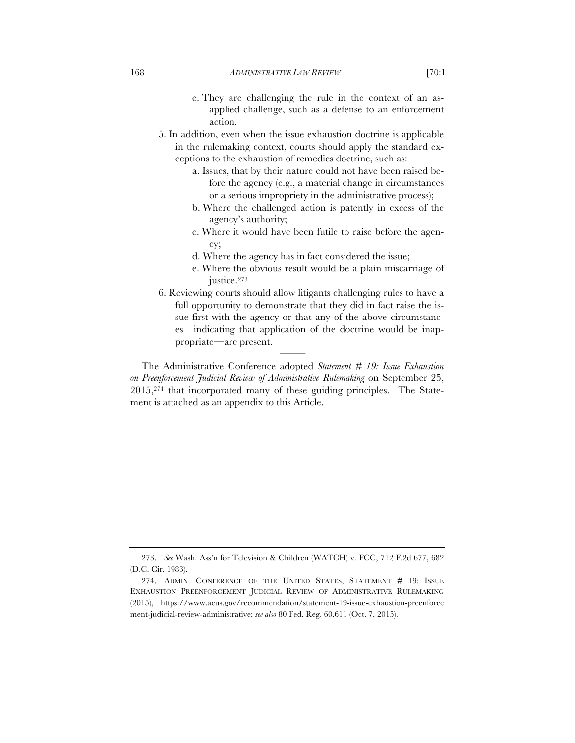e. They are challenging the rule in the context of an as-applied challenge, such as a defense to an enforcement action.

5. In addition, even when the issue exhaustion doctrine is applicable in the rulemaking context, courts should apply the standard exceptions to the exhaustion of remedies doctrine, such as:
   a. Issues, that by their nature could not have been raised before the agency (e.g., a material change in circumstances or a serious impropriety in the administrative process);
   b. Where the challenged action is patently in excess of the agency's authority;
   c. Where it would have been futile to raise before the agency;
   d. Where the agency has in fact considered the issue;
   e. Where the obvious result would be a plain miscarriage of justice.[273]
6. Reviewing courts should allow litigants challenging rules to have a full opportunity to demonstrate that they did in fact raise the issue first with the agency or that any of the above circumstances—indicating that application of the doctrine would be inappropriate—are present.

———

The Administrative Conference adopted *Statement # 19: Issue Exhaustion on Preenforcement Judicial Review of Administrative Rulemaking* on September 25, 2015,[274] that incorporated many of these guiding principles. The Statement is attached as an appendix to this Article.

---

273. *See* Wash. Ass'n for Television & Children (WATCH) v. FCC, 712 F.2d 677, 682 (D.C. Cir. 1983).

274. ADMIN. CONFERENCE OF THE UNITED STATES, STATEMENT # 19: ISSUE EXHAUSTION PREENFORCEMENT JUDICIAL REVIEW OF ADMINISTRATIVE RULEMAKING (2015), https://www.acus.gov/recommendation/statement-19-issue-exhaustion-preenforcement-judicial-review-administrative; *see also* 80 Fed. Reg. 60,611 (Oct. 7, 2015).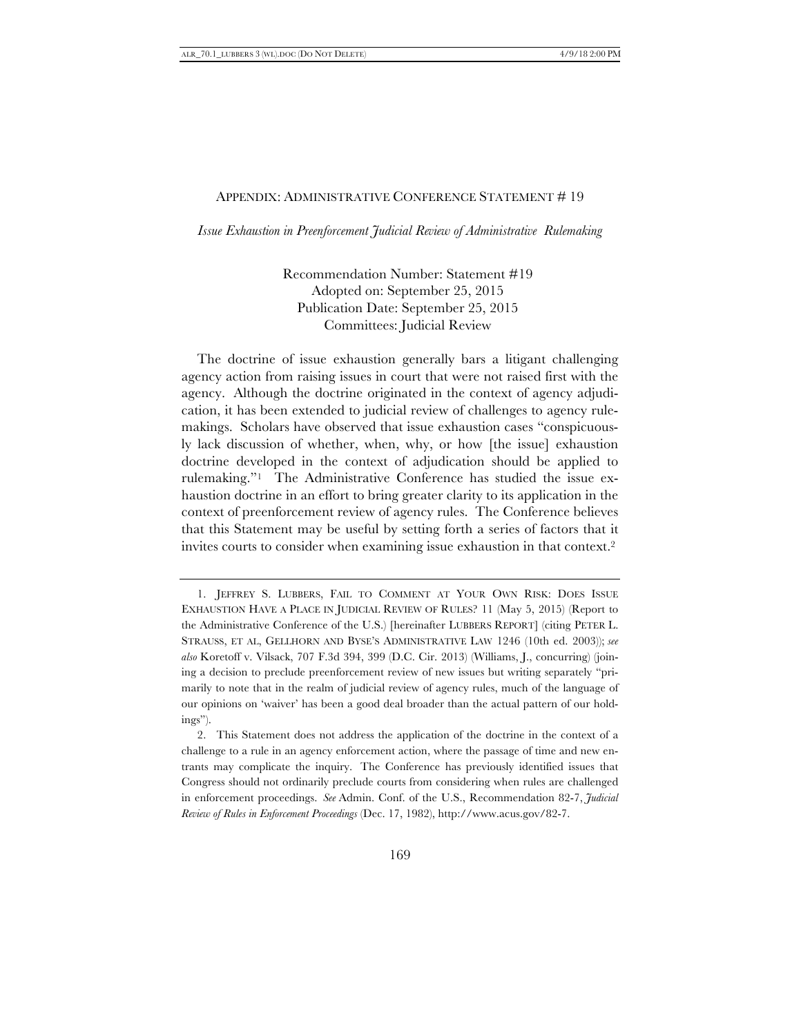## APPENDIX: ADMINISTRATIVE CONFERENCE STATEMENT # 19

*Issue Exhaustion in Preenforcement Judicial Review of Administrative Rulemaking*

Recommendation Number: Statement #19
Adopted on: September 25, 2015
Publication Date: September 25, 2015
Committees: Judicial Review

The doctrine of issue exhaustion generally bars a litigant challenging agency action from raising issues in court that were not raised first with the agency. Although the doctrine originated in the context of agency adjudication, it has been extended to judicial review of challenges to agency rulemakings. Scholars have observed that issue exhaustion cases "conspicuously lack discussion of whether, when, why, or how [the issue] exhaustion doctrine developed in the context of adjudication should be applied to rulemaking."[1] The Administrative Conference has studied the issue exhaustion doctrine in an effort to bring greater clarity to its application in the context of preenforcement review of agency rules. The Conference believes that this Statement may be useful by setting forth a series of factors that it invites courts to consider when examining issue exhaustion in that context.[2]

---

1. JEFFREY S. LUBBERS, FAIL TO COMMENT AT YOUR OWN RISK: DOES ISSUE EXHAUSTION HAVE A PLACE IN JUDICIAL REVIEW OF RULES? 11 (May 5, 2015) (Report to the Administrative Conference of the U.S.) [hereinafter LUBBERS REPORT] (citing PETER L. STRAUSS, ET AL, GELLHORN AND BYSE'S ADMINISTRATIVE LAW 1246 (10th ed. 2003)); *see also* Koretoff v. Vilsack, 707 F.3d 394, 399 (D.C. Cir. 2013) (Williams, J., concurring) (joining a decision to preclude preenforcement review of new issues but writing separately "primarily to note that in the realm of judicial review of agency rules, much of the language of our opinions on 'waiver' has been a good deal broader than the actual pattern of our holdings").

2. This Statement does not address the application of the doctrine in the context of a challenge to a rule in an agency enforcement action, where the passage of time and new entrants may complicate the inquiry. The Conference has previously identified issues that Congress should not ordinarily preclude courts from considering when rules are challenged in enforcement proceedings. *See* Admin. Conf. of the U.S., Recommendation 82-7, *Judicial Review of Rules in Enforcement Proceedings* (Dec. 17, 1982), http://www.acus.gov/82-7.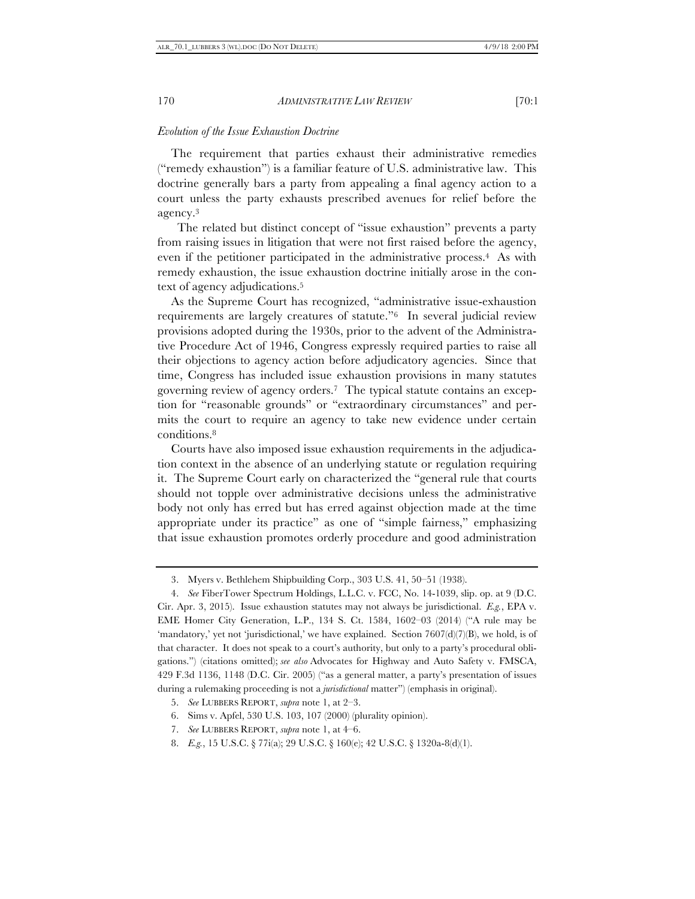*Evolution of the Issue Exhaustion Doctrine*

The requirement that parties exhaust their administrative remedies ("remedy exhaustion") is a familiar feature of U.S. administrative law. This doctrine generally bars a party from appealing a final agency action to a court unless the party exhausts prescribed avenues for relief before the agency.[3]

The related but distinct concept of "issue exhaustion" prevents a party from raising issues in litigation that were not first raised before the agency, even if the petitioner participated in the administrative process.[4] As with remedy exhaustion, the issue exhaustion doctrine initially arose in the context of agency adjudications.[5]

As the Supreme Court has recognized, "administrative issue-exhaustion requirements are largely creatures of statute."[6] In several judicial review provisions adopted during the 1930s, prior to the advent of the Administrative Procedure Act of 1946, Congress expressly required parties to raise all their objections to agency action before adjudicatory agencies. Since that time, Congress has included issue exhaustion provisions in many statutes governing review of agency orders.[7] The typical statute contains an exception for "reasonable grounds" or "extraordinary circumstances" and permits the court to require an agency to take new evidence under certain conditions.[8]

Courts have also imposed issue exhaustion requirements in the adjudication context in the absence of an underlying statute or regulation requiring it. The Supreme Court early on characterized the "general rule that courts should not topple over administrative decisions unless the administrative body not only has erred but has erred against objection made at the time appropriate under its practice" as one of "simple fairness," emphasizing that issue exhaustion promotes orderly procedure and good administration

---

3. Myers v. Bethlehem Shipbuilding Corp., 303 U.S. 41, 50–51 (1938).

4. *See* FiberTower Spectrum Holdings, L.L.C. v. FCC, No. 14-1039, slip. op. at 9 (D.C. Cir. Apr. 3, 2015). Issue exhaustion statutes may not always be jurisdictional. *E.g.*, EPA v. EME Homer City Generation, L.P., 134 S. Ct. 1584, 1602–03 (2014) ("A rule may be 'mandatory,' yet not 'jurisdictional,' we have explained. Section 7607(d)(7)(B), we hold, is of that character. It does not speak to a court's authority, but only to a party's procedural obligations.") (citations omitted); *see also* Advocates for Highway and Auto Safety v. FMSCA, 429 F.3d 1136, 1148 (D.C. Cir. 2005) ("as a general matter, a party's presentation of issues during a rulemaking proceeding is not a *jurisdictional* matter") (emphasis in original).

5. *See* LUBBERS REPORT, *supra* note 1, at 2–3.

6. Sims v. Apfel, 530 U.S. 103, 107 (2000) (plurality opinion).

7. *See* LUBBERS REPORT, *supra* note 1, at 4–6.

8. *E.g.*, 15 U.S.C. § 77i(a); 29 U.S.C. § 160(e); 42 U.S.C. § 1320a-8(d)(1).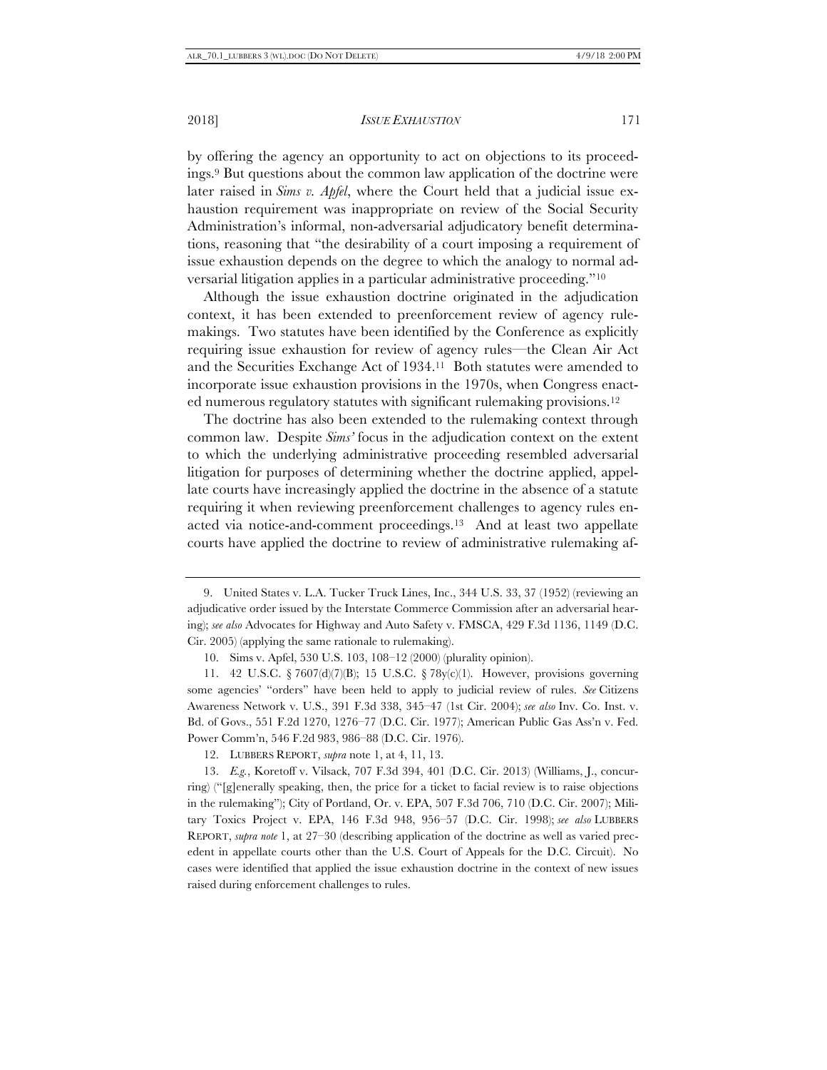by offering the agency an opportunity to act on objections to its proceedings.[9] But questions about the common law application of the doctrine were later raised in *Sims v. Apfel*, where the Court held that a judicial issue exhaustion requirement was inappropriate on review of the Social Security Administration's informal, non-adversarial adjudicatory benefit determinations, reasoning that "the desirability of a court imposing a requirement of issue exhaustion depends on the degree to which the analogy to normal adversarial litigation applies in a particular administrative proceeding."[10]

Although the issue exhaustion doctrine originated in the adjudication context, it has been extended to preenforcement review of agency rulemakings. Two statutes have been identified by the Conference as explicitly requiring issue exhaustion for review of agency rules—the Clean Air Act and the Securities Exchange Act of 1934.[11] Both statutes were amended to incorporate issue exhaustion provisions in the 1970s, when Congress enacted numerous regulatory statutes with significant rulemaking provisions.[12]

The doctrine has also been extended to the rulemaking context through common law. Despite *Sims'* focus in the adjudication context on the extent to which the underlying administrative proceeding resembled adversarial litigation for purposes of determining whether the doctrine applied, appellate courts have increasingly applied the doctrine in the absence of a statute requiring it when reviewing preenforcement challenges to agency rules enacted via notice-and-comment proceedings.[13] And at least two appellate courts have applied the doctrine to review of administrative rulemaking af-

---

9. United States v. L.A. Tucker Truck Lines, Inc., 344 U.S. 33, 37 (1952) (reviewing an adjudicative order issued by the Interstate Commerce Commission after an adversarial hearing); *see also* Advocates for Highway and Auto Safety v. FMSCA, 429 F.3d 1136, 1149 (D.C. Cir. 2005) (applying the same rationale to rulemaking).

10. Sims v. Apfel, 530 U.S. 103, 108–12 (2000) (plurality opinion).

11. 42 U.S.C. § 7607(d)(7)(B); 15 U.S.C. § 78y(c)(1). However, provisions governing some agencies' "orders" have been held to apply to judicial review of rules. *See* Citizens Awareness Network v. U.S., 391 F.3d 338, 345–47 (1st Cir. 2004); *see also* Inv. Co. Inst. v. Bd. of Govs., 551 F.2d 1270, 1276–77 (D.C. Cir. 1977); American Public Gas Ass'n v. Fed. Power Comm'n, 546 F.2d 983, 986–88 (D.C. Cir. 1976).

12. LUBBERS REPORT, *supra* note 1, at 4, 11, 13.

13. *E.g.*, Koretoff v. Vilsack, 707 F.3d 394, 401 (D.C. Cir. 2013) (Williams, J., concurring) ("[g]enerally speaking, then, the price for a ticket to facial review is to raise objections in the rulemaking"); City of Portland, Or. v. EPA, 507 F.3d 706, 710 (D.C. Cir. 2007); Military Toxics Project v. EPA, 146 F.3d 948, 956–57 (D.C. Cir. 1998); *see also* LUBBERS REPORT, *supra note* 1, at 27–30 (describing application of the doctrine as well as varied precedent in appellate courts other than the U.S. Court of Appeals for the D.C. Circuit). No cases were identified that applied the issue exhaustion doctrine in the context of new issues raised during enforcement challenges to rules.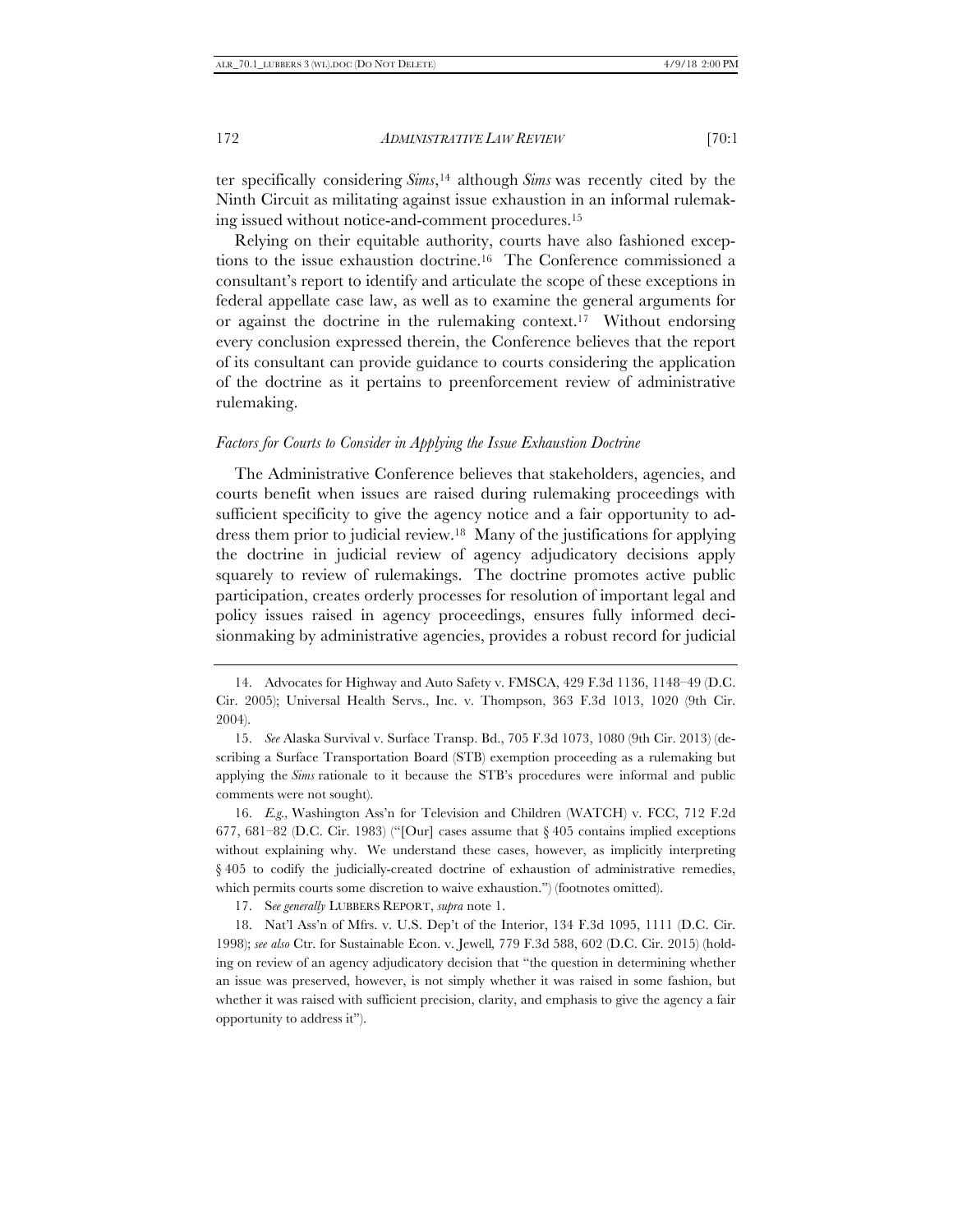ter specifically considering *Sims*,[14] although *Sims* was recently cited by the Ninth Circuit as militating against issue exhaustion in an informal rulemaking issued without notice-and-comment procedures.[15]

Relying on their equitable authority, courts have also fashioned exceptions to the issue exhaustion doctrine.[16] The Conference commissioned a consultant's report to identify and articulate the scope of these exceptions in federal appellate case law, as well as to examine the general arguments for or against the doctrine in the rulemaking context.[17] Without endorsing every conclusion expressed therein, the Conference believes that the report of its consultant can provide guidance to courts considering the application of the doctrine as it pertains to preenforcement review of administrative rulemaking.

*Factors for Courts to Consider in Applying the Issue Exhaustion Doctrine*

The Administrative Conference believes that stakeholders, agencies, and courts benefit when issues are raised during rulemaking proceedings with sufficient specificity to give the agency notice and a fair opportunity to address them prior to judicial review.[18] Many of the justifications for applying the doctrine in judicial review of agency adjudicatory decisions apply squarely to review of rulemakings. The doctrine promotes active public participation, creates orderly processes for resolution of important legal and policy issues raised in agency proceedings, ensures fully informed decisionmaking by administrative agencies, provides a robust record for judicial

---

14. Advocates for Highway and Auto Safety v. FMSCA, 429 F.3d 1136, 1148–49 (D.C. Cir. 2005); Universal Health Servs., Inc. v. Thompson, 363 F.3d 1013, 1020 (9th Cir. 2004).

15. *See* Alaska Survival v. Surface Transp. Bd., 705 F.3d 1073, 1080 (9th Cir. 2013) (describing a Surface Transportation Board (STB) exemption proceeding as a rulemaking but applying the *Sims* rationale to it because the STB's procedures were informal and public comments were not sought).

16. *E.g.*, Washington Ass'n for Television and Children (WATCH) v. FCC, 712 F.2d 677, 681–82 (D.C. Cir. 1983) ("[Our] cases assume that § 405 contains implied exceptions without explaining why. We understand these cases, however, as implicitly interpreting § 405 to codify the judicially-created doctrine of exhaustion of administrative remedies, which permits courts some discretion to waive exhaustion.") (footnotes omitted).

17. S*ee generally* LUBBERS REPORT, *supra* note 1.

18. Nat'l Ass'n of Mfrs. v. U.S. Dep't of the Interior, 134 F.3d 1095, 1111 (D.C. Cir. 1998); *see also* Ctr. for Sustainable Econ. v. Jewell, 779 F.3d 588, 602 (D.C. Cir. 2015) (holding on review of an agency adjudicatory decision that "the question in determining whether an issue was preserved, however, is not simply whether it was raised in some fashion, but whether it was raised with sufficient precision, clarity, and emphasis to give the agency a fair opportunity to address it").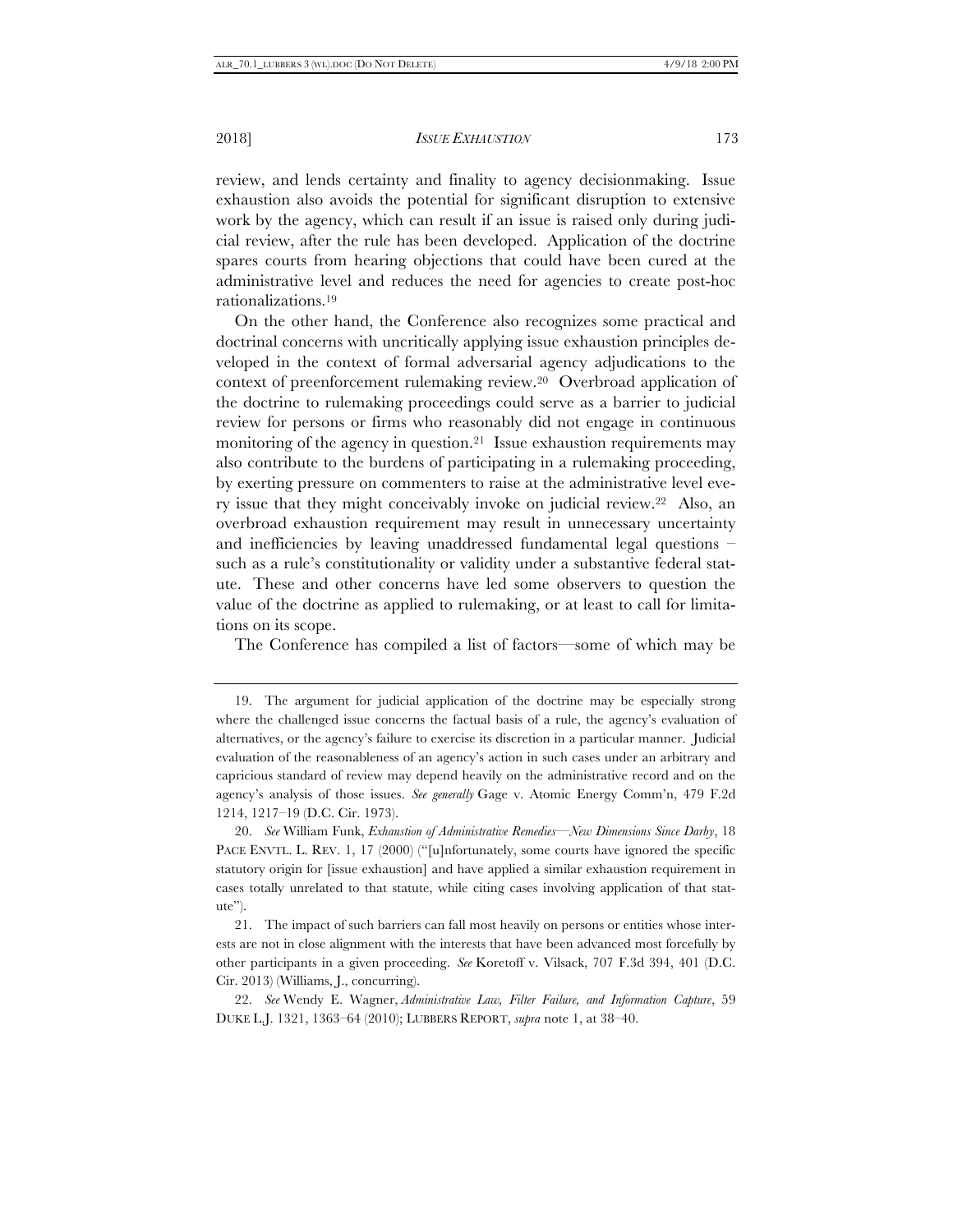review, and lends certainty and finality to agency decisionmaking. Issue exhaustion also avoids the potential for significant disruption to extensive work by the agency, which can result if an issue is raised only during judicial review, after the rule has been developed. Application of the doctrine spares courts from hearing objections that could have been cured at the administrative level and reduces the need for agencies to create post-hoc rationalizations.[19]

On the other hand, the Conference also recognizes some practical and doctrinal concerns with uncritically applying issue exhaustion principles developed in the context of formal adversarial agency adjudications to the context of preenforcement rulemaking review.[20] Overbroad application of the doctrine to rulemaking proceedings could serve as a barrier to judicial review for persons or firms who reasonably did not engage in continuous monitoring of the agency in question.[21] Issue exhaustion requirements may also contribute to the burdens of participating in a rulemaking proceeding, by exerting pressure on commenters to raise at the administrative level every issue that they might conceivably invoke on judicial review.[22] Also, an overbroad exhaustion requirement may result in unnecessary uncertainty and inefficiencies by leaving unaddressed fundamental legal questions – such as a rule's constitutionality or validity under a substantive federal statute. These and other concerns have led some observers to question the value of the doctrine as applied to rulemaking, or at least to call for limitations on its scope.

The Conference has compiled a list of factors—some of which may be

---

19. The argument for judicial application of the doctrine may be especially strong where the challenged issue concerns the factual basis of a rule, the agency's evaluation of alternatives, or the agency's failure to exercise its discretion in a particular manner. Judicial evaluation of the reasonableness of an agency's action in such cases under an arbitrary and capricious standard of review may depend heavily on the administrative record and on the agency's analysis of those issues. *See generally* Gage v. Atomic Energy Comm'n, 479 F.2d 1214, 1217–19 (D.C. Cir. 1973).

20. *See* William Funk, *Exhaustion of Administrative Remedies—New Dimensions Since Darby*, 18 PACE ENVTL. L. REV. 1, 17 (2000) ("[u]nfortunately, some courts have ignored the specific statutory origin for [issue exhaustion] and have applied a similar exhaustion requirement in cases totally unrelated to that statute, while citing cases involving application of that statute").

21. The impact of such barriers can fall most heavily on persons or entities whose interests are not in close alignment with the interests that have been advanced most forcefully by other participants in a given proceeding. *See* Koretoff v. Vilsack, 707 F.3d 394, 401 (D.C. Cir. 2013) (Williams, J., concurring).

22. *See* Wendy E. Wagner, *Administrative Law, Filter Failure, and Information Capture*, 59 DUKE L.J. 1321, 1363–64 (2010); LUBBERS REPORT, *supra* note 1, at 38–40.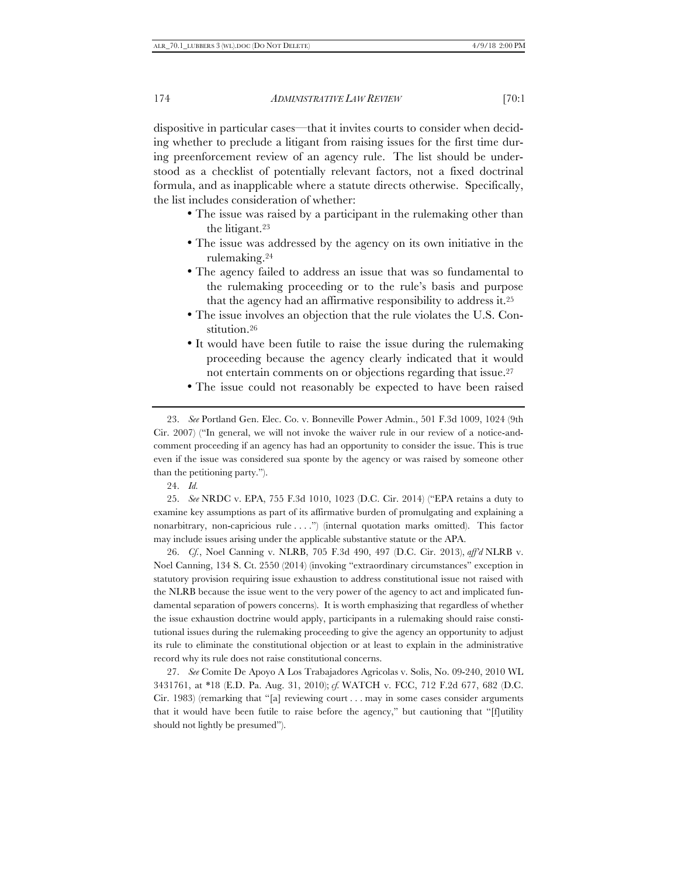dispositive in particular cases—that it invites courts to consider when deciding whether to preclude a litigant from raising issues for the first time during preenforcement review of an agency rule. The list should be understood as a checklist of potentially relevant factors, not a fixed doctrinal formula, and as inapplicable where a statute directs otherwise. Specifically, the list includes consideration of whether:

- The issue was raised by a participant in the rulemaking other than the litigant.[23]
- The issue was addressed by the agency on its own initiative in the rulemaking.[24]
- The agency failed to address an issue that was so fundamental to the rulemaking proceeding or to the rule's basis and purpose that the agency had an affirmative responsibility to address it.[25]
- The issue involves an objection that the rule violates the U.S. Constitution.[26]
- It would have been futile to raise the issue during the rulemaking proceeding because the agency clearly indicated that it would not entertain comments on or objections regarding that issue.[27]
- The issue could not reasonably be expected to have been raised

---

23. *See* Portland Gen. Elec. Co. v. Bonneville Power Admin., 501 F.3d 1009, 1024 (9th Cir. 2007) ("In general, we will not invoke the waiver rule in our review of a notice-and-comment proceeding if an agency has had an opportunity to consider the issue. This is true even if the issue was considered sua sponte by the agency or was raised by someone other than the petitioning party.").

24. *Id.*

25. *See* NRDC v. EPA, 755 F.3d 1010, 1023 (D.C. Cir. 2014) ("EPA retains a duty to examine key assumptions as part of its affirmative burden of promulgating and explaining a nonarbitrary, non-capricious rule . . . .") (internal quotation marks omitted). This factor may include issues arising under the applicable substantive statute or the APA.

26. *Cf.*, Noel Canning v. NLRB, 705 F.3d 490, 497 (D.C. Cir. 2013), *aff'd* NLRB v. Noel Canning, 134 S. Ct. 2550 (2014) (invoking "extraordinary circumstances" exception in statutory provision requiring issue exhaustion to address constitutional issue not raised with the NLRB because the issue went to the very power of the agency to act and implicated fundamental separation of powers concerns). It is worth emphasizing that regardless of whether the issue exhaustion doctrine would apply, participants in a rulemaking should raise constitutional issues during the rulemaking proceeding to give the agency an opportunity to adjust its rule to eliminate the constitutional objection or at least to explain in the administrative record why its rule does not raise constitutional concerns.

27. *See* Comite De Apoyo A Los Trabajadores Agricolas v. Solis, No. 09-240, 2010 WL 3431761, at *18 (E.D. Pa. Aug. 31, 2010); *cf.* WATCH v. FCC, 712 F.2d 677, 682 (D.C. Cir. 1983) (remarking that "[a] reviewing court . . . may in some cases consider arguments that it would have been futile to raise before the agency," but cautioning that "[f]utility should not lightly be presumed").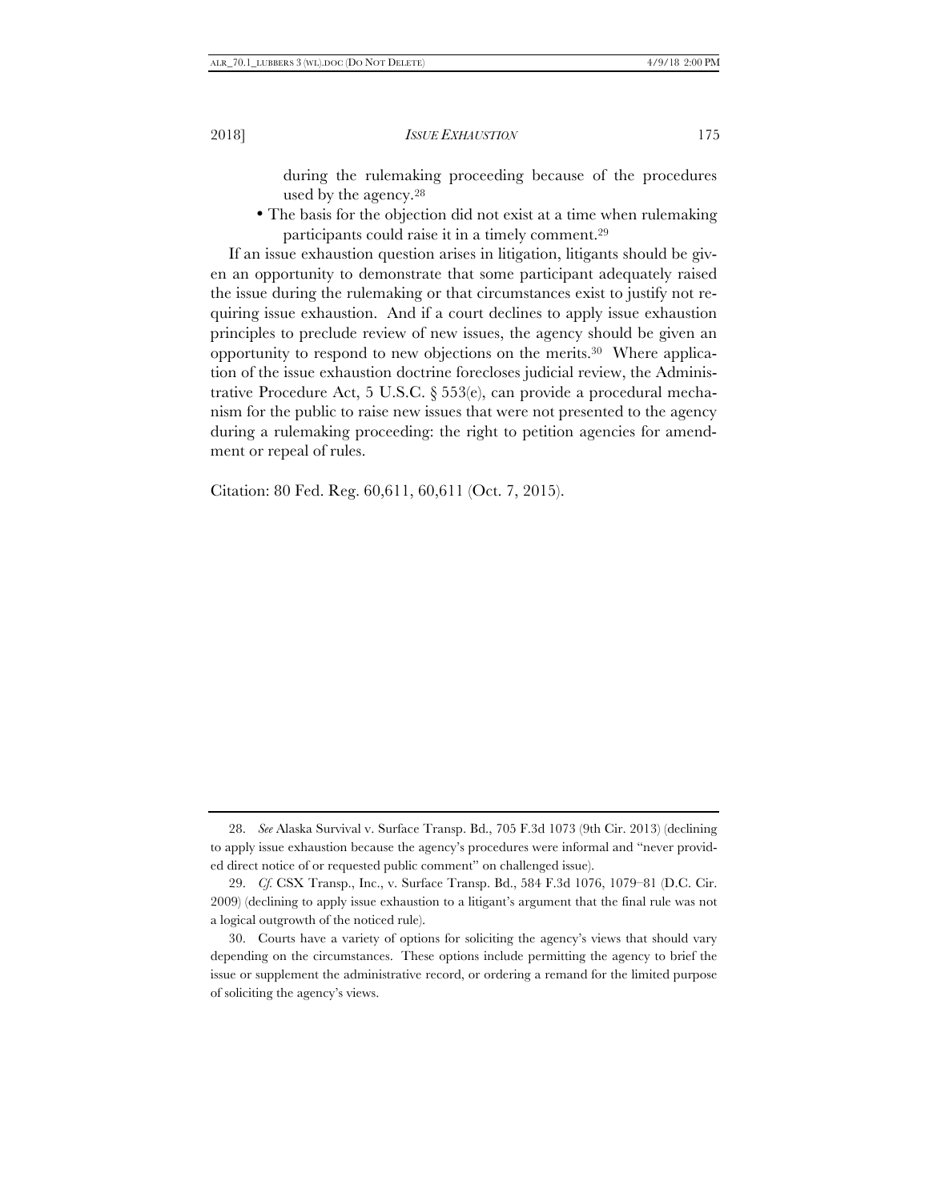during the rulemaking proceeding because of the procedures used by the agency.[28]

- The basis for the objection did not exist at a time when rulemaking participants could raise it in a timely comment.[29]

If an issue exhaustion question arises in litigation, litigants should be given an opportunity to demonstrate that some participant adequately raised the issue during the rulemaking or that circumstances exist to justify not requiring issue exhaustion. And if a court declines to apply issue exhaustion principles to preclude review of new issues, the agency should be given an opportunity to respond to new objections on the merits.[30] Where application of the issue exhaustion doctrine forecloses judicial review, the Administrative Procedure Act, 5 U.S.C. § 553(e), can provide a procedural mechanism for the public to raise new issues that were not presented to the agency during a rulemaking proceeding: the right to petition agencies for amendment or repeal of rules.

Citation: 80 Fed. Reg. 60,611, 60,611 (Oct. 7, 2015).

---

28. *See* Alaska Survival v. Surface Transp. Bd., 705 F.3d 1073 (9th Cir. 2013) (declining to apply issue exhaustion because the agency's procedures were informal and "never provided direct notice of or requested public comment" on challenged issue).

29. *Cf.* CSX Transp., Inc., v. Surface Transp. Bd., 584 F.3d 1076, 1079–81 (D.C. Cir. 2009) (declining to apply issue exhaustion to a litigant's argument that the final rule was not a logical outgrowth of the noticed rule).

30. Courts have a variety of options for soliciting the agency's views that should vary depending on the circumstances. These options include permitting the agency to brief the issue or supplement the administrative record, or ordering a remand for the limited purpose of soliciting the agency's views.